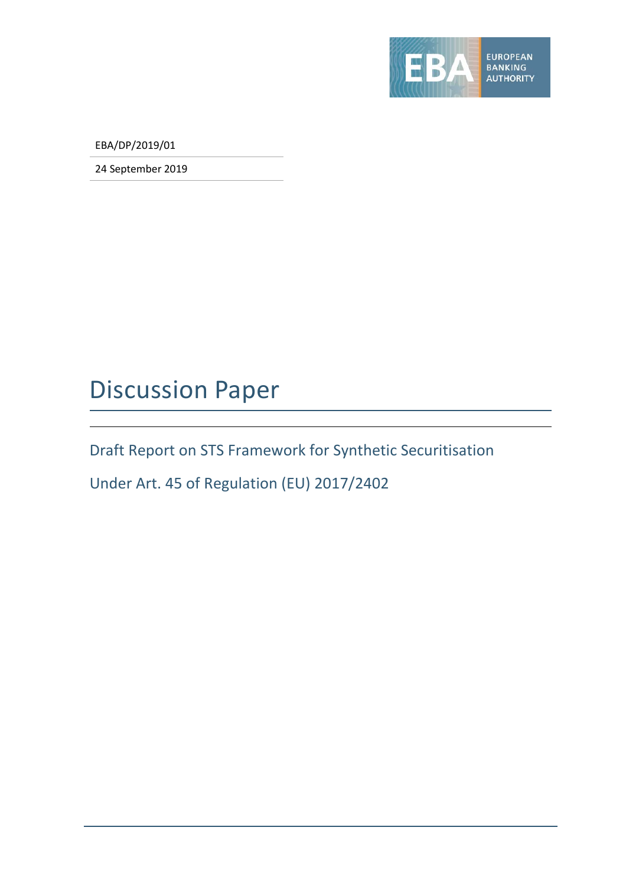EUROPEAN BANKING AUTHORITY

EBA/DP/2019/01

24 September 2019

# Discussion Paper

## Draft Report on STS Framework for Synthetic Securitisation

## Under Art. 45 of Regulation (EU) 2017/2402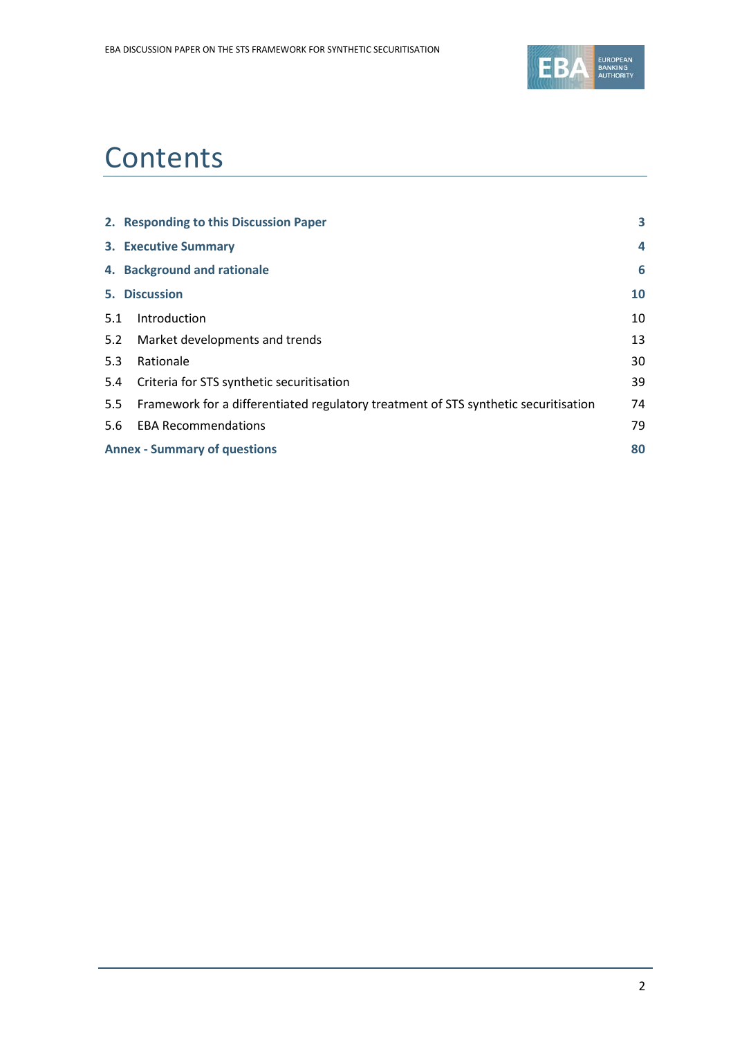# Contents

| | |
|---|---|
| **2. Responding to this Discussion Paper** | **3** |
| **3. Executive Summary** | **4** |
| **4. Background and rationale** | **6** |
| **5. Discussion** | **10** |
| 5.1 Introduction | 10 |
| 5.2 Market developments and trends | 13 |
| 5.3 Rationale | 30 |
| 5.4 Criteria for STS synthetic securitisation | 39 |
| 5.5 Framework for a differentiated regulatory treatment of STS synthetic securitisation | 74 |
| 5.6 EBA Recommendations | 79 |
| **Annex - Summary of questions** | **80** |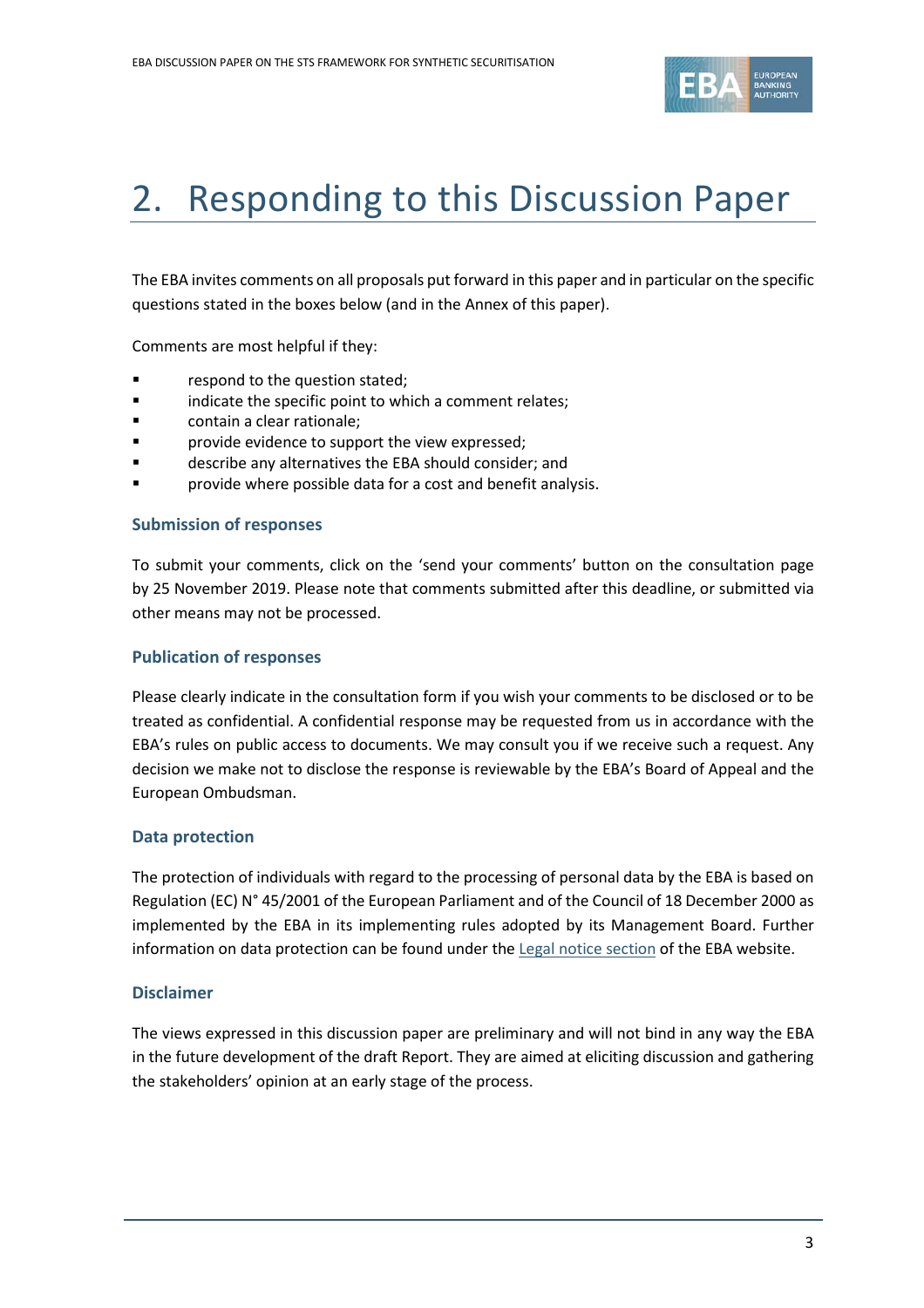# 2. Responding to this Discussion Paper

The EBA invites comments on all proposals put forward in this paper and in particular on the specific questions stated in the boxes below (and in the Annex of this paper).

Comments are most helpful if they:

- respond to the question stated;
- indicate the specific point to which a comment relates;
- contain a clear rationale;
- provide evidence to support the view expressed;
- describe any alternatives the EBA should consider; and
- provide where possible data for a cost and benefit analysis.

### Submission of responses

To submit your comments, click on the 'send your comments' button on the consultation page by 25 November 2019. Please note that comments submitted after this deadline, or submitted via other means may not be processed.

### Publication of responses

Please clearly indicate in the consultation form if you wish your comments to be disclosed or to be treated as confidential. A confidential response may be requested from us in accordance with the EBA's rules on public access to documents. We may consult you if we receive such a request. Any decision we make not to disclose the response is reviewable by the EBA's Board of Appeal and the European Ombudsman.

### Data protection

The protection of individuals with regard to the processing of personal data by the EBA is based on Regulation (EC) N° 45/2001 of the European Parliament and of the Council of 18 December 2000 as implemented by the EBA in its implementing rules adopted by its Management Board. Further information on data protection can be found under the Legal notice section of the EBA website.

### Disclaimer

The views expressed in this discussion paper are preliminary and will not bind in any way the EBA in the future development of the draft Report. They are aimed at eliciting discussion and gathering the stakeholders' opinion at an early stage of the process.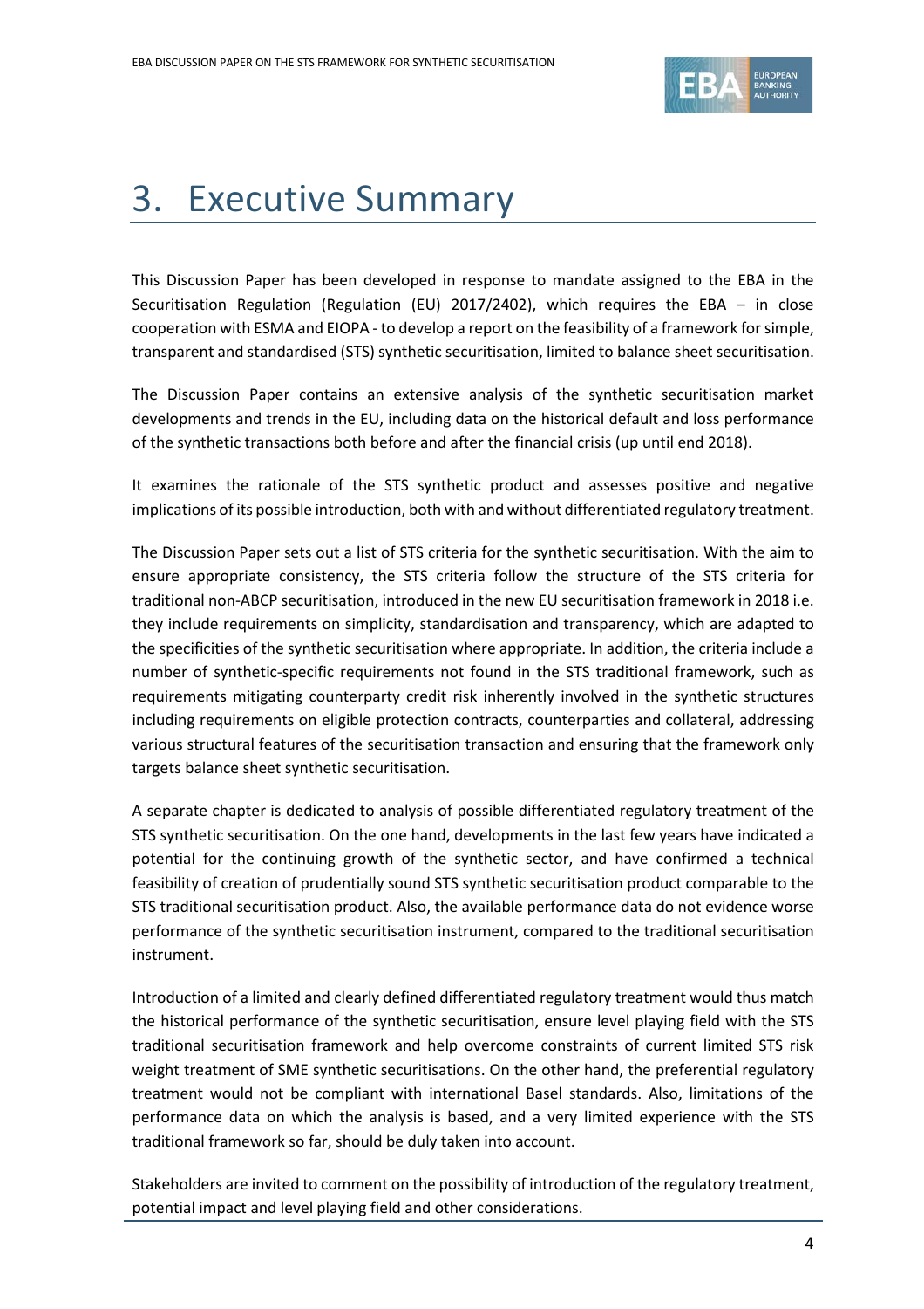# 3. Executive Summary

This Discussion Paper has been developed in response to mandate assigned to the EBA in the Securitisation Regulation (Regulation (EU) 2017/2402), which requires the EBA – in close cooperation with ESMA and EIOPA - to develop a report on the feasibility of a framework for simple, transparent and standardised (STS) synthetic securitisation, limited to balance sheet securitisation.

The Discussion Paper contains an extensive analysis of the synthetic securitisation market developments and trends in the EU, including data on the historical default and loss performance of the synthetic transactions both before and after the financial crisis (up until end 2018).

It examines the rationale of the STS synthetic product and assesses positive and negative implications of its possible introduction, both with and without differentiated regulatory treatment.

The Discussion Paper sets out a list of STS criteria for the synthetic securitisation. With the aim to ensure appropriate consistency, the STS criteria follow the structure of the STS criteria for traditional non-ABCP securitisation, introduced in the new EU securitisation framework in 2018 i.e. they include requirements on simplicity, standardisation and transparency, which are adapted to the specificities of the synthetic securitisation where appropriate. In addition, the criteria include a number of synthetic-specific requirements not found in the STS traditional framework, such as requirements mitigating counterparty credit risk inherently involved in the synthetic structures including requirements on eligible protection contracts, counterparties and collateral, addressing various structural features of the securitisation transaction and ensuring that the framework only targets balance sheet synthetic securitisation.

A separate chapter is dedicated to analysis of possible differentiated regulatory treatment of the STS synthetic securitisation. On the one hand, developments in the last few years have indicated a potential for the continuing growth of the synthetic sector, and have confirmed a technical feasibility of creation of prudentially sound STS synthetic securitisation product comparable to the STS traditional securitisation product. Also, the available performance data do not evidence worse performance of the synthetic securitisation instrument, compared to the traditional securitisation instrument.

Introduction of a limited and clearly defined differentiated regulatory treatment would thus match the historical performance of the synthetic securitisation, ensure level playing field with the STS traditional securitisation framework and help overcome constraints of current limited STS risk weight treatment of SME synthetic securitisations. On the other hand, the preferential regulatory treatment would not be compliant with international Basel standards. Also, limitations of the performance data on which the analysis is based, and a very limited experience with the STS traditional framework so far, should be duly taken into account.

Stakeholders are invited to comment on the possibility of introduction of the regulatory treatment, potential impact and level playing field and other considerations.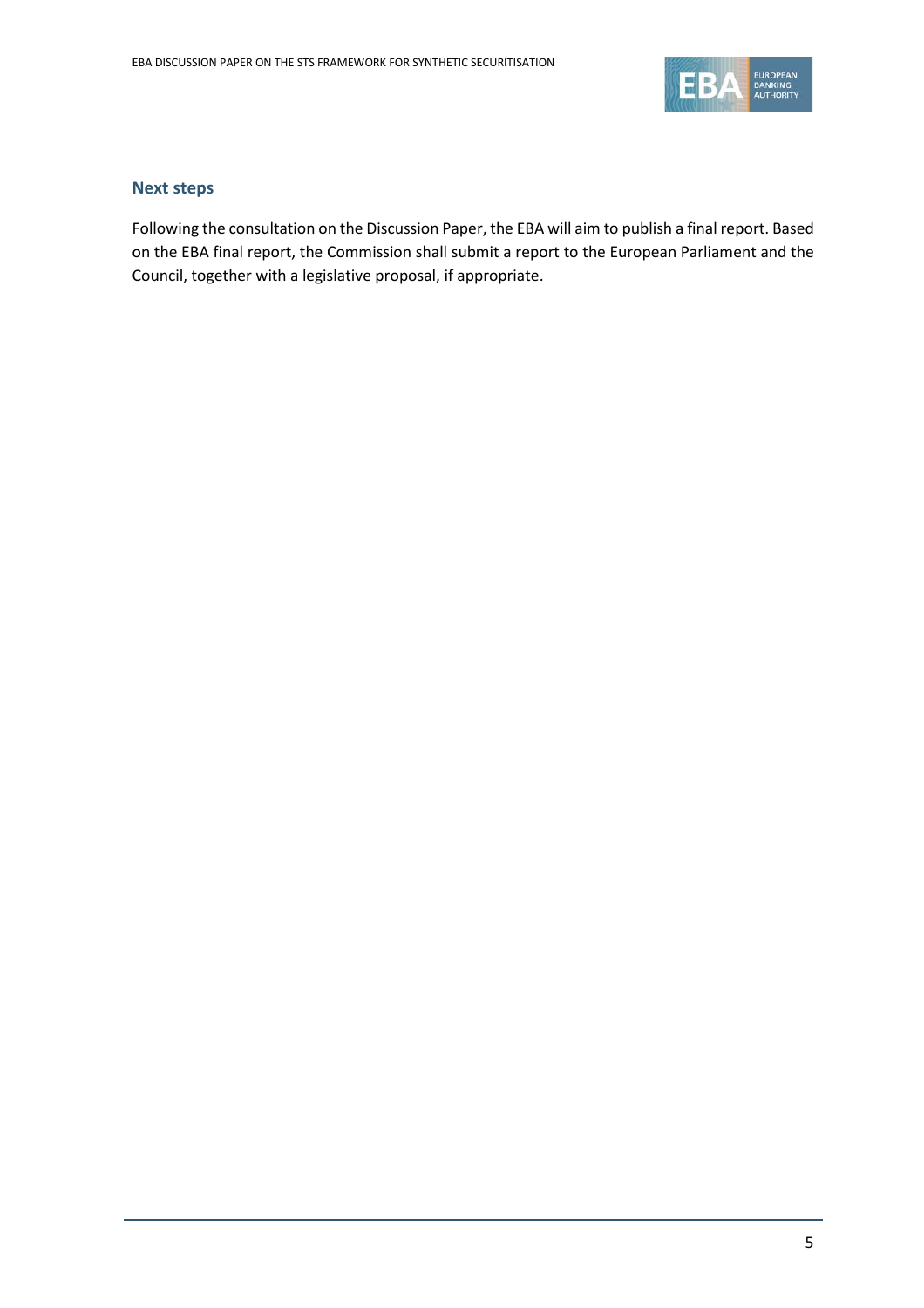### Next steps

Following the consultation on the Discussion Paper, the EBA will aim to publish a final report. Based on the EBA final report, the Commission shall submit a report to the European Parliament and the Council, together with a legislative proposal, if appropriate.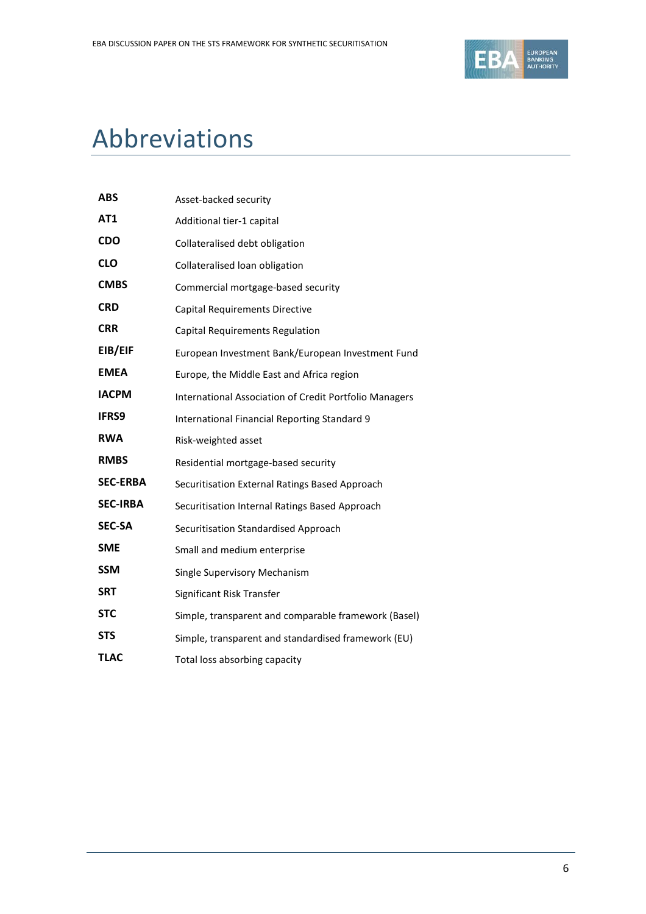# Abbreviations

| | |
|---|---|
| **ABS** | Asset-backed security |
| **AT1** | Additional tier-1 capital |
| **CDO** | Collateralised debt obligation |
| **CLO** | Collateralised loan obligation |
| **CMBS** | Commercial mortgage-based security |
| **CRD** | Capital Requirements Directive |
| **CRR** | Capital Requirements Regulation |
| **EIB/EIF** | European Investment Bank/European Investment Fund |
| **EMEA** | Europe, the Middle East and Africa region |
| **IACPM** | International Association of Credit Portfolio Managers |
| **IFRS9** | International Financial Reporting Standard 9 |
| **RWA** | Risk-weighted asset |
| **RMBS** | Residential mortgage-based security |
| **SEC-ERBA** | Securitisation External Ratings Based Approach |
| **SEC-IRBA** | Securitisation Internal Ratings Based Approach |
| **SEC-SA** | Securitisation Standardised Approach |
| **SME** | Small and medium enterprise |
| **SSM** | Single Supervisory Mechanism |
| **SRT** | Significant Risk Transfer |
| **STC** | Simple, transparent and comparable framework (Basel) |
| **STS** | Simple, transparent and standardised framework (EU) |
| **TLAC** | Total loss absorbing capacity |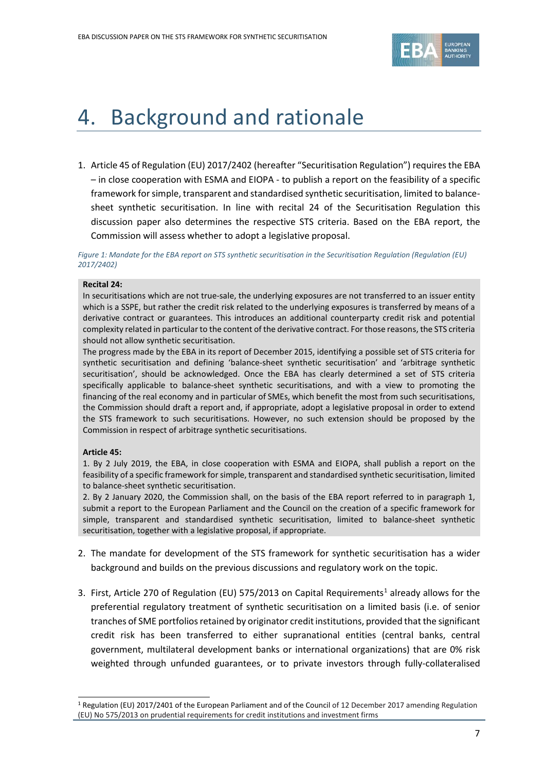# 4. Background and rationale

1. Article 45 of Regulation (EU) 2017/2402 (hereafter "Securitisation Regulation") requires the EBA – in close cooperation with ESMA and EIOPA - to publish a report on the feasibility of a specific framework for simple, transparent and standardised synthetic securitisation, limited to balance-sheet synthetic securitisation. In line with recital 24 of the Securitisation Regulation this discussion paper also determines the respective STS criteria. Based on the EBA report, the Commission will assess whether to adopt a legislative proposal.

*Figure 1: Mandate for the EBA report on STS synthetic securitisation in the Securitisation Regulation (Regulation (EU) 2017/2402)*

> **Recital 24:**
> In securitisations which are not true-sale, the underlying exposures are not transferred to an issuer entity which is a SSPE, but rather the credit risk related to the underlying exposures is transferred by means of a derivative contract or guarantees. This introduces an additional counterparty credit risk and potential complexity related in particular to the content of the derivative contract. For those reasons, the STS criteria should not allow synthetic securitisation.
> The progress made by the EBA in its report of December 2015, identifying a possible set of STS criteria for synthetic securitisation and defining 'balance-sheet synthetic securitisation' and 'arbitrage synthetic securitisation', should be acknowledged. Once the EBA has clearly determined a set of STS criteria specifically applicable to balance-sheet synthetic securitisations, and with a view to promoting the financing of the real economy and in particular of SMEs, which benefit the most from such securitisations, the Commission should draft a report and, if appropriate, adopt a legislative proposal in order to extend the STS framework to such securitisations. However, no such extension should be proposed by the Commission in respect of arbitrage synthetic securitisations.
>
> **Article 45:**
> 1. By 2 July 2019, the EBA, in close cooperation with ESMA and EIOPA, shall publish a report on the feasibility of a specific framework for simple, transparent and standardised synthetic securitisation, limited to balance-sheet synthetic securitisation.
> 2. By 2 January 2020, the Commission shall, on the basis of the EBA report referred to in paragraph 1, submit a report to the European Parliament and the Council on the creation of a specific framework for simple, transparent and standardised synthetic securitisation, limited to balance-sheet synthetic securitisation, together with a legislative proposal, if appropriate.

2. The mandate for development of the STS framework for synthetic securitisation has a wider background and builds on the previous discussions and regulatory work on the topic.

3. First, Article 270 of Regulation (EU) 575/2013 on Capital Requirements[1] already allows for the preferential regulatory treatment of synthetic securitisation on a limited basis (i.e. of senior tranches of SME portfolios retained by originator credit institutions, provided that the significant credit risk has been transferred to either supranational entities (central banks, central government, multilateral development banks or international organizations) that are 0% risk weighted through unfunded guarantees, or to private investors through fully-collateralised

[1] Regulation (EU) 2017/2401 of the European Parliament and of the Council of 12 December 2017 amending Regulation (EU) No 575/2013 on prudential requirements for credit institutions and investment firms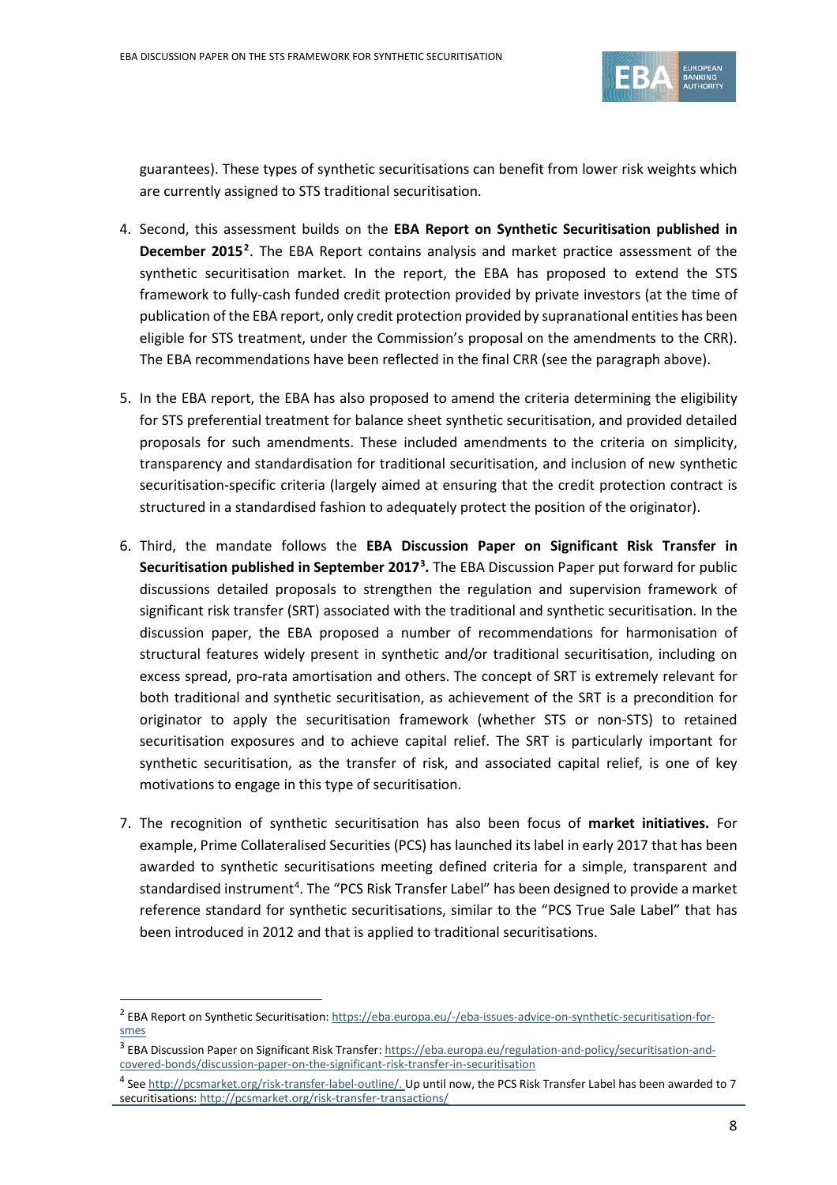guarantees). These types of synthetic securitisations can benefit from lower risk weights which are currently assigned to STS traditional securitisation.

4. Second, this assessment builds on the **EBA Report on Synthetic Securitisation published in December 2015**[2]. The EBA Report contains analysis and market practice assessment of the synthetic securitisation market. In the report, the EBA has proposed to extend the STS framework to fully-cash funded credit protection provided by private investors (at the time of publication of the EBA report, only credit protection provided by supranational entities has been eligible for STS treatment, under the Commission's proposal on the amendments to the CRR). The EBA recommendations have been reflected in the final CRR (see the paragraph above).

5. In the EBA report, the EBA has also proposed to amend the criteria determining the eligibility for STS preferential treatment for balance sheet synthetic securitisation, and provided detailed proposals for such amendments. These included amendments to the criteria on simplicity, transparency and standardisation for traditional securitisation, and inclusion of new synthetic securitisation-specific criteria (largely aimed at ensuring that the credit protection contract is structured in a standardised fashion to adequately protect the position of the originator).

6. Third, the mandate follows the **EBA Discussion Paper on Significant Risk Transfer in Securitisation published in September 2017**[3]**.** The EBA Discussion Paper put forward for public discussions detailed proposals to strengthen the regulation and supervision framework of significant risk transfer (SRT) associated with the traditional and synthetic securitisation. In the discussion paper, the EBA proposed a number of recommendations for harmonisation of structural features widely present in synthetic and/or traditional securitisation, including on excess spread, pro-rata amortisation and others. The concept of SRT is extremely relevant for both traditional and synthetic securitisation, as achievement of the SRT is a precondition for originator to apply the securitisation framework (whether STS or non-STS) to retained securitisation exposures and to achieve capital relief. The SRT is particularly important for synthetic securitisation, as the transfer of risk, and associated capital relief, is one of key motivations to engage in this type of securitisation.

7. The recognition of synthetic securitisation has also been focus of **market initiatives.** For example, Prime Collateralised Securities (PCS) has launched its label in early 2017 that has been awarded to synthetic securitisations meeting defined criteria for a simple, transparent and standardised instrument[4]. The "PCS Risk Transfer Label" has been designed to provide a market reference standard for synthetic securitisations, similar to the "PCS True Sale Label" that has been introduced in 2012 and that is applied to traditional securitisations.

---

[2] EBA Report on Synthetic Securitisation: https://eba.europa.eu/-/eba-issues-advice-on-synthetic-securitisation-for-smes

[3] EBA Discussion Paper on Significant Risk Transfer: https://eba.europa.eu/regulation-and-policy/securitisation-and-covered-bonds/discussion-paper-on-the-significant-risk-transfer-in-securitisation

[4] See http://pcsmarket.org/risk-transfer-label-outline/. Up until now, the PCS Risk Transfer Label has been awarded to 7 securitisations: http://pcsmarket.org/risk-transfer-transactions/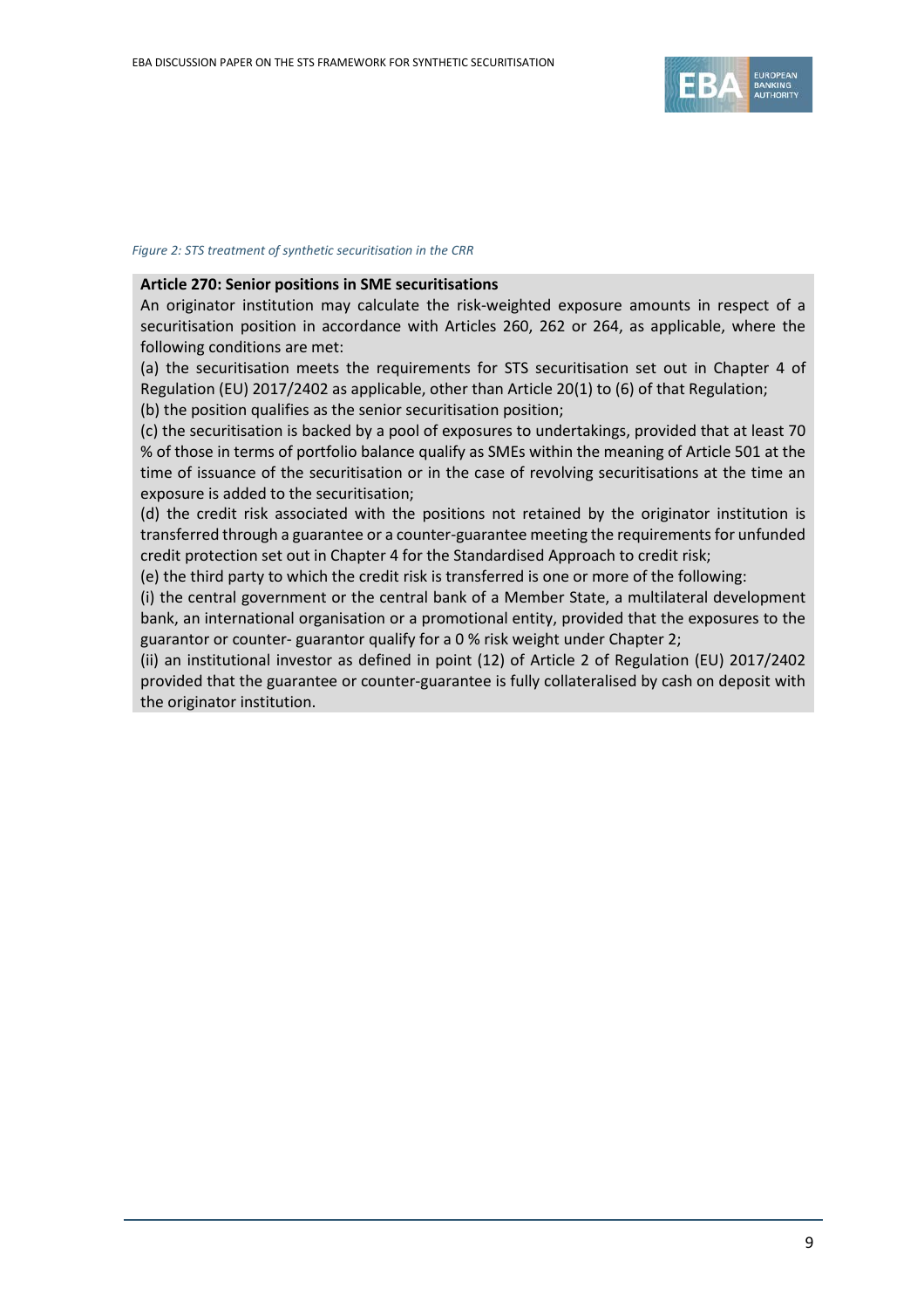*Figure 2: STS treatment of synthetic securitisation in the CRR*

**Article 270: Senior positions in SME securitisations**

An originator institution may calculate the risk-weighted exposure amounts in respect of a securitisation position in accordance with Articles 260, 262 or 264, as applicable, where the following conditions are met:

(a) the securitisation meets the requirements for STS securitisation set out in Chapter 4 of Regulation (EU) 2017/2402 as applicable, other than Article 20(1) to (6) of that Regulation;

(b) the position qualifies as the senior securitisation position;

(c) the securitisation is backed by a pool of exposures to undertakings, provided that at least 70 % of those in terms of portfolio balance qualify as SMEs within the meaning of Article 501 at the time of issuance of the securitisation or in the case of revolving securitisations at the time an exposure is added to the securitisation;

(d) the credit risk associated with the positions not retained by the originator institution is transferred through a guarantee or a counter-guarantee meeting the requirements for unfunded credit protection set out in Chapter 4 for the Standardised Approach to credit risk;

(e) the third party to which the credit risk is transferred is one or more of the following:

(i) the central government or the central bank of a Member State, a multilateral development bank, an international organisation or a promotional entity, provided that the exposures to the guarantor or counter- guarantor qualify for a 0 % risk weight under Chapter 2;

(ii) an institutional investor as defined in point (12) of Article 2 of Regulation (EU) 2017/2402 provided that the guarantee or counter-guarantee is fully collateralised by cash on deposit with the originator institution.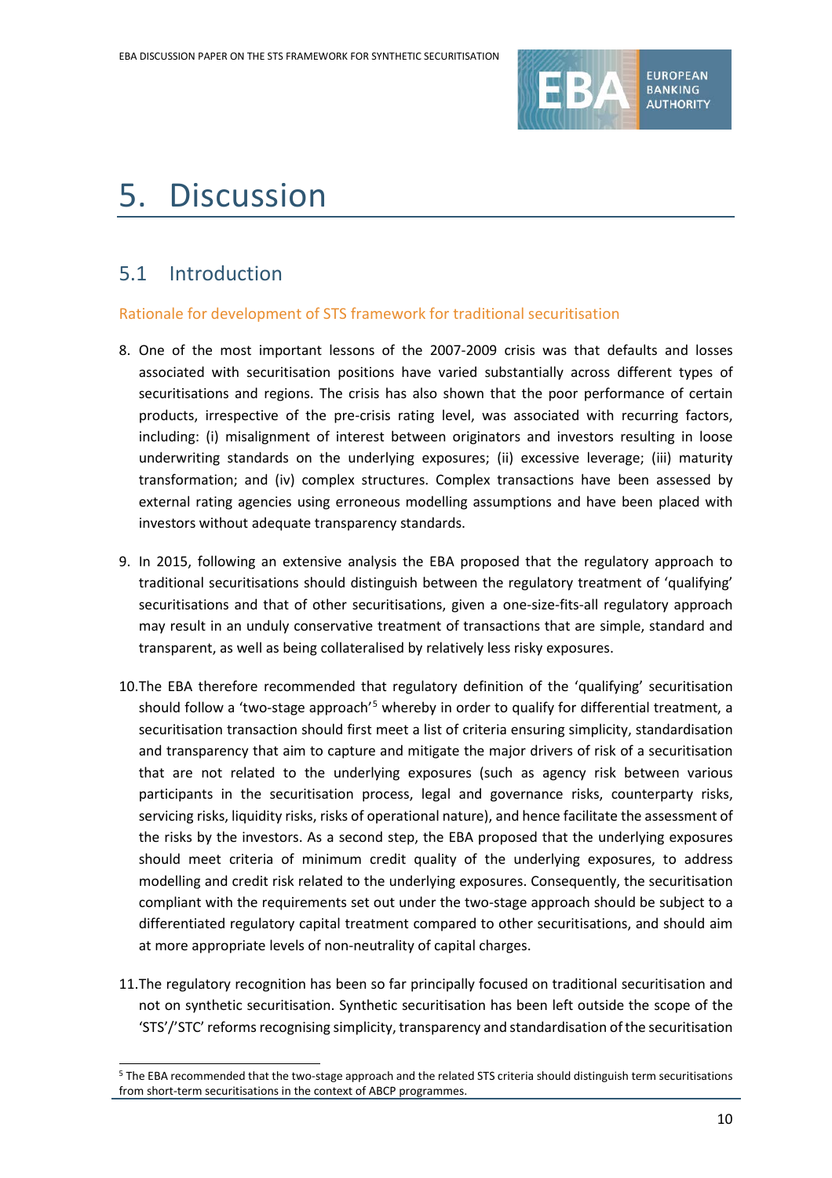# 5. Discussion

## 5.1 Introduction

### Rationale for development of STS framework for traditional securitisation

8. One of the most important lessons of the 2007-2009 crisis was that defaults and losses associated with securitisation positions have varied substantially across different types of securitisations and regions. The crisis has also shown that the poor performance of certain products, irrespective of the pre-crisis rating level, was associated with recurring factors, including: (i) misalignment of interest between originators and investors resulting in loose underwriting standards on the underlying exposures; (ii) excessive leverage; (iii) maturity transformation; and (iv) complex structures. Complex transactions have been assessed by external rating agencies using erroneous modelling assumptions and have been placed with investors without adequate transparency standards.

9. In 2015, following an extensive analysis the EBA proposed that the regulatory approach to traditional securitisations should distinguish between the regulatory treatment of 'qualifying' securitisations and that of other securitisations, given a one-size-fits-all regulatory approach may result in an unduly conservative treatment of transactions that are simple, standard and transparent, as well as being collateralised by relatively less risky exposures.

10. The EBA therefore recommended that regulatory definition of the 'qualifying' securitisation should follow a 'two-stage approach'[5] whereby in order to qualify for differential treatment, a securitisation transaction should first meet a list of criteria ensuring simplicity, standardisation and transparency that aim to capture and mitigate the major drivers of risk of a securitisation that are not related to the underlying exposures (such as agency risk between various participants in the securitisation process, legal and governance risks, counterparty risks, servicing risks, liquidity risks, risks of operational nature), and hence facilitate the assessment of the risks by the investors. As a second step, the EBA proposed that the underlying exposures should meet criteria of minimum credit quality of the underlying exposures, to address modelling and credit risk related to the underlying exposures. Consequently, the securitisation compliant with the requirements set out under the two-stage approach should be subject to a differentiated regulatory capital treatment compared to other securitisations, and should aim at more appropriate levels of non-neutrality of capital charges.

11. The regulatory recognition has been so far principally focused on traditional securitisation and not on synthetic securitisation. Synthetic securitisation has been left outside the scope of the 'STS'/'STC' reforms recognising simplicity, transparency and standardisation of the securitisation

[5] The EBA recommended that the two-stage approach and the related STS criteria should distinguish term securitisations from short-term securitisations in the context of ABCP programmes.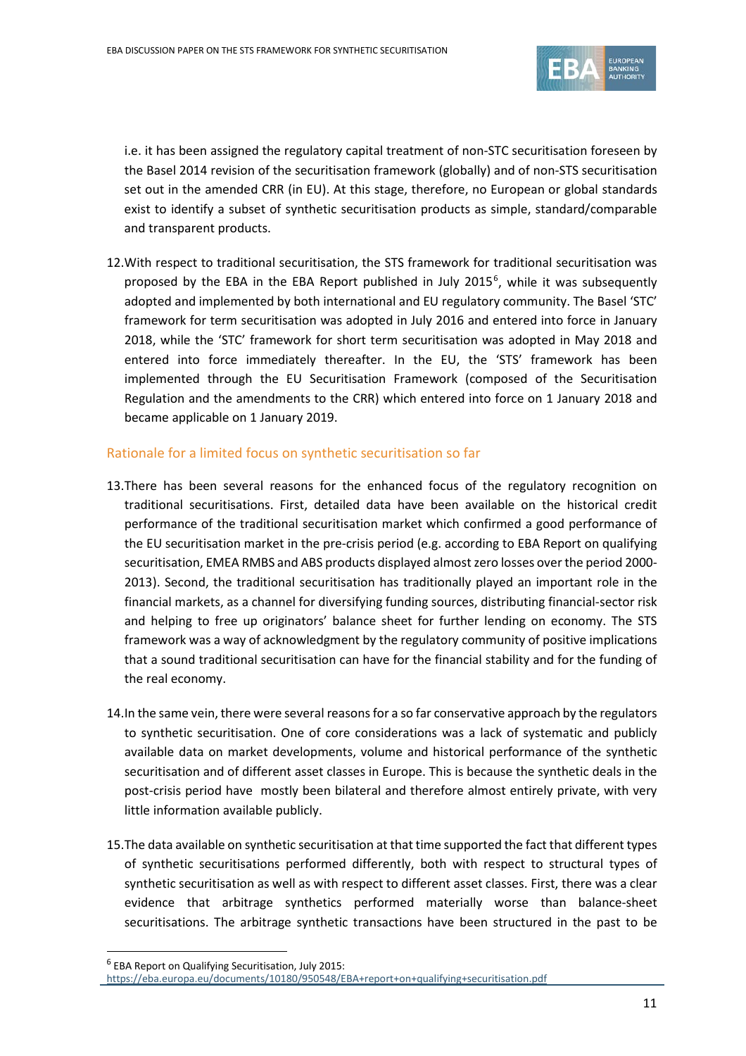i.e. it has been assigned the regulatory capital treatment of non-STC securitisation foreseen by the Basel 2014 revision of the securitisation framework (globally) and of non-STS securitisation set out in the amended CRR (in EU). At this stage, therefore, no European or global standards exist to identify a subset of synthetic securitisation products as simple, standard/comparable and transparent products.

12. With respect to traditional securitisation, the STS framework for traditional securitisation was proposed by the EBA in the EBA Report published in July 2015[6], while it was subsequently adopted and implemented by both international and EU regulatory community. The Basel 'STC' framework for term securitisation was adopted in July 2016 and entered into force in January 2018, while the 'STC' framework for short term securitisation was adopted in May 2018 and entered into force immediately thereafter. In the EU, the 'STS' framework has been implemented through the EU Securitisation Framework (composed of the Securitisation Regulation and the amendments to the CRR) which entered into force on 1 January 2018 and became applicable on 1 January 2019.

## Rationale for a limited focus on synthetic securitisation so far

13. There has been several reasons for the enhanced focus of the regulatory recognition on traditional securitisations. First, detailed data have been available on the historical credit performance of the traditional securitisation market which confirmed a good performance of the EU securitisation market in the pre-crisis period (e.g. according to EBA Report on qualifying securitisation, EMEA RMBS and ABS products displayed almost zero losses over the period 2000-2013). Second, the traditional securitisation has traditionally played an important role in the financial markets, as a channel for diversifying funding sources, distributing financial-sector risk and helping to free up originators' balance sheet for further lending on economy. The STS framework was a way of acknowledgment by the regulatory community of positive implications that a sound traditional securitisation can have for the financial stability and for the funding of the real economy.

14. In the same vein, there were several reasons for a so far conservative approach by the regulators to synthetic securitisation. One of core considerations was a lack of systematic and publicly available data on market developments, volume and historical performance of the synthetic securitisation and of different asset classes in Europe. This is because the synthetic deals in the post-crisis period have mostly been bilateral and therefore almost entirely private, with very little information available publicly.

15. The data available on synthetic securitisation at that time supported the fact that different types of synthetic securitisations performed differently, both with respect to structural types of synthetic securitisation as well as with respect to different asset classes. First, there was a clear evidence that arbitrage synthetics performed materially worse than balance-sheet securitisations. The arbitrage synthetic transactions have been structured in the past to be

[6] EBA Report on Qualifying Securitisation, July 2015: https://eba.europa.eu/documents/10180/950548/EBA+report+on+qualifying+securitisation.pdf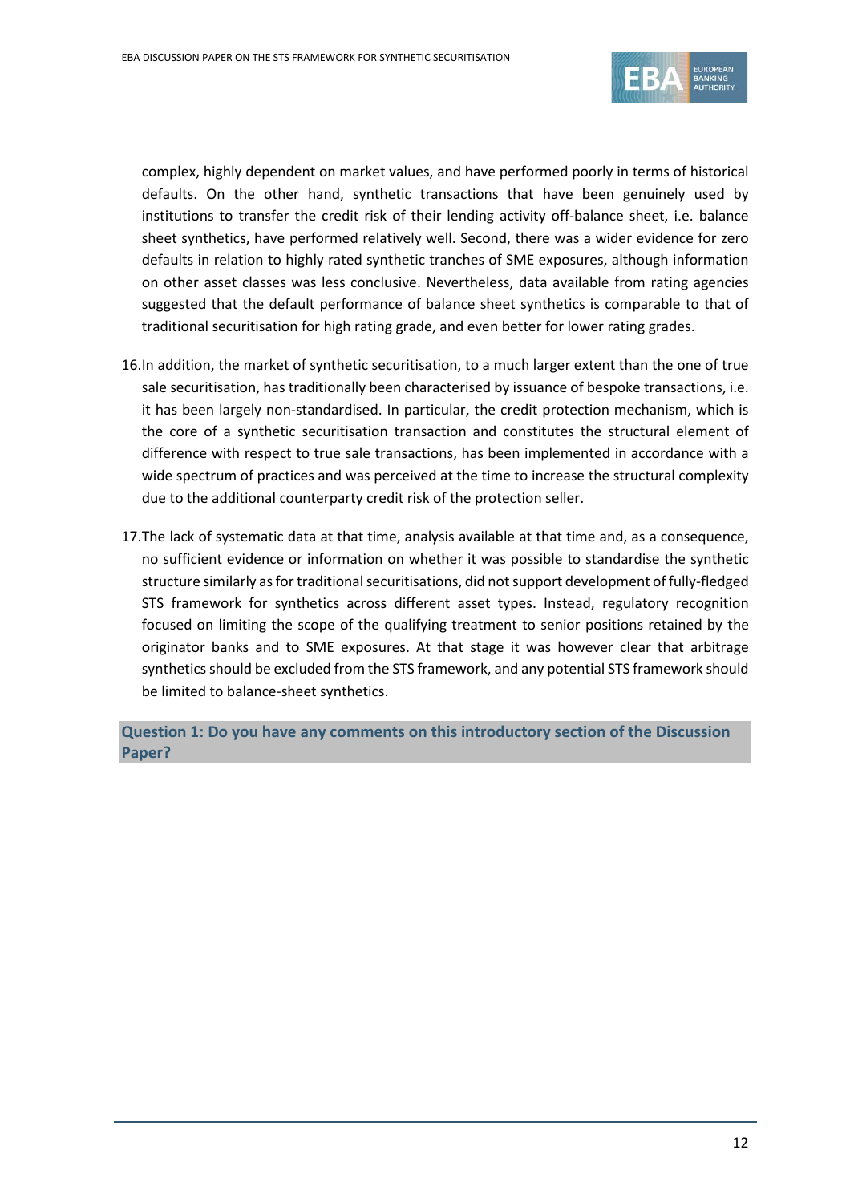complex, highly dependent on market values, and have performed poorly in terms of historical defaults. On the other hand, synthetic transactions that have been genuinely used by institutions to transfer the credit risk of their lending activity off-balance sheet, i.e. balance sheet synthetics, have performed relatively well. Second, there was a wider evidence for zero defaults in relation to highly rated synthetic tranches of SME exposures, although information on other asset classes was less conclusive. Nevertheless, data available from rating agencies suggested that the default performance of balance sheet synthetics is comparable to that of traditional securitisation for high rating grade, and even better for lower rating grades.

16. In addition, the market of synthetic securitisation, to a much larger extent than the one of true sale securitisation, has traditionally been characterised by issuance of bespoke transactions, i.e. it has been largely non-standardised. In particular, the credit protection mechanism, which is the core of a synthetic securitisation transaction and constitutes the structural element of difference with respect to true sale transactions, has been implemented in accordance with a wide spectrum of practices and was perceived at the time to increase the structural complexity due to the additional counterparty credit risk of the protection seller.

17. The lack of systematic data at that time, analysis available at that time and, as a consequence, no sufficient evidence or information on whether it was possible to standardise the synthetic structure similarly as for traditional securitisations, did not support development of fully-fledged STS framework for synthetics across different asset types. Instead, regulatory recognition focused on limiting the scope of the qualifying treatment to senior positions retained by the originator banks and to SME exposures. At that stage it was however clear that arbitrage synthetics should be excluded from the STS framework, and any potential STS framework should be limited to balance-sheet synthetics.

**Question 1: Do you have any comments on this introductory section of the Discussion Paper?**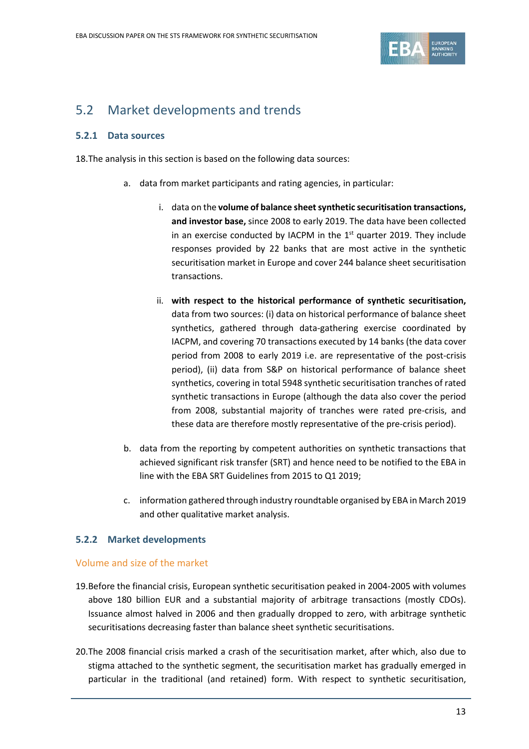## 5.2 Market developments and trends

### 5.2.1 Data sources

18. The analysis in this section is based on the following data sources:

   a. data from market participants and rating agencies, in particular:

      i. data on the **volume of balance sheet synthetic securitisation transactions, and investor base,** since 2008 to early 2019. The data have been collected in an exercise conducted by IACPM in the 1st quarter 2019. They include responses provided by 22 banks that are most active in the synthetic securitisation market in Europe and cover 244 balance sheet securitisation transactions.

      ii. **with respect to the historical performance of synthetic securitisation,** data from two sources: (i) data on historical performance of balance sheet synthetics, gathered through data-gathering exercise coordinated by IACPM, and covering 70 transactions executed by 14 banks (the data cover period from 2008 to early 2019 i.e. are representative of the post-crisis period), (ii) data from S&P on historical performance of balance sheet synthetics, covering in total 5948 synthetic securitisation tranches of rated synthetic transactions in Europe (although the data also cover the period from 2008, substantial majority of tranches were rated pre-crisis, and these data are therefore mostly representative of the pre-crisis period).

   b. data from the reporting by competent authorities on synthetic transactions that achieved significant risk transfer (SRT) and hence need to be notified to the EBA in line with the EBA SRT Guidelines from 2015 to Q1 2019;

   c. information gathered through industry roundtable organised by EBA in March 2019 and other qualitative market analysis.

### 5.2.2 Market developments

#### Volume and size of the market

19. Before the financial crisis, European synthetic securitisation peaked in 2004-2005 with volumes above 180 billion EUR and a substantial majority of arbitrage transactions (mostly CDOs). Issuance almost halved in 2006 and then gradually dropped to zero, with arbitrage synthetic securitisations decreasing faster than balance sheet synthetic securitisations.

20. The 2008 financial crisis marked a crash of the securitisation market, after which, also due to stigma attached to the synthetic segment, the securitisation market has gradually emerged in particular in the traditional (and retained) form. With respect to synthetic securitisation,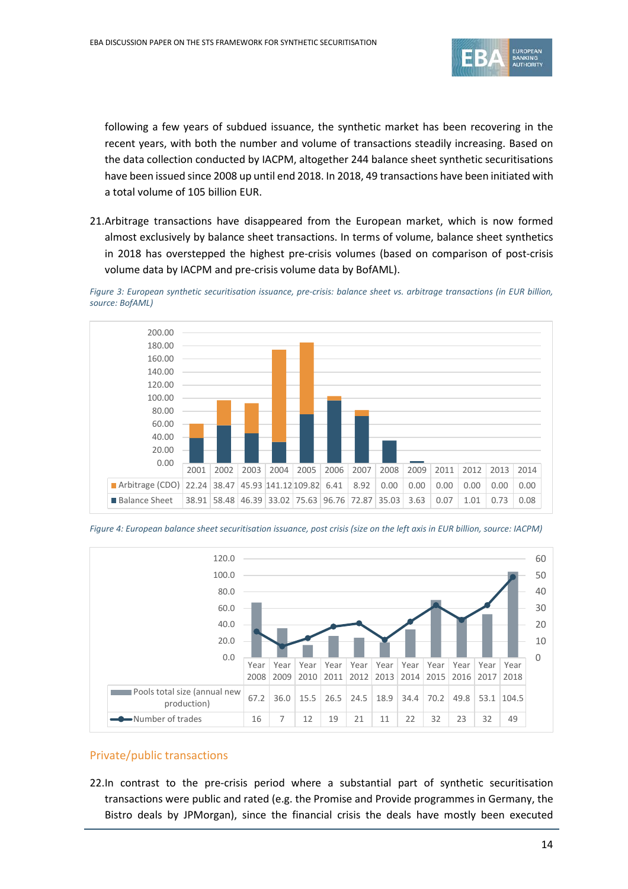following a few years of subdued issuance, the synthetic market has been recovering in the recent years, with both the number and volume of transactions steadily increasing. Based on the data collection conducted by IACPM, altogether 244 balance sheet synthetic securitisations have been issued since 2008 up until end 2018. In 2018, 49 transactions have been initiated with a total volume of 105 billion EUR.

21. Arbitrage transactions have disappeared from the European market, which is now formed almost exclusively by balance sheet transactions. In terms of volume, balance sheet synthetics in 2018 has overstepped the highest pre-crisis volumes (based on comparison of post-crisis volume data by IACPM and pre-crisis volume data by BofAML).

*Figure 3: European synthetic securitisation issuance, pre-crisis: balance sheet vs. arbitrage transactions (in EUR billion, source: BofAML)*

| | 2001 | 2002 | 2003 | 2004 | 2005 | 2006 | 2007 | 2008 | 2009 | 2011 | 2012 | 2013 | 2014 |
|---|---|---|---|---|---|---|---|---|---|---|---|---|---|
| Arbitrage (CDO) | 22.24 | 38.47 | 45.93 | 141.12 | 109.82 | 6.41 | 8.92 | 0.00 | 0.00 | 0.00 | 0.00 | 0.00 | 0.00 |
| Balance Sheet | 38.91 | 58.48 | 46.39 | 33.02 | 75.63 | 96.76 | 72.87 | 35.03 | 3.63 | 0.07 | 1.01 | 0.73 | 0.08 |

*Figure 4: European balance sheet securitisation issuance, post crisis (size on the left axis in EUR billion, source: IACPM)*

| | Year 2008 | Year 2009 | Year 2010 | Year 2011 | Year 2012 | Year 2013 | Year 2014 | Year 2015 | Year 2016 | Year 2017 | Year 2018 |
|---|---|---|---|---|---|---|---|---|---|---|---|
| Pools total size (annual new production) | 67.2 | 36.0 | 15.5 | 26.5 | 24.5 | 18.9 | 34.4 | 70.2 | 49.8 | 53.1 | 104.5 |
| Number of trades | 16 | 7 | 12 | 19 | 21 | 11 | 22 | 32 | 23 | 32 | 49 |

## Private/public transactions

22. In contrast to the pre-crisis period where a substantial part of synthetic securitisation transactions were public and rated (e.g. the Promise and Provide programmes in Germany, the Bistro deals by JPMorgan), since the financial crisis the deals have mostly been executed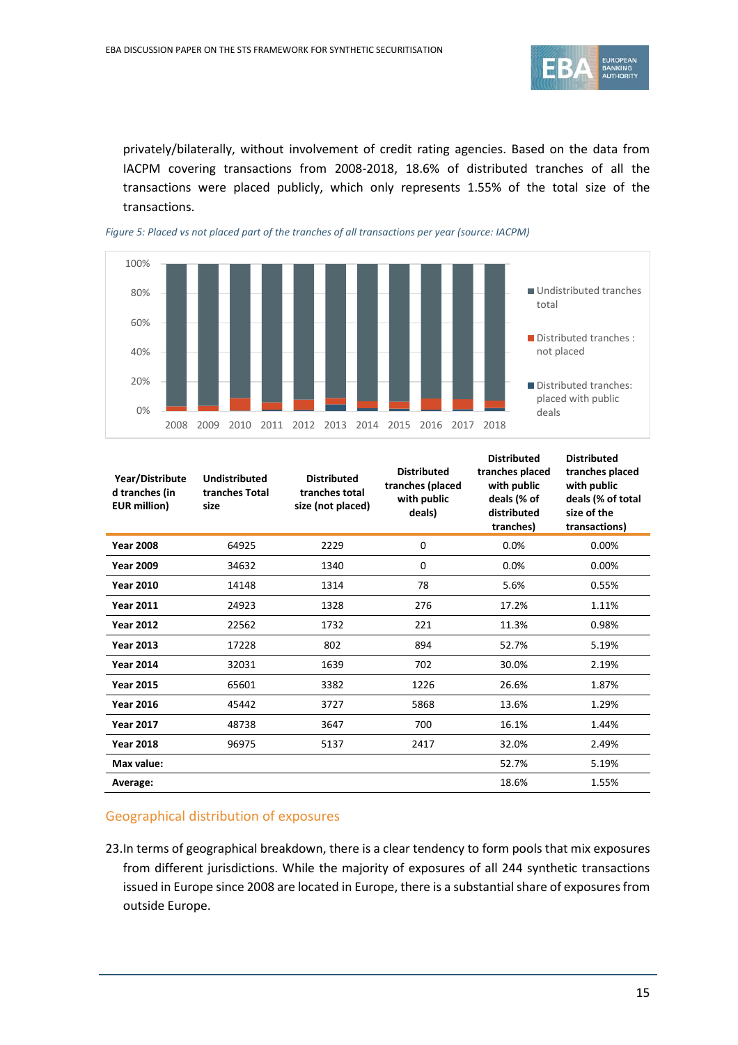privately/bilaterally, without involvement of credit rating agencies. Based on the data from IACPM covering transactions from 2008-2018, 18.6% of distributed tranches of all the transactions were placed publicly, which only represents 1.55% of the total size of the transactions.

*Figure 5: Placed vs not placed part of the tranches of all transactions per year (source: IACPM)*

| Year/Distributed tranches (in EUR million) | Undistributed tranches Total size | Distributed tranches total size (not placed) | Distributed tranches (placed with public deals) | Distributed tranches placed with public deals (% of distributed tranches) | Distributed tranches placed with public deals (% of total size of the transactions) |
|---|---|---|---|---|---|
| **Year 2008** | 64925 | 2229 | 0 | 0.0% | 0.00% |
| **Year 2009** | 34632 | 1340 | 0 | 0.0% | 0.00% |
| **Year 2010** | 14148 | 1314 | 78 | 5.6% | 0.55% |
| **Year 2011** | 24923 | 1328 | 276 | 17.2% | 1.11% |
| **Year 2012** | 22562 | 1732 | 221 | 11.3% | 0.98% |
| **Year 2013** | 17228 | 802 | 894 | 52.7% | 5.19% |
| **Year 2014** | 32031 | 1639 | 702 | 30.0% | 2.19% |
| **Year 2015** | 65601 | 3382 | 1226 | 26.6% | 1.87% |
| **Year 2016** | 45442 | 3727 | 5868 | 13.6% | 1.29% |
| **Year 2017** | 48738 | 3647 | 700 | 16.1% | 1.44% |
| **Year 2018** | 96975 | 5137 | 2417 | 32.0% | 2.49% |
| **Max value:** | | | | 52.7% | 5.19% |
| **Average:** | | | | 18.6% | 1.55% |

## Geographical distribution of exposures

23. In terms of geographical breakdown, there is a clear tendency to form pools that mix exposures from different jurisdictions. While the majority of exposures of all 244 synthetic transactions issued in Europe since 2008 are located in Europe, there is a substantial share of exposures from outside Europe.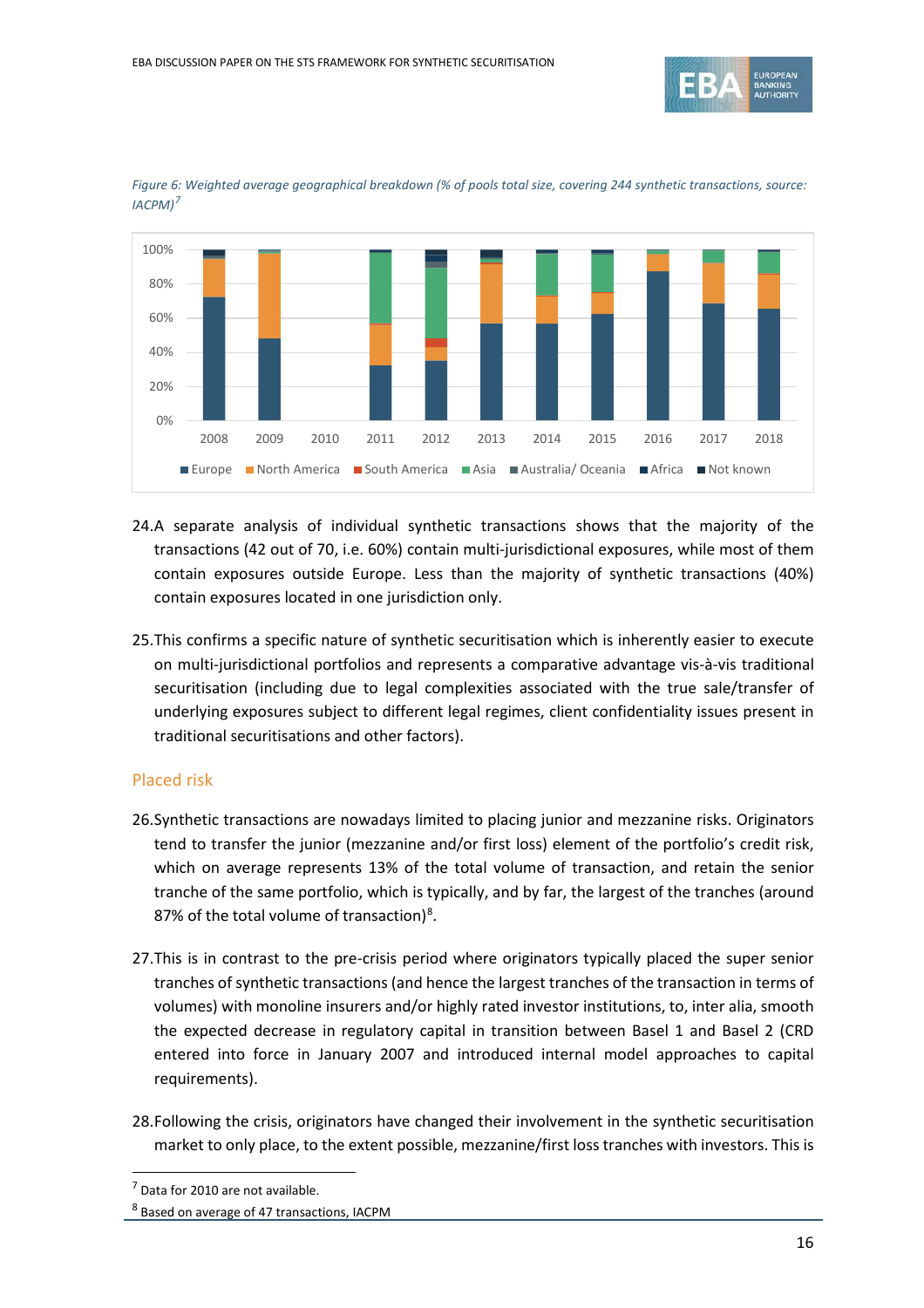*Figure 6: Weighted average geographical breakdown (% of pools total size, covering 244 synthetic transactions, source: IACPM)*[7]

24.A separate analysis of individual synthetic transactions shows that the majority of the transactions (42 out of 70, i.e. 60%) contain multi-jurisdictional exposures, while most of them contain exposures outside Europe. Less than the majority of synthetic transactions (40%) contain exposures located in one jurisdiction only.

25.This confirms a specific nature of synthetic securitisation which is inherently easier to execute on multi-jurisdictional portfolios and represents a comparative advantage vis-à-vis traditional securitisation (including due to legal complexities associated with the true sale/transfer of underlying exposures subject to different legal regimes, client confidentiality issues present in traditional securitisations and other factors).

## Placed risk

26.Synthetic transactions are nowadays limited to placing junior and mezzanine risks. Originators tend to transfer the junior (mezzanine and/or first loss) element of the portfolio's credit risk, which on average represents 13% of the total volume of transaction, and retain the senior tranche of the same portfolio, which is typically, and by far, the largest of the tranches (around 87% of the total volume of transaction)[8].

27.This is in contrast to the pre-crisis period where originators typically placed the super senior tranches of synthetic transactions (and hence the largest tranches of the transaction in terms of volumes) with monoline insurers and/or highly rated investor institutions, to, inter alia, smooth the expected decrease in regulatory capital in transition between Basel 1 and Basel 2 (CRD entered into force in January 2007 and introduced internal model approaches to capital requirements).

28.Following the crisis, originators have changed their involvement in the synthetic securitisation market to only place, to the extent possible, mezzanine/first loss tranches with investors. This is

---

[7] Data for 2010 are not available.

[8] Based on average of 47 transactions, IACPM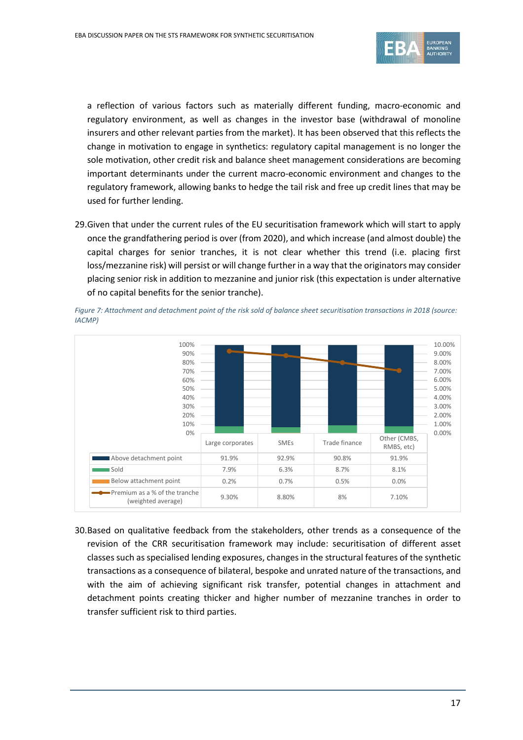a reflection of various factors such as materially different funding, macro-economic and regulatory environment, as well as changes in the investor base (withdrawal of monoline insurers and other relevant parties from the market). It has been observed that this reflects the change in motivation to engage in synthetics: regulatory capital management is no longer the sole motivation, other credit risk and balance sheet management considerations are becoming important determinants under the current macro-economic environment and changes to the regulatory framework, allowing banks to hedge the tail risk and free up credit lines that may be used for further lending.

29. Given that under the current rules of the EU securitisation framework which will start to apply once the grandfathering period is over (from 2020), and which increase (and almost double) the capital charges for senior tranches, it is not clear whether this trend (i.e. placing first loss/mezzanine risk) will persist or will change further in a way that the originators may consider placing senior risk in addition to mezzanine and junior risk (this expectation is under alternative of no capital benefits for the senior tranche).

*Figure 7: Attachment and detachment point of the risk sold of balance sheet securitisation transactions in 2018 (source: IACMP)*

| | Large corporates | SMEs | Trade finance | Other (CMBS, RMBS, etc) |
|---|---|---|---|---|
| Above detachment point | 91.9% | 92.9% | 90.8% | 91.9% |
| Sold | 7.9% | 6.3% | 8.7% | 8.1% |
| Below attachment point | 0.2% | 0.7% | 0.5% | 0.0% |
| Premium as a % of the tranche (weighted average) | 9.30% | 8.80% | 8% | 7.10% |

30. Based on qualitative feedback from the stakeholders, other trends as a consequence of the revision of the CRR securitisation framework may include: securitisation of different asset classes such as specialised lending exposures, changes in the structural features of the synthetic transactions as a consequence of bilateral, bespoke and unrated nature of the transactions, and with the aim of achieving significant risk transfer, potential changes in attachment and detachment points creating thicker and higher number of mezzanine tranches in order to transfer sufficient risk to third parties.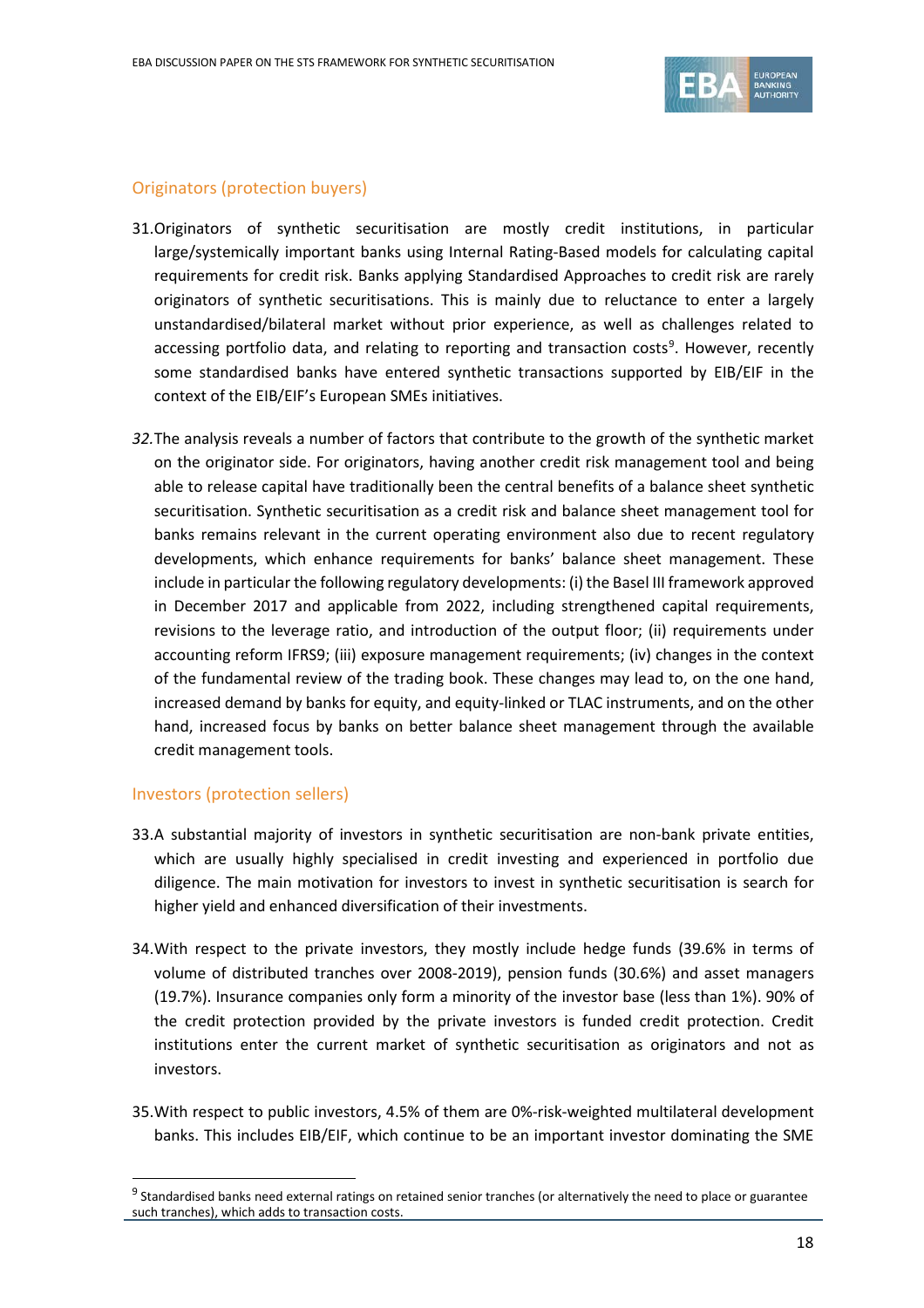### Originators (protection buyers)

31. Originators of synthetic securitisation are mostly credit institutions, in particular large/systemically important banks using Internal Rating-Based models for calculating capital requirements for credit risk. Banks applying Standardised Approaches to credit risk are rarely originators of synthetic securitisations. This is mainly due to reluctance to enter a largely unstandardised/bilateral market without prior experience, as well as challenges related to accessing portfolio data, and relating to reporting and transaction costs[9]. However, recently some standardised banks have entered synthetic transactions supported by EIB/EIF in the context of the EIB/EIF's European SMEs initiatives.

32. The analysis reveals a number of factors that contribute to the growth of the synthetic market on the originator side. For originators, having another credit risk management tool and being able to release capital have traditionally been the central benefits of a balance sheet synthetic securitisation. Synthetic securitisation as a credit risk and balance sheet management tool for banks remains relevant in the current operating environment also due to recent regulatory developments, which enhance requirements for banks' balance sheet management. These include in particular the following regulatory developments: (i) the Basel III framework approved in December 2017 and applicable from 2022, including strengthened capital requirements, revisions to the leverage ratio, and introduction of the output floor; (ii) requirements under accounting reform IFRS9; (iii) exposure management requirements; (iv) changes in the context of the fundamental review of the trading book. These changes may lead to, on the one hand, increased demand by banks for equity, and equity-linked or TLAC instruments, and on the other hand, increased focus by banks on better balance sheet management through the available credit management tools.

### Investors (protection sellers)

33. A substantial majority of investors in synthetic securitisation are non-bank private entities, which are usually highly specialised in credit investing and experienced in portfolio due diligence. The main motivation for investors to invest in synthetic securitisation is search for higher yield and enhanced diversification of their investments.

34. With respect to the private investors, they mostly include hedge funds (39.6% in terms of volume of distributed tranches over 2008-2019), pension funds (30.6%) and asset managers (19.7%). Insurance companies only form a minority of the investor base (less than 1%). 90% of the credit protection provided by the private investors is funded credit protection. Credit institutions enter the current market of synthetic securitisation as originators and not as investors.

35. With respect to public investors, 4.5% of them are 0%-risk-weighted multilateral development banks. This includes EIB/EIF, which continue to be an important investor dominating the SME

[9] Standardised banks need external ratings on retained senior tranches (or alternatively the need to place or guarantee such tranches), which adds to transaction costs.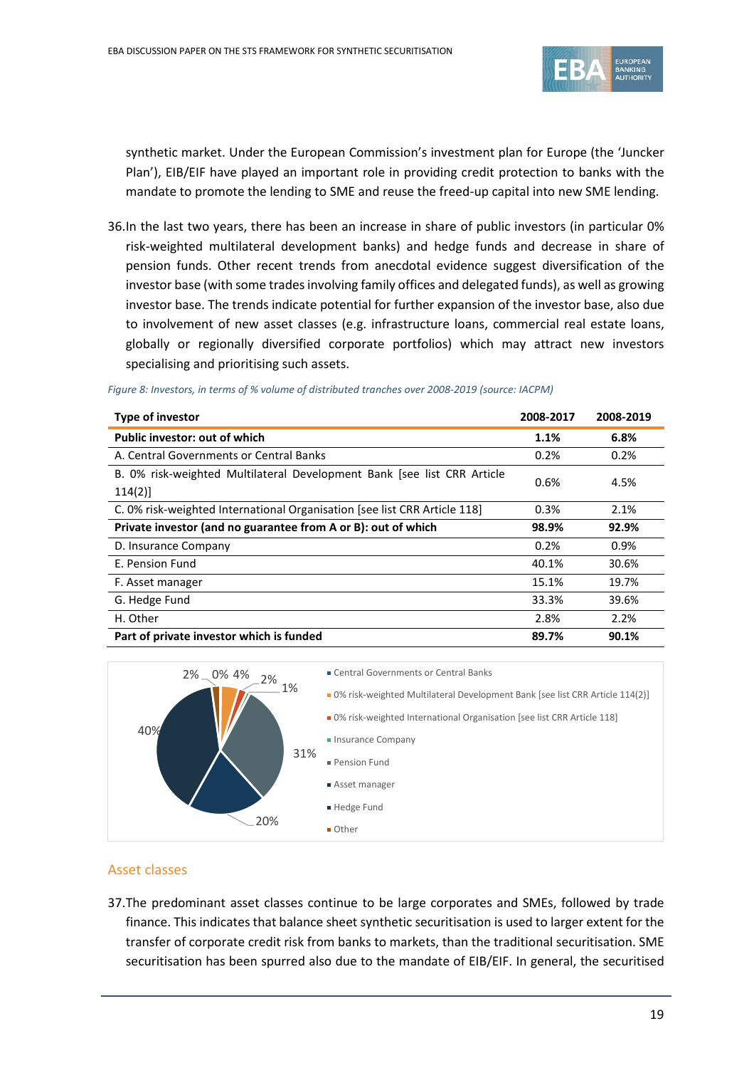synthetic market. Under the European Commission's investment plan for Europe (the 'Juncker Plan'), EIB/EIF have played an important role in providing credit protection to banks with the mandate to promote the lending to SME and reuse the freed-up capital into new SME lending.

36. In the last two years, there has been an increase in share of public investors (in particular 0% risk-weighted multilateral development banks) and hedge funds and decrease in share of pension funds. Other recent trends from anecdotal evidence suggest diversification of the investor base (with some trades involving family offices and delegated funds), as well as growing investor base. The trends indicate potential for further expansion of the investor base, also due to involvement of new asset classes (e.g. infrastructure loans, commercial real estate loans, globally or regionally diversified corporate portfolios) which may attract new investors specialising and prioritising such assets.

*Figure 8: Investors, in terms of % volume of distributed tranches over 2008-2019 (source: IACPM)*

| Type of investor | 2008-2017 | 2008-2019 |
|---|---|---|
| **Public investor: out of which** | **1.1%** | **6.8%** |
| A. Central Governments or Central Banks | 0.2% | 0.2% |
| B. 0% risk-weighted Multilateral Development Bank [see list CRR Article 114(2)] | 0.6% | 4.5% |
| C. 0% risk-weighted International Organisation [see list CRR Article 118] | 0.3% | 2.1% |
| **Private investor (and no guarantee from A or B): out of which** | **98.9%** | **92.9%** |
| D. Insurance Company | 0.2% | 0.9% |
| E. Pension Fund | 40.1% | 30.6% |
| F. Asset manager | 15.1% | 19.7% |
| G. Hedge Fund | 33.3% | 39.6% |
| H. Other | 2.8% | 2.2% |
| **Part of private investor which is funded** | **89.7%** | **90.1%** |

## Asset classes

37. The predominant asset classes continue to be large corporates and SMEs, followed by trade finance. This indicates that balance sheet synthetic securitisation is used to larger extent for the transfer of corporate credit risk from banks to markets, than the traditional securitisation. SME securitisation has been spurred also due to the mandate of EIB/EIF. In general, the securitised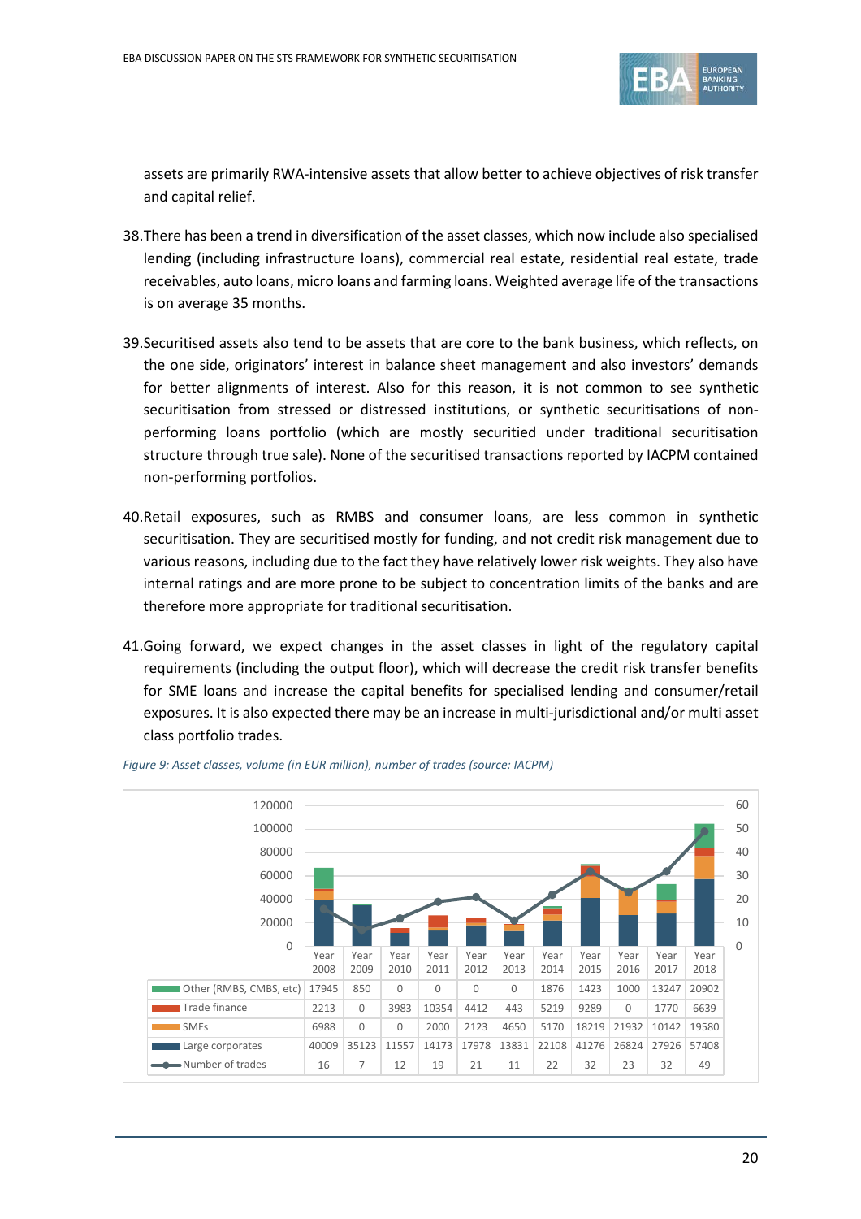assets are primarily RWA-intensive assets that allow better to achieve objectives of risk transfer and capital relief.

38. There has been a trend in diversification of the asset classes, which now include also specialised lending (including infrastructure loans), commercial real estate, residential real estate, trade receivables, auto loans, micro loans and farming loans. Weighted average life of the transactions is on average 35 months.

39. Securitised assets also tend to be assets that are core to the bank business, which reflects, on the one side, originators' interest in balance sheet management and also investors' demands for better alignments of interest. Also for this reason, it is not common to see synthetic securitisation from stressed or distressed institutions, or synthetic securitisations of non-performing loans portfolio (which are mostly securitied under traditional securitisation structure through true sale). None of the securitised transactions reported by IACPM contained non-performing portfolios.

40. Retail exposures, such as RMBS and consumer loans, are less common in synthetic securitisation. They are securitised mostly for funding, and not credit risk management due to various reasons, including due to the fact they have relatively lower risk weights. They also have internal ratings and are more prone to be subject to concentration limits of the banks and are therefore more appropriate for traditional securitisation.

41. Going forward, we expect changes in the asset classes in light of the regulatory capital requirements (including the output floor), which will decrease the credit risk transfer benefits for SME loans and increase the capital benefits for specialised lending and consumer/retail exposures. It is also expected there may be an increase in multi-jurisdictional and/or multi asset class portfolio trades.

*Figure 9: Asset classes, volume (in EUR million), number of trades (source: IACPM)*

| | Year 2008 | Year 2009 | Year 2010 | Year 2011 | Year 2012 | Year 2013 | Year 2014 | Year 2015 | Year 2016 | Year 2017 | Year 2018 |
|---|---|---|---|---|---|---|---|---|---|---|---|
| Other (RMBS, CMBS, etc) | 17945 | 850 | 0 | 0 | 0 | 0 | 1876 | 1423 | 1000 | 13247 | 20902 |
| Trade finance | 2213 | 0 | 3983 | 10354 | 4412 | 443 | 5219 | 9289 | 0 | 1770 | 6639 |
| SMEs | 6988 | 0 | 0 | 2000 | 2123 | 4650 | 5170 | 18219 | 21932 | 10142 | 19580 |
| Large corporates | 40009 | 35123 | 11557 | 14173 | 17978 | 13831 | 22108 | 41276 | 26824 | 27926 | 57408 |
| Number of trades | 16 | 7 | 12 | 19 | 21 | 11 | 22 | 32 | 23 | 32 | 49 |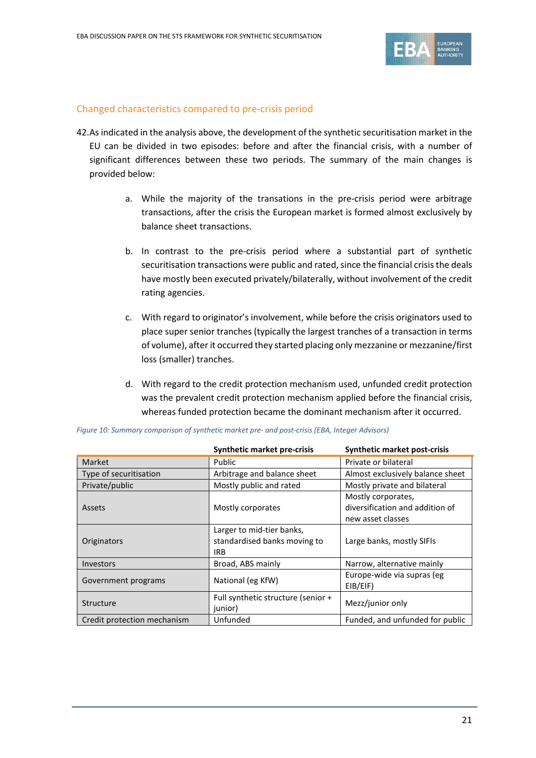## Changed characteristics compared to pre-crisis period

42. As indicated in the analysis above, the development of the synthetic securitisation market in the EU can be divided in two episodes: before and after the financial crisis, with a number of significant differences between these two periods. The summary of the main changes is provided below:

    a. While the majority of the transations in the pre-crisis period were arbitrage transactions, after the crisis the European market is formed almost exclusively by balance sheet transactions.

    b. In contrast to the pre-crisis period where a substantial part of synthetic securitisation transactions were public and rated, since the financial crisis the deals have mostly been executed privately/bilaterally, without involvement of the credit rating agencies.

    c. With regard to originator's involvement, while before the crisis originators used to place super senior tranches (typically the largest tranches of a transaction in terms of volume), after it occurred they started placing only mezzanine or mezzanine/first loss (smaller) tranches.

    d. With regard to the credit protection mechanism used, unfunded credit protection was the prevalent credit protection mechanism applied before the financial crisis, whereas funded protection became the dominant mechanism after it occurred.

*Figure 10: Summary comparison of synthetic market pre- and post-crisis (EBA, Integer Advisors)*

| | **Synthetic market pre-crisis** | **Synthetic market post-crisis** |
|---|---|---|
| Market | Public | Private or bilateral |
| Type of securitisation | Arbitrage and balance sheet | Almost exclusively balance sheet |
| Private/public | Mostly public and rated | Mostly private and bilateral |
| Assets | Mostly corporates | Mostly corporates, diversification and addition of new asset classes |
| Originators | Larger to mid-tier banks, standardised banks moving to IRB | Large banks, mostly SIFIs |
| Investors | Broad, ABS mainly | Narrow, alternative mainly |
| Government programs | National (eg KfW) | Europe-wide via supras (eg EIB/EIF) |
| Structure | Full synthetic structure (senior + junior) | Mezz/junior only |
| Credit protection mechanism | Unfunded | Funded, and unfunded for public |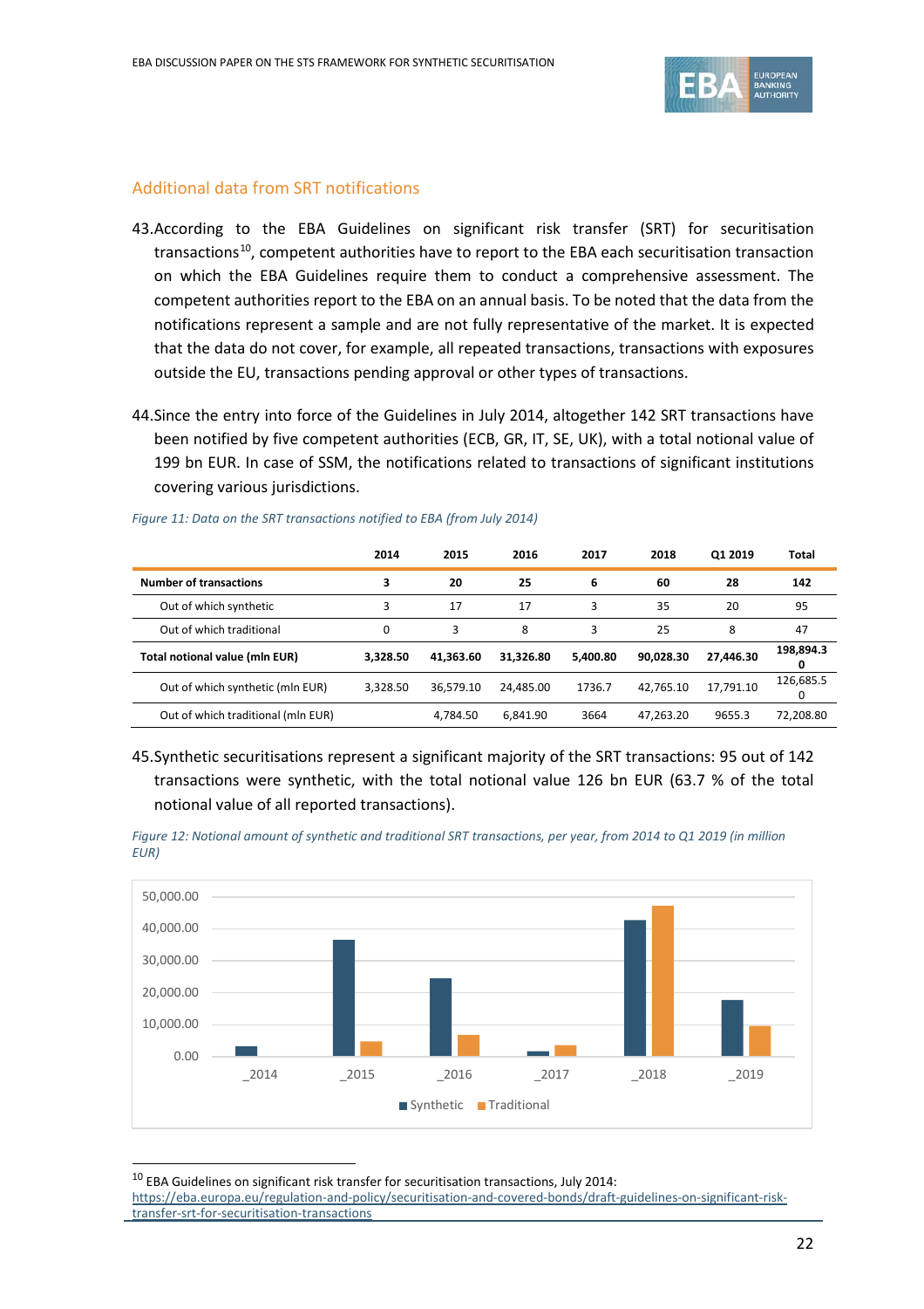### Additional data from SRT notifications

43. According to the EBA Guidelines on significant risk transfer (SRT) for securitisation transactions[10], competent authorities have to report to the EBA each securitisation transaction on which the EBA Guidelines require them to conduct a comprehensive assessment. The competent authorities report to the EBA on an annual basis. To be noted that the data from the notifications represent a sample and are not fully representative of the market. It is expected that the data do not cover, for example, all repeated transactions, transactions with exposures outside the EU, transactions pending approval or other types of transactions.

44. Since the entry into force of the Guidelines in July 2014, altogether 142 SRT transactions have been notified by five competent authorities (ECB, GR, IT, SE, UK), with a total notional value of 199 bn EUR. In case of SSM, the notifications related to transactions of significant institutions covering various jurisdictions.

*Figure 11: Data on the SRT transactions notified to EBA (from July 2014)*

| | 2014 | 2015 | 2016 | 2017 | 2018 | Q1 2019 | Total |
|---|---|---|---|---|---|---|---|
| **Number of transactions** | **3** | **20** | **25** | **6** | **60** | **28** | **142** |
| Out of which synthetic | 3 | 17 | 17 | 3 | 35 | 20 | 95 |
| Out of which traditional | 0 | 3 | 8 | 3 | 25 | 8 | 47 |
| **Total notional value (mln EUR)** | **3,328.50** | **41,363.60** | **31,326.80** | **5,400.80** | **90,028.30** | **27,446.30** | **198,894.30** |
| Out of which synthetic (mln EUR) | 3,328.50 | 36,579.10 | 24,485.00 | 1736.7 | 42,765.10 | 17,791.10 | 126,685.50 |
| Out of which traditional (mln EUR) | | 4,784.50 | 6,841.90 | 3664 | 47,263.20 | 9655.3 | 72,208.80 |

45. Synthetic securitisations represent a significant majority of the SRT transactions: 95 out of 142 transactions were synthetic, with the total notional value 126 bn EUR (63.7 % of the total notional value of all reported transactions).

*Figure 12: Notional amount of synthetic and traditional SRT transactions, per year, from 2014 to Q1 2019 (in million EUR)*

---

[10] EBA Guidelines on significant risk transfer for securitisation transactions, July 2014: https://eba.europa.eu/regulation-and-policy/securitisation-and-covered-bonds/draft-guidelines-on-significant-risk-transfer-srt-for-securitisation-transactions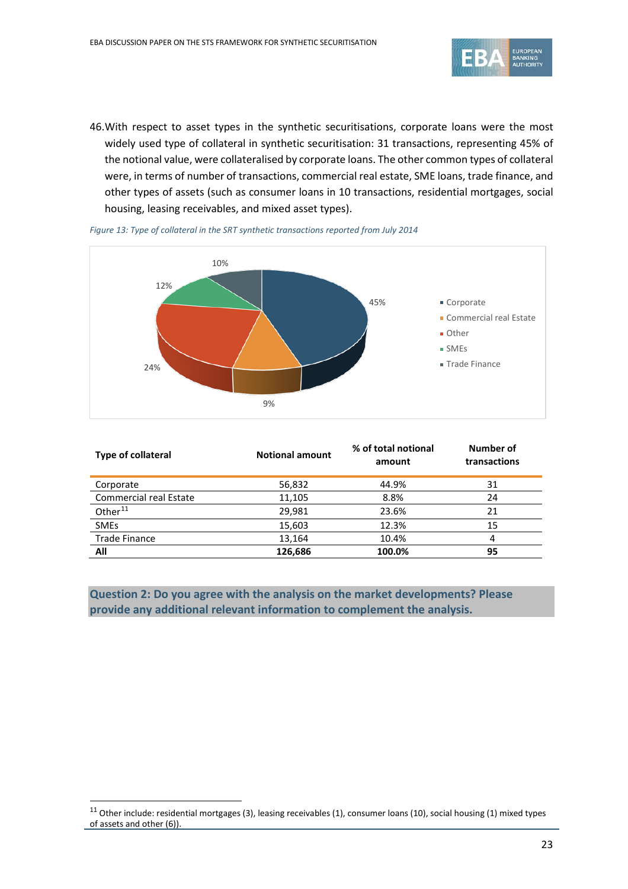46.With respect to asset types in the synthetic securitisations, corporate loans were the most widely used type of collateral in synthetic securitisation: 31 transactions, representing 45% of the notional value, were collateralised by corporate loans. The other common types of collateral were, in terms of number of transactions, commercial real estate, SME loans, trade finance, and other types of assets (such as consumer loans in 10 transactions, residential mortgages, social housing, leasing receivables, and mixed asset types).

*Figure 13: Type of collateral in the SRT synthetic transactions reported from July 2014*

| Type of collateral | Notional amount | % of total notional amount | Number of transactions |
|---|---|---|---|
| Corporate | 56,832 | 44.9% | 31 |
| Commercial real Estate | 11,105 | 8.8% | 24 |
| Other[11] | 29,981 | 23.6% | 21 |
| SMEs | 15,603 | 12.3% | 15 |
| Trade Finance | 13,164 | 10.4% | 4 |
| **All** | **126,686** | **100.0%** | **95** |

**Question 2: Do you agree with the analysis on the market developments? Please provide any additional relevant information to complement the analysis.**

[11] Other include: residential mortgages (3), leasing receivables (1), consumer loans (10), social housing (1) mixed types of assets and other (6)).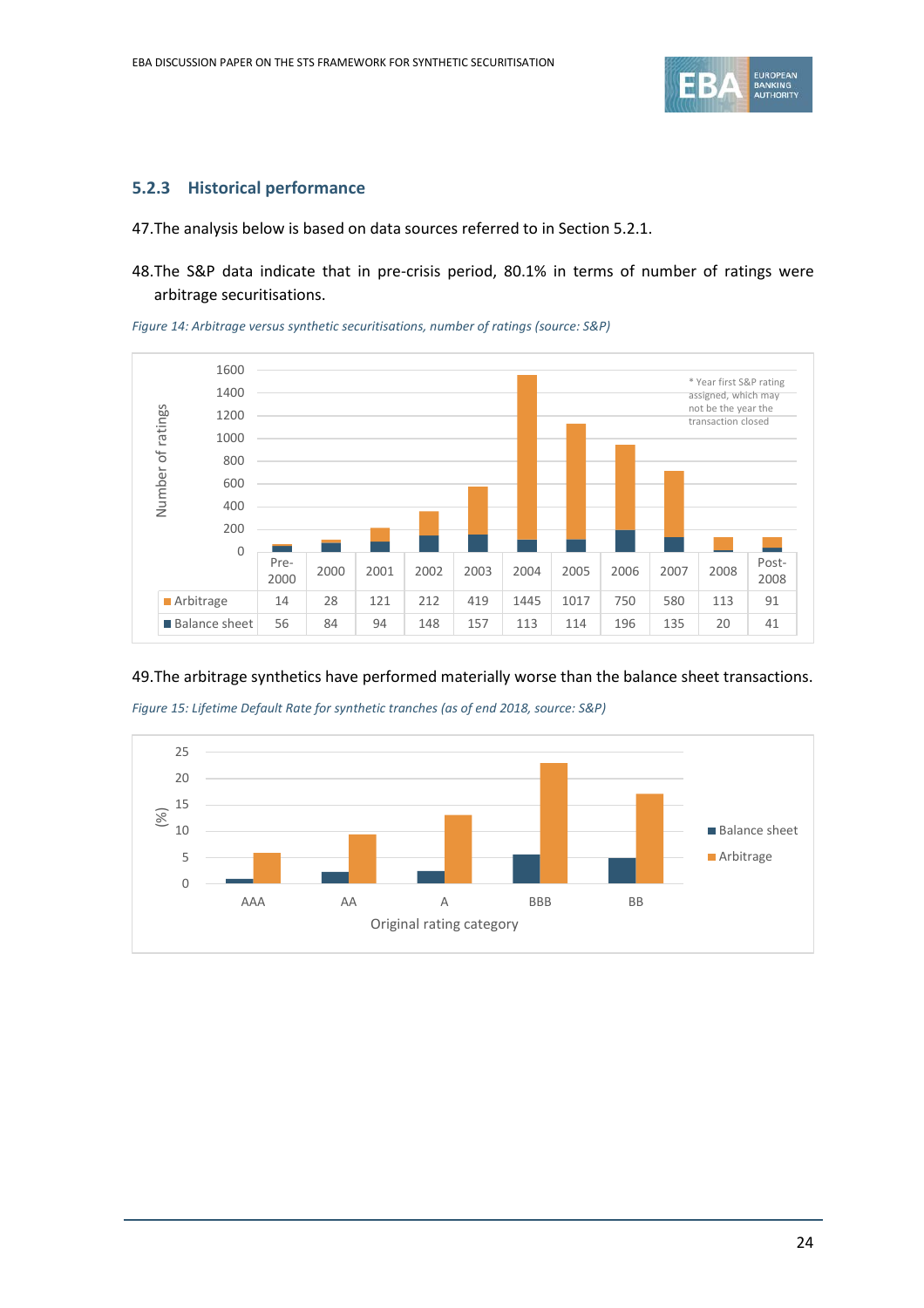### 5.2.3 Historical performance

47. The analysis below is based on data sources referred to in Section 5.2.1.

48. The S&P data indicate that in pre-crisis period, 80.1% in terms of number of ratings were arbitrage securitisations.

*Figure 14: Arbitrage versus synthetic securitisations, number of ratings (source: S&P)*

| | Pre-2000 | 2000 | 2001 | 2002 | 2003 | 2004 | 2005 | 2006 | 2007 | 2008 | Post-2008 |
|---|---|---|---|---|---|---|---|---|---|---|---|
| Arbitrage | 14 | 28 | 121 | 212 | 419 | 1445 | 1017 | 750 | 580 | 113 | 91 |
| Balance sheet | 56 | 84 | 94 | 148 | 157 | 113 | 114 | 196 | 135 | 20 | 41 |

\* Year first S&P rating assigned, which may not be the year the transaction closed

49. The arbitrage synthetics have performed materially worse than the balance sheet transactions.

*Figure 15: Lifetime Default Rate for synthetic tranches (as of end 2018, source: S&P)*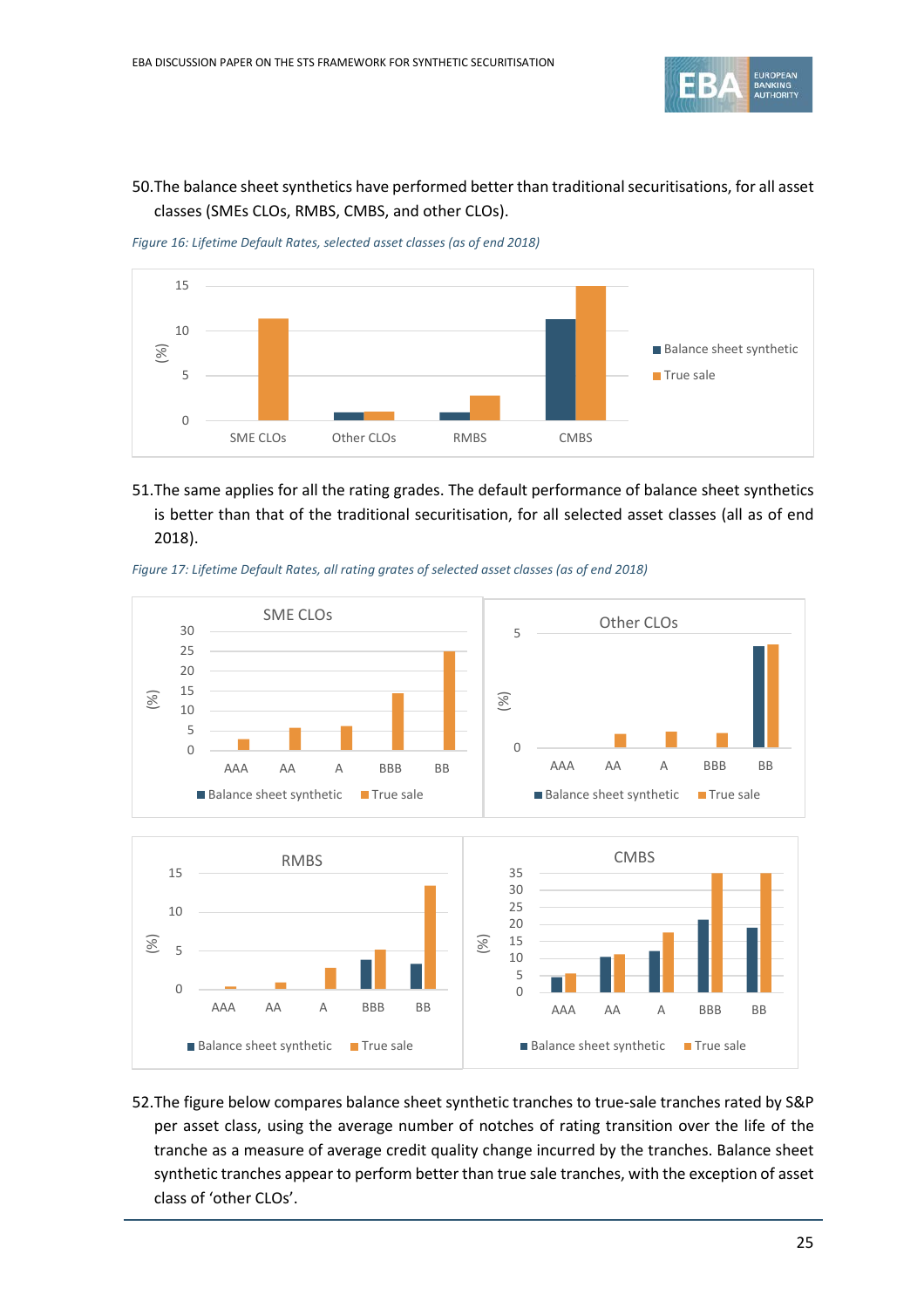50. The balance sheet synthetics have performed better than traditional securitisations, for all asset classes (SMEs CLOs, RMBS, CMBS, and other CLOs).

*Figure 16: Lifetime Default Rates, selected asset classes (as of end 2018)*

51. The same applies for all the rating grades. The default performance of balance sheet synthetics is better than that of the traditional securitisation, for all selected asset classes (all as of end 2018).

*Figure 17: Lifetime Default Rates, all rating grates of selected asset classes (as of end 2018)*

52. The figure below compares balance sheet synthetic tranches to true-sale tranches rated by S&P per asset class, using the average number of notches of rating transition over the life of the tranche as a measure of average credit quality change incurred by the tranches. Balance sheet synthetic tranches appear to perform better than true sale tranches, with the exception of asset class of 'other CLOs'.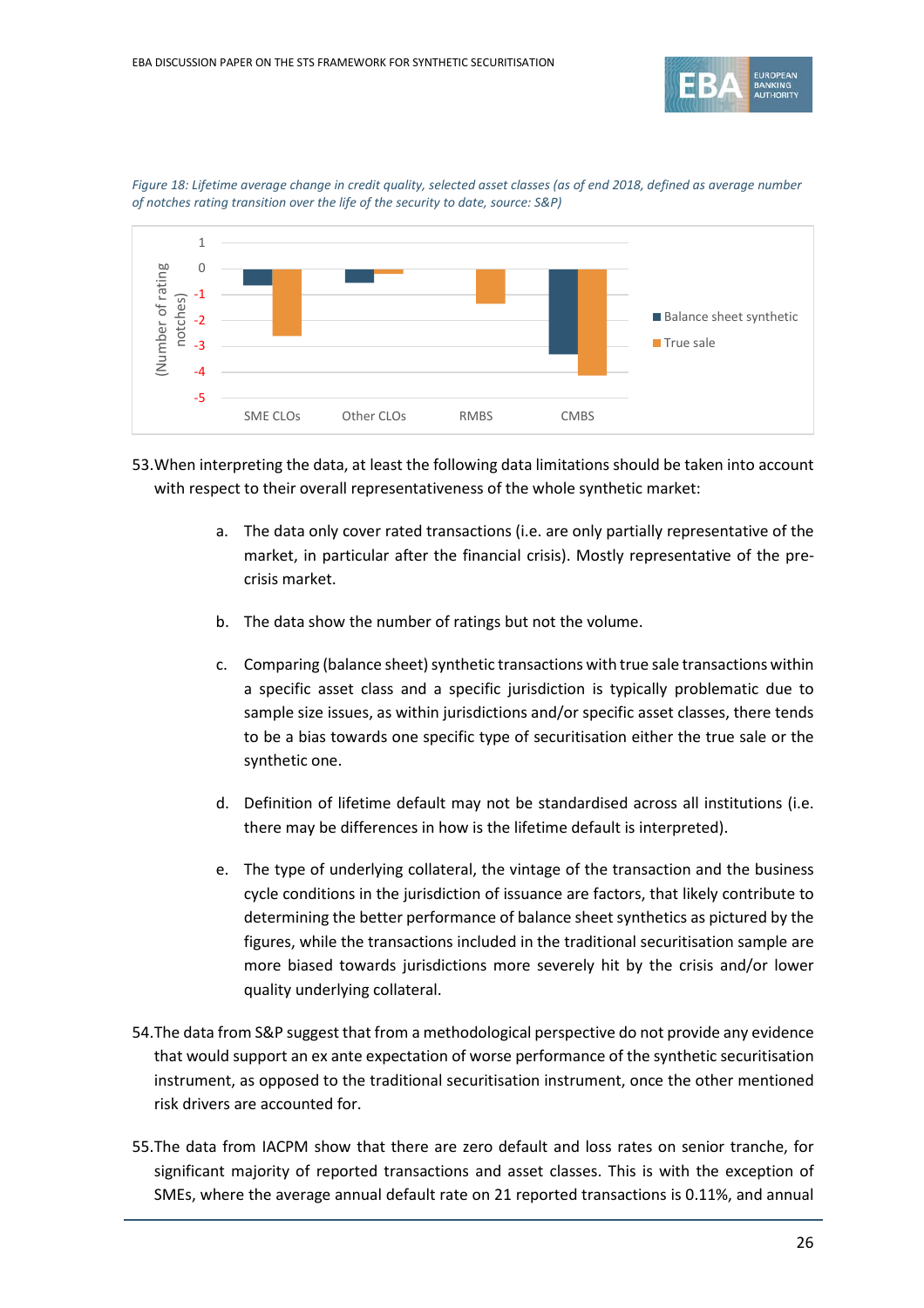*Figure 18: Lifetime average change in credit quality, selected asset classes (as of end 2018, defined as average number of notches rating transition over the life of the security to date, source: S&P)*

53. When interpreting the data, at least the following data limitations should be taken into account with respect to their overall representativeness of the whole synthetic market:

    a. The data only cover rated transactions (i.e. are only partially representative of the market, in particular after the financial crisis). Mostly representative of the pre-crisis market.

    b. The data show the number of ratings but not the volume.

    c. Comparing (balance sheet) synthetic transactions with true sale transactions within a specific asset class and a specific jurisdiction is typically problematic due to sample size issues, as within jurisdictions and/or specific asset classes, there tends to be a bias towards one specific type of securitisation either the true sale or the synthetic one.

    d. Definition of lifetime default may not be standardised across all institutions (i.e. there may be differences in how is the lifetime default is interpreted).

    e. The type of underlying collateral, the vintage of the transaction and the business cycle conditions in the jurisdiction of issuance are factors, that likely contribute to determining the better performance of balance sheet synthetics as pictured by the figures, while the transactions included in the traditional securitisation sample are more biased towards jurisdictions more severely hit by the crisis and/or lower quality underlying collateral.

54. The data from S&P suggest that from a methodological perspective do not provide any evidence that would support an ex ante expectation of worse performance of the synthetic securitisation instrument, as opposed to the traditional securitisation instrument, once the other mentioned risk drivers are accounted for.

55. The data from IACPM show that there are zero default and loss rates on senior tranche, for significant majority of reported transactions and asset classes. This is with the exception of SMEs, where the average annual default rate on 21 reported transactions is 0.11%, and annual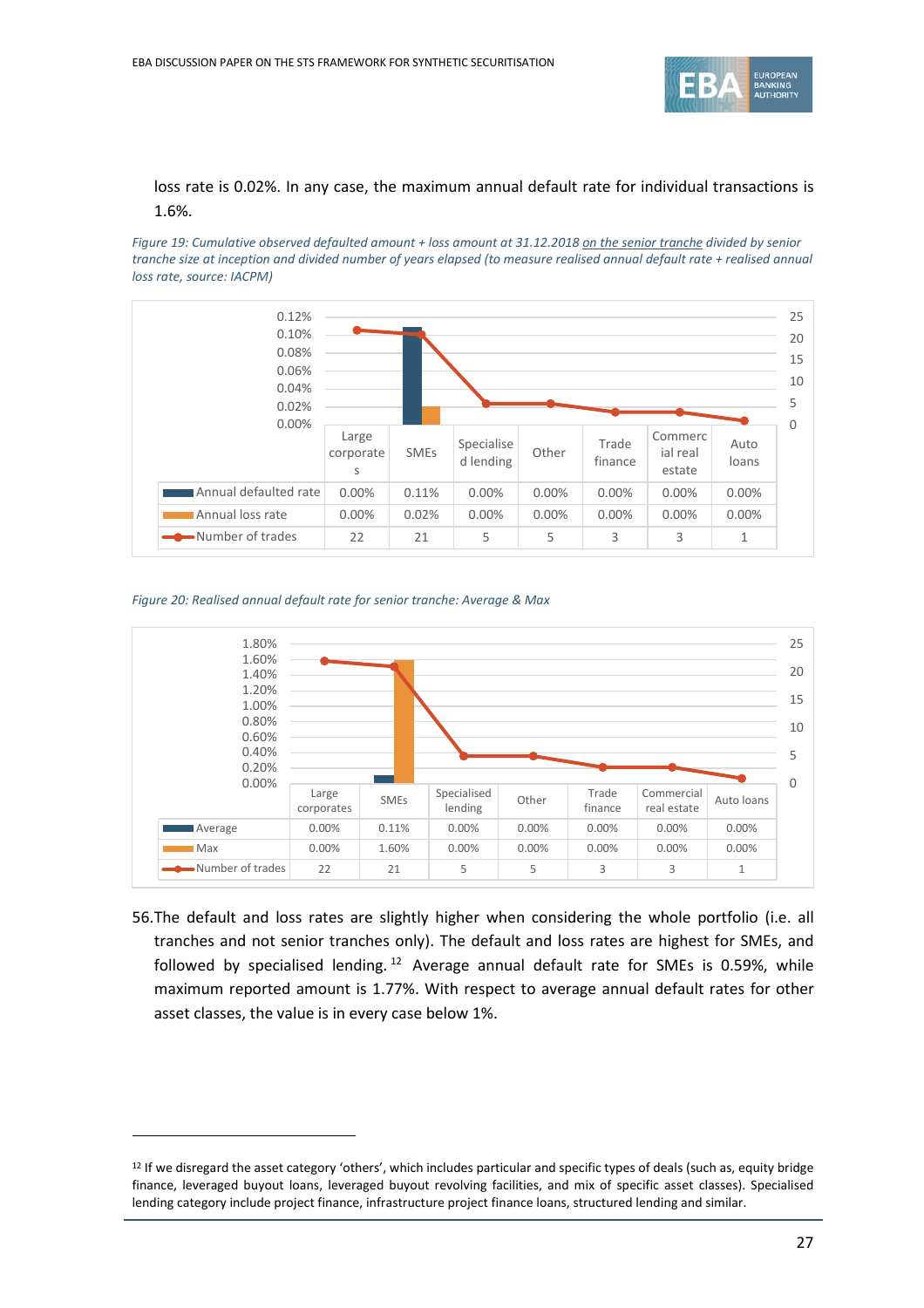loss rate is 0.02%. In any case, the maximum annual default rate for individual transactions is 1.6%.

*Figure 19: Cumulative observed defaulted amount + loss amount at 31.12.2018 on the senior tranche divided by senior tranche size at inception and divided number of years elapsed (to measure realised annual default rate + realised annual loss rate, source: IACPM)*

| | Large corporates | SMEs | Specialised lending | Other | Trade finance | Commercial real estate | Auto loans |
|---|---|---|---|---|---|---|---|
| Annual defaulted rate | 0.00% | 0.11% | 0.00% | 0.00% | 0.00% | 0.00% | 0.00% |
| Annual loss rate | 0.00% | 0.02% | 0.00% | 0.00% | 0.00% | 0.00% | 0.00% |
| Number of trades | 22 | 21 | 5 | 5 | 3 | 3 | 1 |

*Figure 20: Realised annual default rate for senior tranche: Average & Max*

| | Large corporates | SMEs | Specialised lending | Other | Trade finance | Commercial real estate | Auto loans |
|---|---|---|---|---|---|---|---|
| Average | 0.00% | 0.11% | 0.00% | 0.00% | 0.00% | 0.00% | 0.00% |
| Max | 0.00% | 1.60% | 0.00% | 0.00% | 0.00% | 0.00% | 0.00% |
| Number of trades | 22 | 21 | 5 | 5 | 3 | 3 | 1 |

56. The default and loss rates are slightly higher when considering the whole portfolio (i.e. all tranches and not senior tranches only). The default and loss rates are highest for SMEs, and followed by specialised lending.[12] Average annual default rate for SMEs is 0.59%, while maximum reported amount is 1.77%. With respect to average annual default rates for other asset classes, the value is in every case below 1%.

---

[12] If we disregard the asset category 'others', which includes particular and specific types of deals (such as, equity bridge finance, leveraged buyout loans, leveraged buyout revolving facilities, and mix of specific asset classes). Specialised lending category include project finance, infrastructure project finance loans, structured lending and similar.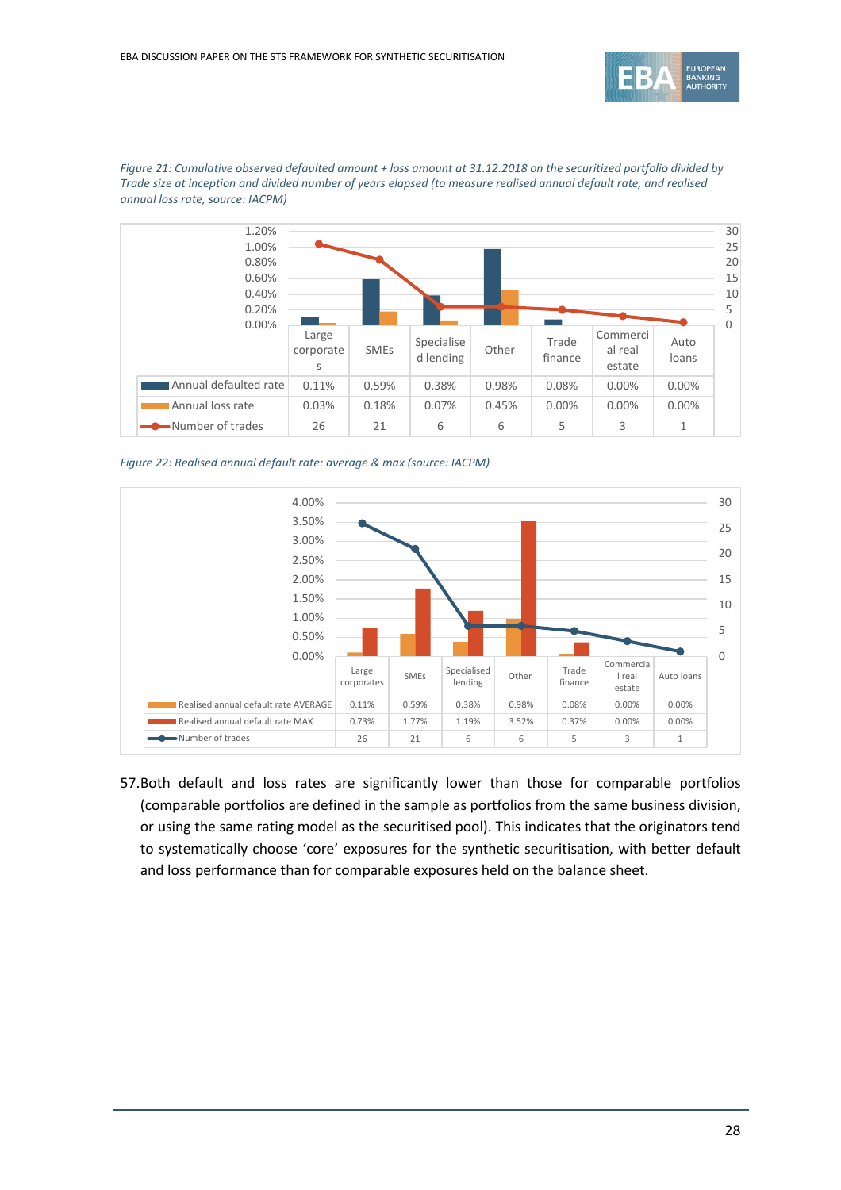*Figure 21: Cumulative observed defaulted amount + loss amount at 31.12.2018 on the securitized portfolio divided by Trade size at inception and divided number of years elapsed (to measure realised annual default rate, and realised annual loss rate, source: IACPM)*

| | Large corporates | SMEs | Specialised lending | Other | Trade finance | Commercial real estate | Auto loans |
|---|---|---|---|---|---|---|---|
| Annual defaulted rate | 0.11% | 0.59% | 0.38% | 0.98% | 0.08% | 0.00% | 0.00% |
| Annual loss rate | 0.03% | 0.18% | 0.07% | 0.45% | 0.00% | 0.00% | 0.00% |
| Number of trades | 26 | 21 | 6 | 6 | 5 | 3 | 1 |

*Figure 22: Realised annual default rate: average & max (source: IACPM)*

| | Large corporates | SMEs | Specialised lending | Other | Trade finance | Commercial real estate | Auto loans |
|---|---|---|---|---|---|---|---|
| Realised annual default rate AVERAGE | 0.11% | 0.59% | 0.38% | 0.98% | 0.08% | 0.00% | 0.00% |
| Realised annual default rate MAX | 0.73% | 1.77% | 1.19% | 3.52% | 0.37% | 0.00% | 0.00% |
| Number of trades | 26 | 21 | 6 | 6 | 5 | 3 | 1 |

57. Both default and loss rates are significantly lower than those for comparable portfolios (comparable portfolios are defined in the sample as portfolios from the same business division, or using the same rating model as the securitised pool). This indicates that the originators tend to systematically choose 'core' exposures for the synthetic securitisation, with better default and loss performance than for comparable exposures held on the balance sheet.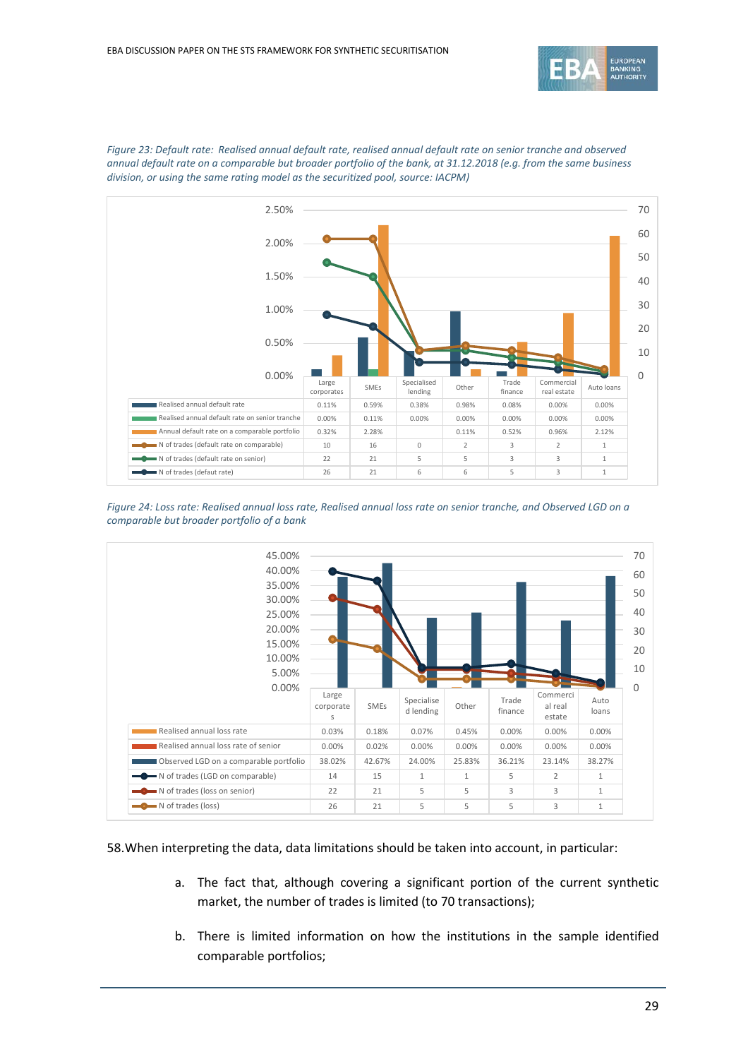*Figure 23: Default rate: Realised annual default rate, realised annual default rate on senior tranche and observed annual default rate on a comparable but broader portfolio of the bank, at 31.12.2018 (e.g. from the same business division, or using the same rating model as the securitized pool, source: IACPM)*

| | Large corporates | SMEs | Specialised lending | Other | Trade finance | Commercial real estate | Auto loans |
|---|---|---|---|---|---|---|---|
| Realised annual default rate | 0.11% | 0.59% | 0.38% | 0.98% | 0.08% | 0.00% | 0.00% |
| Realised annual default rate on senior tranche | 0.00% | 0.11% | 0.00% | 0.00% | 0.00% | 0.00% | 0.00% |
| Annual default rate on a comparable portfolio | 0.32% | 2.28% | | 0.11% | 0.52% | 0.96% | 2.12% |
| N of trades (default rate on comparable) | 10 | 16 | 0 | 2 | 3 | 2 | 1 |
| N of trades (default rate on senior) | 22 | 21 | 5 | 5 | 3 | 3 | 1 |
| N of trades (defaut rate) | 26 | 21 | 6 | 6 | 5 | 3 | 1 |

*Figure 24: Loss rate: Realised annual loss rate, Realised annual loss rate on senior tranche, and Observed LGD on a comparable but broader portfolio of a bank*

| | Large corporates | SMEs | Specialised lending | Other | Trade finance | Commercial real estate | Auto loans |
|---|---|---|---|---|---|---|---|
| Realised annual loss rate | 0.03% | 0.18% | 0.07% | 0.45% | 0.00% | 0.00% | 0.00% |
| Realised annual loss rate of senior | 0.00% | 0.02% | 0.00% | 0.00% | 0.00% | 0.00% | 0.00% |
| Observed LGD on a comparable portfolio | 38.02% | 42.67% | 24.00% | 25.83% | 36.21% | 23.14% | 38.27% |
| N of trades (LGD on comparable) | 14 | 15 | 1 | 1 | 5 | 2 | 1 |
| N of trades (loss on senior) | 22 | 21 | 5 | 5 | 3 | 3 | 1 |
| N of trades (loss) | 26 | 21 | 5 | 5 | 5 | 3 | 1 |

58. When interpreting the data, data limitations should be taken into account, in particular:

   a. The fact that, although covering a significant portion of the current synthetic market, the number of trades is limited (to 70 transactions);

   b. There is limited information on how the institutions in the sample identified comparable portfolios;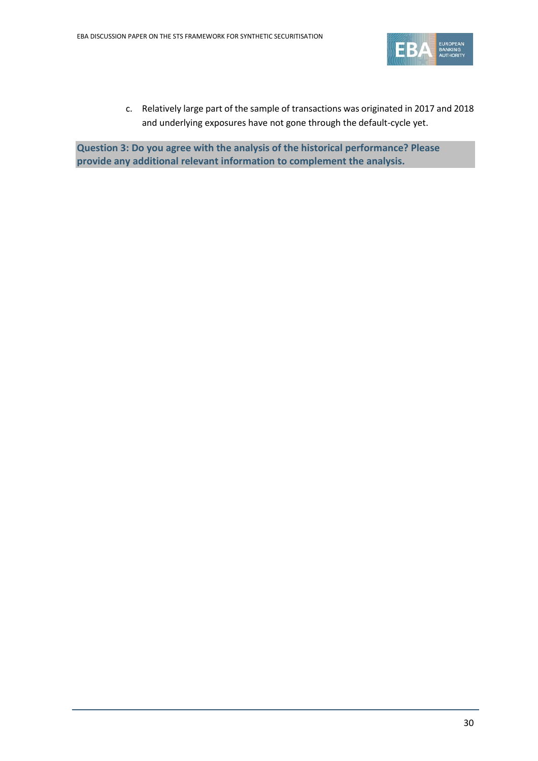c. Relatively large part of the sample of transactions was originated in 2017 and 2018 and underlying exposures have not gone through the default-cycle yet.

**Question 3: Do you agree with the analysis of the historical performance? Please provide any additional relevant information to complement the analysis.**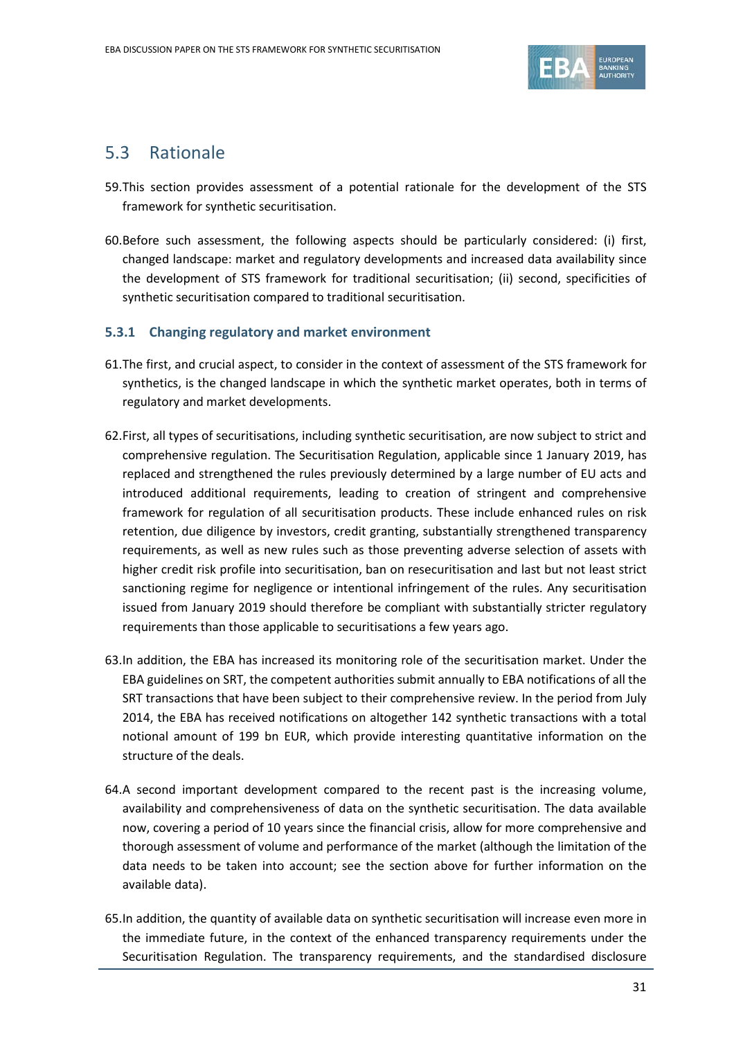## 5.3 Rationale

59.This section provides assessment of a potential rationale for the development of the STS framework for synthetic securitisation.

60.Before such assessment, the following aspects should be particularly considered: (i) first, changed landscape: market and regulatory developments and increased data availability since the development of STS framework for traditional securitisation; (ii) second, specificities of synthetic securitisation compared to traditional securitisation.

### 5.3.1 Changing regulatory and market environment

61.The first, and crucial aspect, to consider in the context of assessment of the STS framework for synthetics, is the changed landscape in which the synthetic market operates, both in terms of regulatory and market developments.

62.First, all types of securitisations, including synthetic securitisation, are now subject to strict and comprehensive regulation. The Securitisation Regulation, applicable since 1 January 2019, has replaced and strengthened the rules previously determined by a large number of EU acts and introduced additional requirements, leading to creation of stringent and comprehensive framework for regulation of all securitisation products. These include enhanced rules on risk retention, due diligence by investors, credit granting, substantially strengthened transparency requirements, as well as new rules such as those preventing adverse selection of assets with higher credit risk profile into securitisation, ban on resecuritisation and last but not least strict sanctioning regime for negligence or intentional infringement of the rules. Any securitisation issued from January 2019 should therefore be compliant with substantially stricter regulatory requirements than those applicable to securitisations a few years ago.

63.In addition, the EBA has increased its monitoring role of the securitisation market. Under the EBA guidelines on SRT, the competent authorities submit annually to EBA notifications of all the SRT transactions that have been subject to their comprehensive review. In the period from July 2014, the EBA has received notifications on altogether 142 synthetic transactions with a total notional amount of 199 bn EUR, which provide interesting quantitative information on the structure of the deals.

64.A second important development compared to the recent past is the increasing volume, availability and comprehensiveness of data on the synthetic securitisation. The data available now, covering a period of 10 years since the financial crisis, allow for more comprehensive and thorough assessment of volume and performance of the market (although the limitation of the data needs to be taken into account; see the section above for further information on the available data).

65.In addition, the quantity of available data on synthetic securitisation will increase even more in the immediate future, in the context of the enhanced transparency requirements under the Securitisation Regulation. The transparency requirements, and the standardised disclosure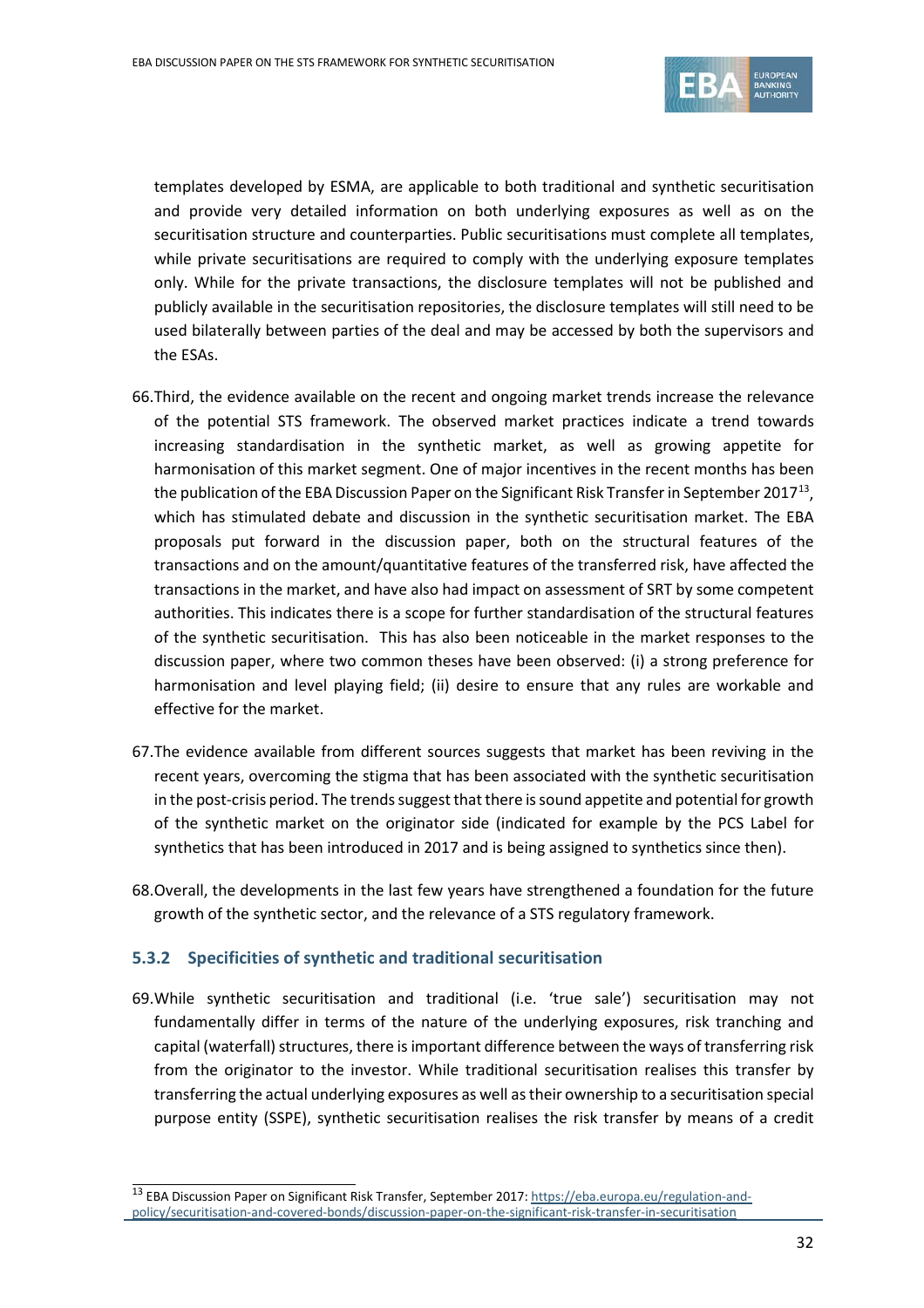templates developed by ESMA, are applicable to both traditional and synthetic securitisation and provide very detailed information on both underlying exposures as well as on the securitisation structure and counterparties. Public securitisations must complete all templates, while private securitisations are required to comply with the underlying exposure templates only. While for the private transactions, the disclosure templates will not be published and publicly available in the securitisation repositories, the disclosure templates will still need to be used bilaterally between parties of the deal and may be accessed by both the supervisors and the ESAs.

66. Third, the evidence available on the recent and ongoing market trends increase the relevance of the potential STS framework. The observed market practices indicate a trend towards increasing standardisation in the synthetic market, as well as growing appetite for harmonisation of this market segment. One of major incentives in the recent months has been the publication of the EBA Discussion Paper on the Significant Risk Transfer in September 2017[13], which has stimulated debate and discussion in the synthetic securitisation market. The EBA proposals put forward in the discussion paper, both on the structural features of the transactions and on the amount/quantitative features of the transferred risk, have affected the transactions in the market, and have also had impact on assessment of SRT by some competent authorities. This indicates there is a scope for further standardisation of the structural features of the synthetic securitisation. This has also been noticeable in the market responses to the discussion paper, where two common theses have been observed: (i) a strong preference for harmonisation and level playing field; (ii) desire to ensure that any rules are workable and effective for the market.

67. The evidence available from different sources suggests that market has been reviving in the recent years, overcoming the stigma that has been associated with the synthetic securitisation in the post-crisis period. The trends suggest that there is sound appetite and potential for growth of the synthetic market on the originator side (indicated for example by the PCS Label for synthetics that has been introduced in 2017 and is being assigned to synthetics since then).

68. Overall, the developments in the last few years have strengthened a foundation for the future growth of the synthetic sector, and the relevance of a STS regulatory framework.

### 5.3.2 Specificities of synthetic and traditional securitisation

69. While synthetic securitisation and traditional (i.e. 'true sale') securitisation may not fundamentally differ in terms of the nature of the underlying exposures, risk tranching and capital (waterfall) structures, there is important difference between the ways of transferring risk from the originator to the investor. While traditional securitisation realises this transfer by transferring the actual underlying exposures as well as their ownership to a securitisation special purpose entity (SSPE), synthetic securitisation realises the risk transfer by means of a credit

[13] EBA Discussion Paper on Significant Risk Transfer, September 2017: https://eba.europa.eu/regulation-and-policy/securitisation-and-covered-bonds/discussion-paper-on-the-significant-risk-transfer-in-securitisation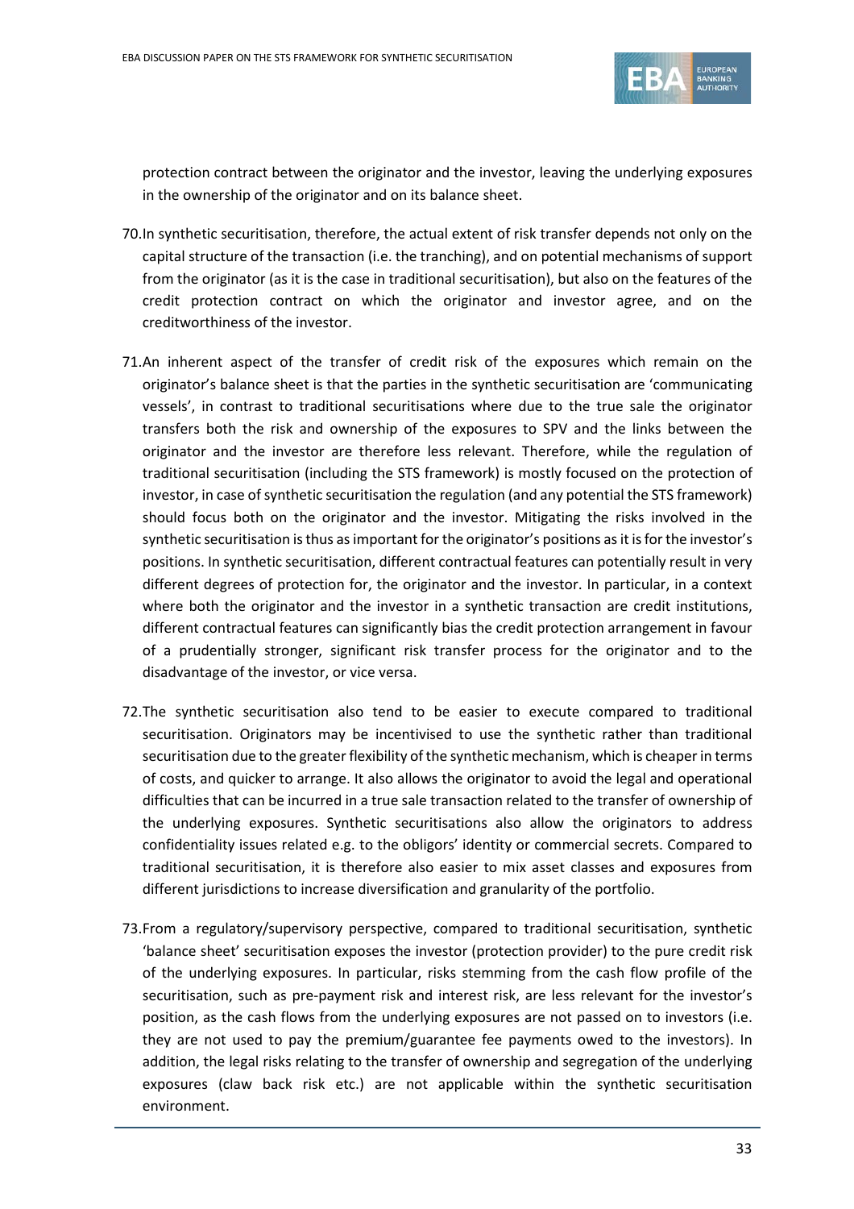protection contract between the originator and the investor, leaving the underlying exposures in the ownership of the originator and on its balance sheet.

70. In synthetic securitisation, therefore, the actual extent of risk transfer depends not only on the capital structure of the transaction (i.e. the tranching), and on potential mechanisms of support from the originator (as it is the case in traditional securitisation), but also on the features of the credit protection contract on which the originator and investor agree, and on the creditworthiness of the investor.

71. An inherent aspect of the transfer of credit risk of the exposures which remain on the originator's balance sheet is that the parties in the synthetic securitisation are 'communicating vessels', in contrast to traditional securitisations where due to the true sale the originator transfers both the risk and ownership of the exposures to SPV and the links between the originator and the investor are therefore less relevant. Therefore, while the regulation of traditional securitisation (including the STS framework) is mostly focused on the protection of investor, in case of synthetic securitisation the regulation (and any potential the STS framework) should focus both on the originator and the investor. Mitigating the risks involved in the synthetic securitisation is thus as important for the originator's positions as it is for the investor's positions. In synthetic securitisation, different contractual features can potentially result in very different degrees of protection for, the originator and the investor. In particular, in a context where both the originator and the investor in a synthetic transaction are credit institutions, different contractual features can significantly bias the credit protection arrangement in favour of a prudentially stronger, significant risk transfer process for the originator and to the disadvantage of the investor, or vice versa.

72. The synthetic securitisation also tend to be easier to execute compared to traditional securitisation. Originators may be incentivised to use the synthetic rather than traditional securitisation due to the greater flexibility of the synthetic mechanism, which is cheaper in terms of costs, and quicker to arrange. It also allows the originator to avoid the legal and operational difficulties that can be incurred in a true sale transaction related to the transfer of ownership of the underlying exposures. Synthetic securitisations also allow the originators to address confidentiality issues related e.g. to the obligors' identity or commercial secrets. Compared to traditional securitisation, it is therefore also easier to mix asset classes and exposures from different jurisdictions to increase diversification and granularity of the portfolio.

73. From a regulatory/supervisory perspective, compared to traditional securitisation, synthetic 'balance sheet' securitisation exposes the investor (protection provider) to the pure credit risk of the underlying exposures. In particular, risks stemming from the cash flow profile of the securitisation, such as pre-payment risk and interest risk, are less relevant for the investor's position, as the cash flows from the underlying exposures are not passed on to investors (i.e. they are not used to pay the premium/guarantee fee payments owed to the investors). In addition, the legal risks relating to the transfer of ownership and segregation of the underlying exposures (claw back risk etc.) are not applicable within the synthetic securitisation environment.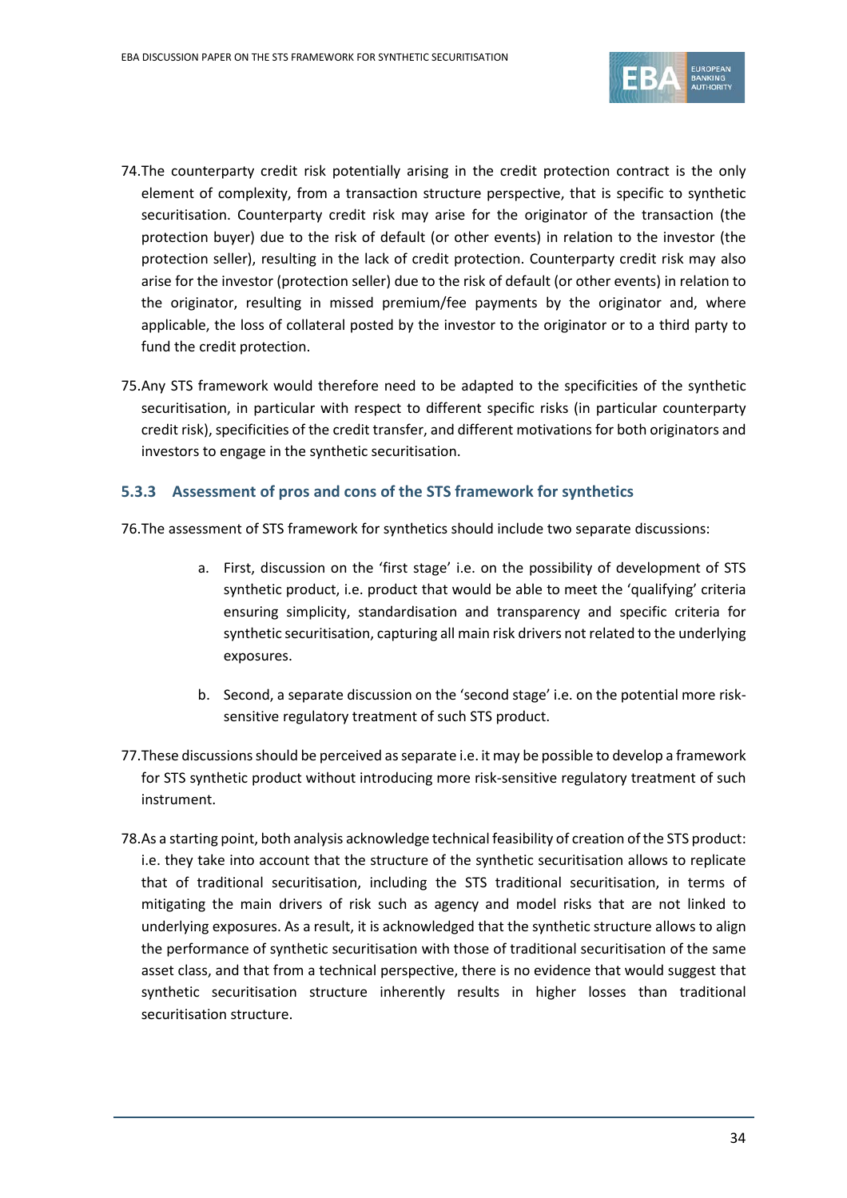74.The counterparty credit risk potentially arising in the credit protection contract is the only element of complexity, from a transaction structure perspective, that is specific to synthetic securitisation. Counterparty credit risk may arise for the originator of the transaction (the protection buyer) due to the risk of default (or other events) in relation to the investor (the protection seller), resulting in the lack of credit protection. Counterparty credit risk may also arise for the investor (protection seller) due to the risk of default (or other events) in relation to the originator, resulting in missed premium/fee payments by the originator and, where applicable, the loss of collateral posted by the investor to the originator or to a third party to fund the credit protection.

75.Any STS framework would therefore need to be adapted to the specificities of the synthetic securitisation, in particular with respect to different specific risks (in particular counterparty credit risk), specificities of the credit transfer, and different motivations for both originators and investors to engage in the synthetic securitisation.

### 5.3.3 Assessment of pros and cons of the STS framework for synthetics

76.The assessment of STS framework for synthetics should include two separate discussions:

a. First, discussion on the 'first stage' i.e. on the possibility of development of STS synthetic product, i.e. product that would be able to meet the 'qualifying' criteria ensuring simplicity, standardisation and transparency and specific criteria for synthetic securitisation, capturing all main risk drivers not related to the underlying exposures.

b. Second, a separate discussion on the 'second stage' i.e. on the potential more risk-sensitive regulatory treatment of such STS product.

77.These discussions should be perceived as separate i.e. it may be possible to develop a framework for STS synthetic product without introducing more risk-sensitive regulatory treatment of such instrument.

78.As a starting point, both analysis acknowledge technical feasibility of creation of the STS product: i.e. they take into account that the structure of the synthetic securitisation allows to replicate that of traditional securitisation, including the STS traditional securitisation, in terms of mitigating the main drivers of risk such as agency and model risks that are not linked to underlying exposures. As a result, it is acknowledged that the synthetic structure allows to align the performance of synthetic securitisation with those of traditional securitisation of the same asset class, and that from a technical perspective, there is no evidence that would suggest that synthetic securitisation structure inherently results in higher losses than traditional securitisation structure.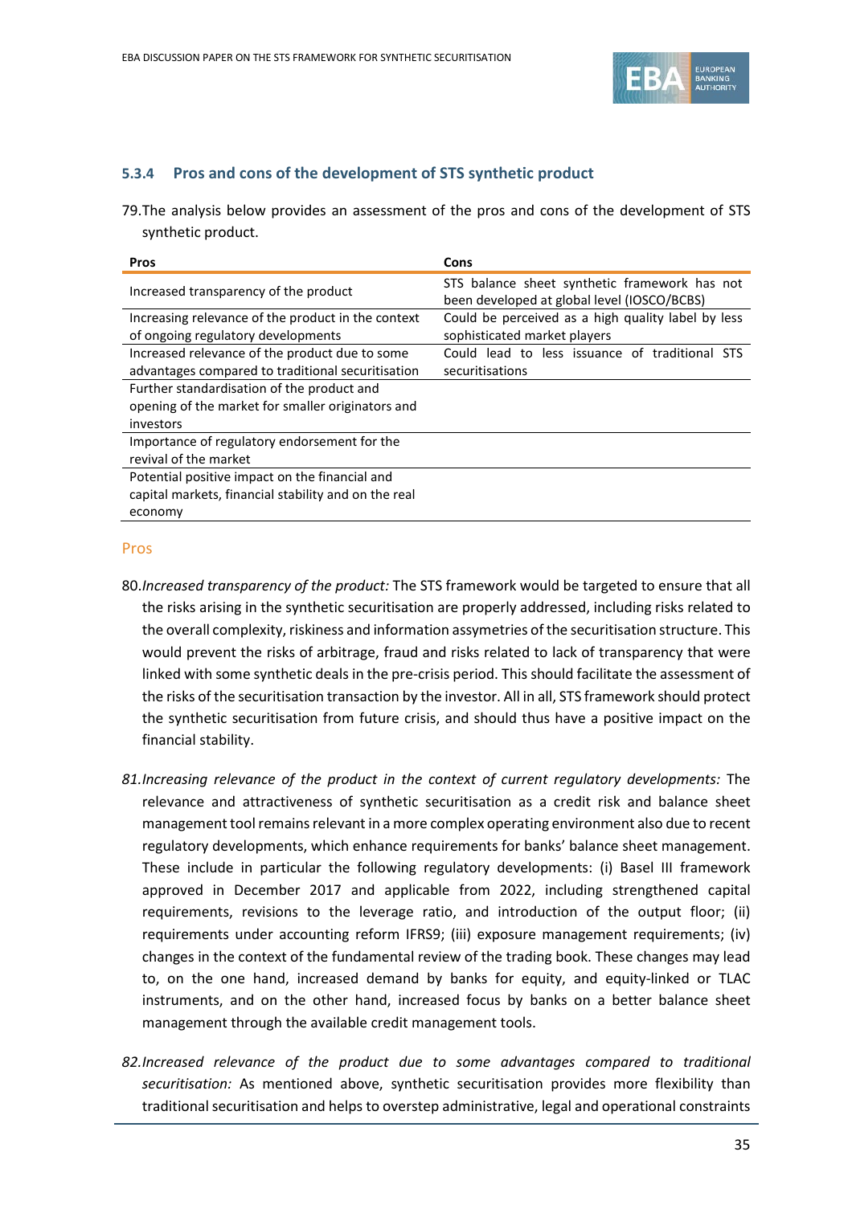### 5.3.4 Pros and cons of the development of STS synthetic product

79. The analysis below provides an assessment of the pros and cons of the development of STS synthetic product.

| Pros | Cons |
|---|---|
| Increased transparency of the product | STS balance sheet synthetic framework has not been developed at global level (IOSCO/BCBS) |
| Increasing relevance of the product in the context of ongoing regulatory developments | Could be perceived as a high quality label by less sophisticated market players |
| Increased relevance of the product due to some advantages compared to traditional securitisation | Could lead to less issuance of traditional STS securitisations |
| Further standardisation of the product and opening of the market for smaller originators and investors | |
| Importance of regulatory endorsement for the revival of the market | |
| Potential positive impact on the financial and capital markets, financial stability and on the real economy | |

#### Pros

80. *Increased transparency of the product:* The STS framework would be targeted to ensure that all the risks arising in the synthetic securitisation are properly addressed, including risks related to the overall complexity, riskiness and information assymetries of the securitisation structure. This would prevent the risks of arbitrage, fraud and risks related to lack of transparency that were linked with some synthetic deals in the pre-crisis period. This should facilitate the assessment of the risks of the securitisation transaction by the investor. All in all, STS framework should protect the synthetic securitisation from future crisis, and should thus have a positive impact on the financial stability.

81. *Increasing relevance of the product in the context of current regulatory developments:* The relevance and attractiveness of synthetic securitisation as a credit risk and balance sheet management tool remains relevant in a more complex operating environment also due to recent regulatory developments, which enhance requirements for banks' balance sheet management. These include in particular the following regulatory developments: (i) Basel III framework approved in December 2017 and applicable from 2022, including strengthened capital requirements, revisions to the leverage ratio, and introduction of the output floor; (ii) requirements under accounting reform IFRS9; (iii) exposure management requirements; (iv) changes in the context of the fundamental review of the trading book. These changes may lead to, on the one hand, increased demand by banks for equity, and equity-linked or TLAC instruments, and on the other hand, increased focus by banks on a better balance sheet management through the available credit management tools.

82. *Increased relevance of the product due to some advantages compared to traditional securitisation:* As mentioned above, synthetic securitisation provides more flexibility than traditional securitisation and helps to overstep administrative, legal and operational constraints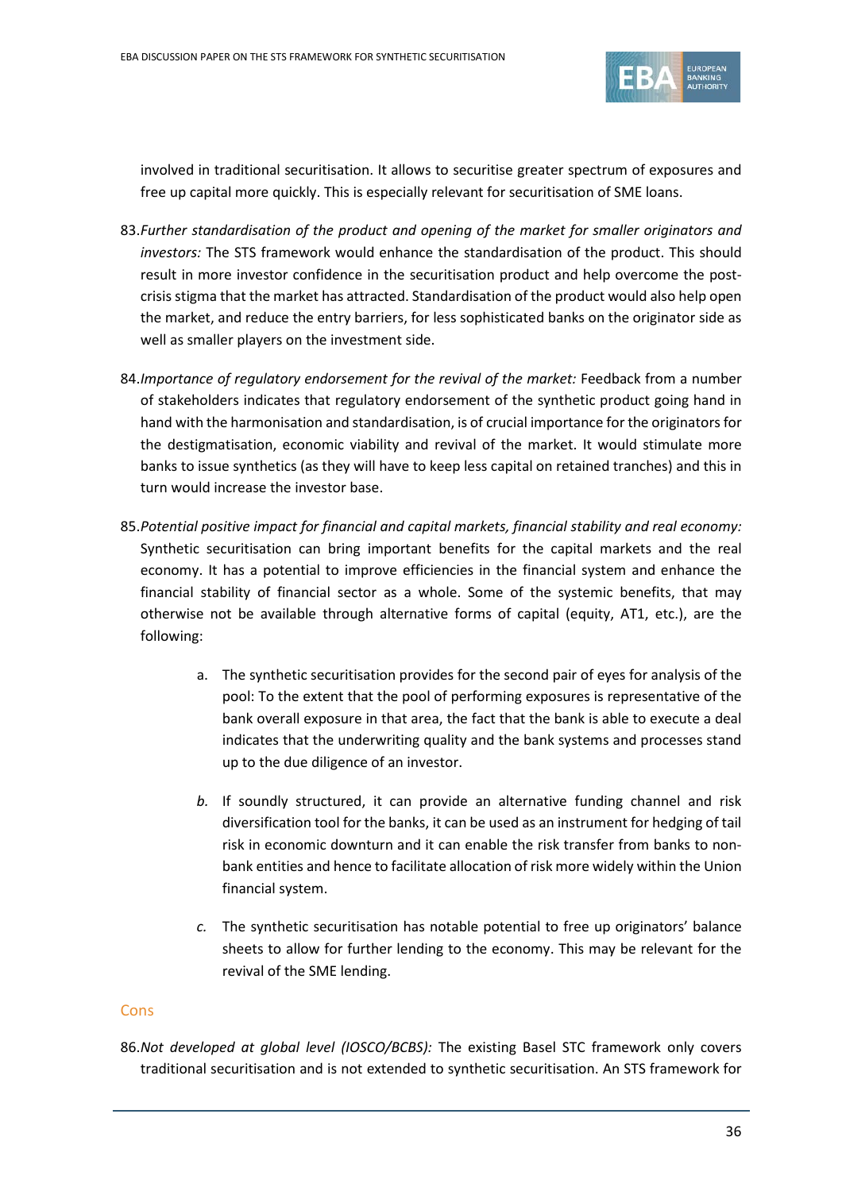involved in traditional securitisation. It allows to securitise greater spectrum of exposures and free up capital more quickly. This is especially relevant for securitisation of SME loans.

83. *Further standardisation of the product and opening of the market for smaller originators and investors:* The STS framework would enhance the standardisation of the product. This should result in more investor confidence in the securitisation product and help overcome the post-crisis stigma that the market has attracted. Standardisation of the product would also help open the market, and reduce the entry barriers, for less sophisticated banks on the originator side as well as smaller players on the investment side.

84. *Importance of regulatory endorsement for the revival of the market:* Feedback from a number of stakeholders indicates that regulatory endorsement of the synthetic product going hand in hand with the harmonisation and standardisation, is of crucial importance for the originators for the destigmatisation, economic viability and revival of the market. It would stimulate more banks to issue synthetics (as they will have to keep less capital on retained tranches) and this in turn would increase the investor base.

85. *Potential positive impact for financial and capital markets, financial stability and real economy:* Synthetic securitisation can bring important benefits for the capital markets and the real economy. It has a potential to improve efficiencies in the financial system and enhance the financial stability of financial sector as a whole. Some of the systemic benefits, that may otherwise not be available through alternative forms of capital (equity, AT1, etc.), are the following:

   a. The synthetic securitisation provides for the second pair of eyes for analysis of the pool: To the extent that the pool of performing exposures is representative of the bank overall exposure in that area, the fact that the bank is able to execute a deal indicates that the underwriting quality and the bank systems and processes stand up to the due diligence of an investor.

   *b.* If soundly structured, it can provide an alternative funding channel and risk diversification tool for the banks, it can be used as an instrument for hedging of tail risk in economic downturn and it can enable the risk transfer from banks to non-bank entities and hence to facilitate allocation of risk more widely within the Union financial system.

   *c.* The synthetic securitisation has notable potential to free up originators' balance sheets to allow for further lending to the economy. This may be relevant for the revival of the SME lending.

## Cons

86. *Not developed at global level (IOSCO/BCBS):* The existing Basel STC framework only covers traditional securitisation and is not extended to synthetic securitisation. An STS framework for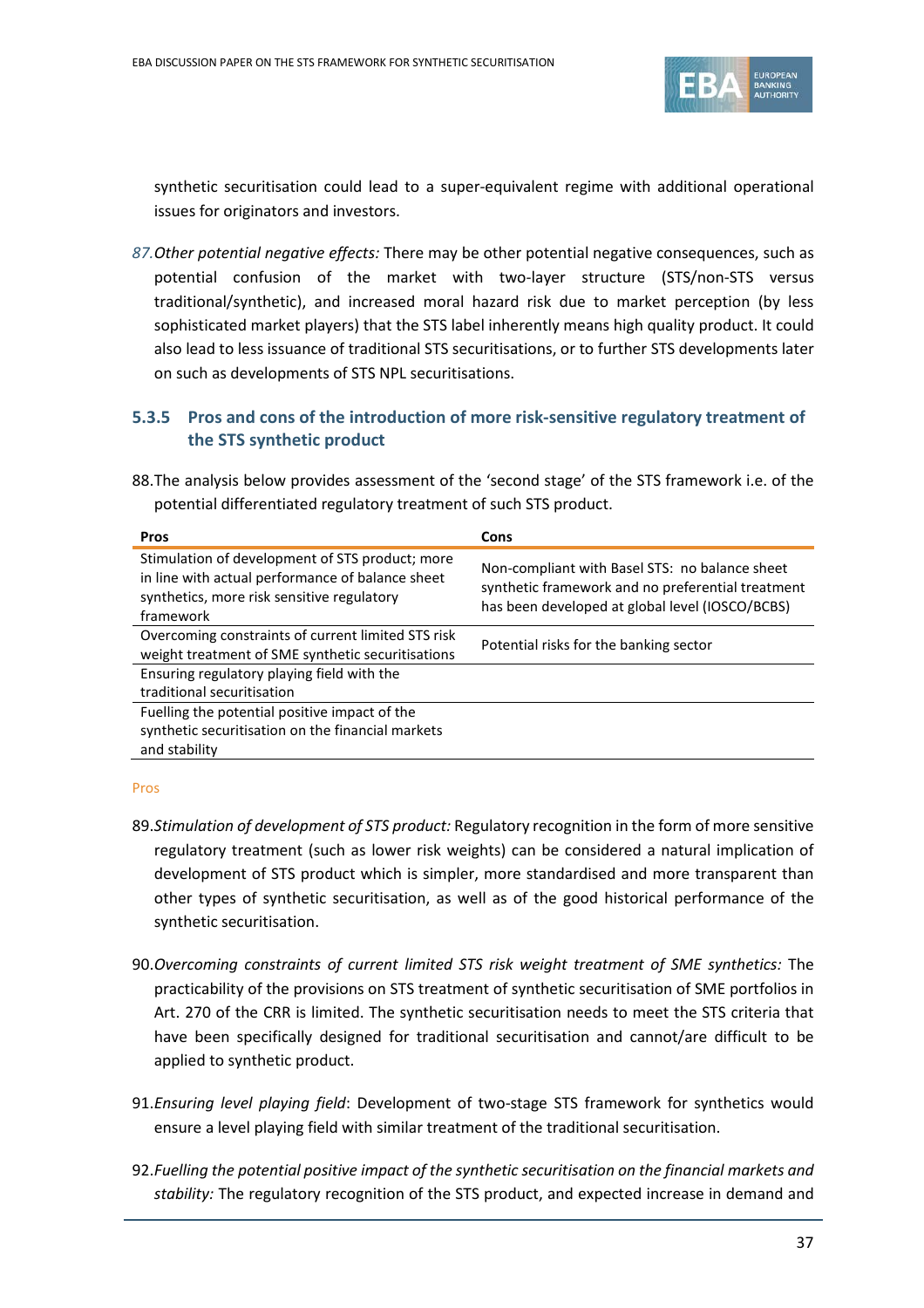synthetic securitisation could lead to a super-equivalent regime with additional operational issues for originators and investors.

87. *Other potential negative effects:* There may be other potential negative consequences, such as potential confusion of the market with two-layer structure (STS/non-STS versus traditional/synthetic), and increased moral hazard risk due to market perception (by less sophisticated market players) that the STS label inherently means high quality product. It could also lead to less issuance of traditional STS securitisations, or to further STS developments later on such as developments of STS NPL securitisations.

### 5.3.5 Pros and cons of the introduction of more risk-sensitive regulatory treatment of the STS synthetic product

88. The analysis below provides assessment of the 'second stage' of the STS framework i.e. of the potential differentiated regulatory treatment of such STS product.

| Pros | Cons |
|---|---|
| Stimulation of development of STS product; more in line with actual performance of balance sheet synthetics, more risk sensitive regulatory framework | Non-compliant with Basel STS: no balance sheet synthetic framework and no preferential treatment has been developed at global level (IOSCO/BCBS) |
| Overcoming constraints of current limited STS risk weight treatment of SME synthetic securitisations | Potential risks for the banking sector |
| Ensuring regulatory playing field with the traditional securitisation | |
| Fuelling the potential positive impact of the synthetic securitisation on the financial markets and stability | |

Pros

89. *Stimulation of development of STS product:* Regulatory recognition in the form of more sensitive regulatory treatment (such as lower risk weights) can be considered a natural implication of development of STS product which is simpler, more standardised and more transparent than other types of synthetic securitisation, as well as of the good historical performance of the synthetic securitisation.

90. *Overcoming constraints of current limited STS risk weight treatment of SME synthetics:* The practicability of the provisions on STS treatment of synthetic securitisation of SME portfolios in Art. 270 of the CRR is limited. The synthetic securitisation needs to meet the STS criteria that have been specifically designed for traditional securitisation and cannot/are difficult to be applied to synthetic product.

91. *Ensuring level playing field*: Development of two-stage STS framework for synthetics would ensure a level playing field with similar treatment of the traditional securitisation.

92. *Fuelling the potential positive impact of the synthetic securitisation on the financial markets and stability:* The regulatory recognition of the STS product, and expected increase in demand and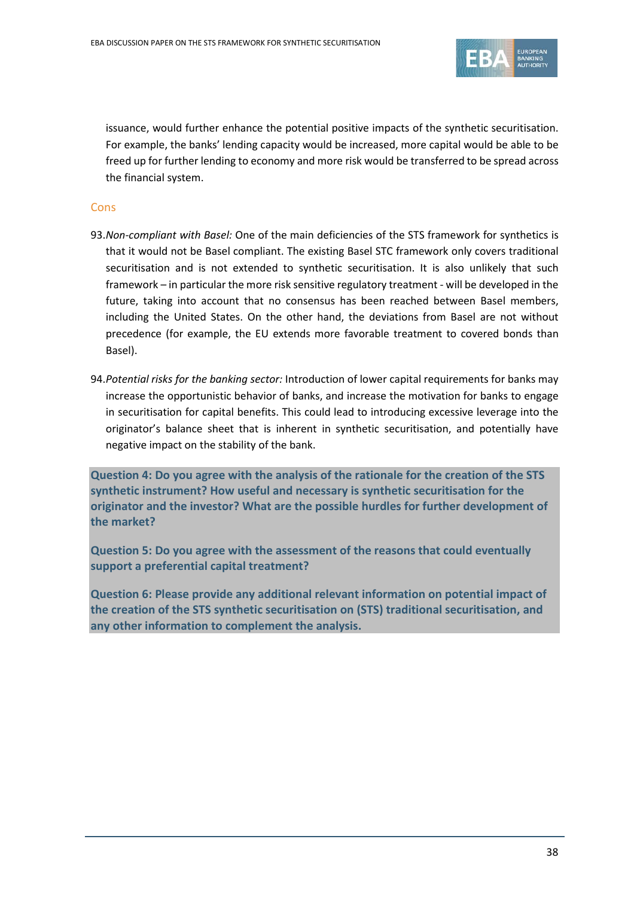issuance, would further enhance the potential positive impacts of the synthetic securitisation. For example, the banks' lending capacity would be increased, more capital would be able to be freed up for further lending to economy and more risk would be transferred to be spread across the financial system.

### Cons

93. *Non-compliant with Basel:* One of the main deficiencies of the STS framework for synthetics is that it would not be Basel compliant. The existing Basel STC framework only covers traditional securitisation and is not extended to synthetic securitisation. It is also unlikely that such framework – in particular the more risk sensitive regulatory treatment - will be developed in the future, taking into account that no consensus has been reached between Basel members, including the United States. On the other hand, the deviations from Basel are not without precedence (for example, the EU extends more favorable treatment to covered bonds than Basel).

94. *Potential risks for the banking sector:* Introduction of lower capital requirements for banks may increase the opportunistic behavior of banks, and increase the motivation for banks to engage in securitisation for capital benefits. This could lead to introducing excessive leverage into the originator's balance sheet that is inherent in synthetic securitisation, and potentially have negative impact on the stability of the bank.

**Question 4: Do you agree with the analysis of the rationale for the creation of the STS synthetic instrument? How useful and necessary is synthetic securitisation for the originator and the investor? What are the possible hurdles for further development of the market?**

**Question 5: Do you agree with the assessment of the reasons that could eventually support a preferential capital treatment?**

**Question 6: Please provide any additional relevant information on potential impact of the creation of the STS synthetic securitisation on (STS) traditional securitisation, and any other information to complement the analysis.**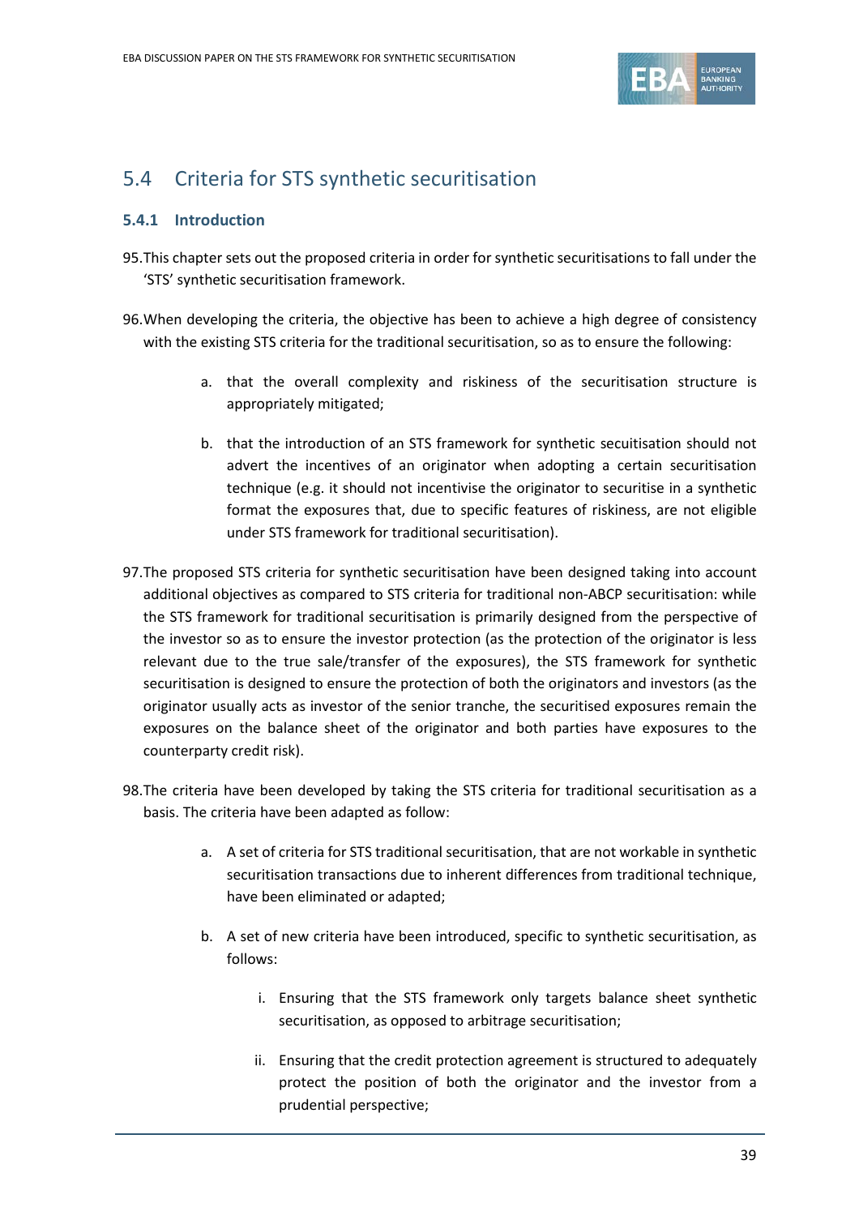## 5.4 Criteria for STS synthetic securitisation

### 5.4.1 Introduction

95. This chapter sets out the proposed criteria in order for synthetic securitisations to fall under the 'STS' synthetic securitisation framework.

96. When developing the criteria, the objective has been to achieve a high degree of consistency with the existing STS criteria for the traditional securitisation, so as to ensure the following:

    a. that the overall complexity and riskiness of the securitisation structure is appropriately mitigated;

    b. that the introduction of an STS framework for synthetic secuitisation should not advert the incentives of an originator when adopting a certain securitisation technique (e.g. it should not incentivise the originator to securitise in a synthetic format the exposures that, due to specific features of riskiness, are not eligible under STS framework for traditional securitisation).

97. The proposed STS criteria for synthetic securitisation have been designed taking into account additional objectives as compared to STS criteria for traditional non-ABCP securitisation: while the STS framework for traditional securitisation is primarily designed from the perspective of the investor so as to ensure the investor protection (as the protection of the originator is less relevant due to the true sale/transfer of the exposures), the STS framework for synthetic securitisation is designed to ensure the protection of both the originators and investors (as the originator usually acts as investor of the senior tranche, the securitised exposures remain the exposures on the balance sheet of the originator and both parties have exposures to the counterparty credit risk).

98. The criteria have been developed by taking the STS criteria for traditional securitisation as a basis. The criteria have been adapted as follow:

    a. A set of criteria for STS traditional securitisation, that are not workable in synthetic securitisation transactions due to inherent differences from traditional technique, have been eliminated or adapted;

    b. A set of new criteria have been introduced, specific to synthetic securitisation, as follows:

        i. Ensuring that the STS framework only targets balance sheet synthetic securitisation, as opposed to arbitrage securitisation;

        ii. Ensuring that the credit protection agreement is structured to adequately protect the position of both the originator and the investor from a prudential perspective;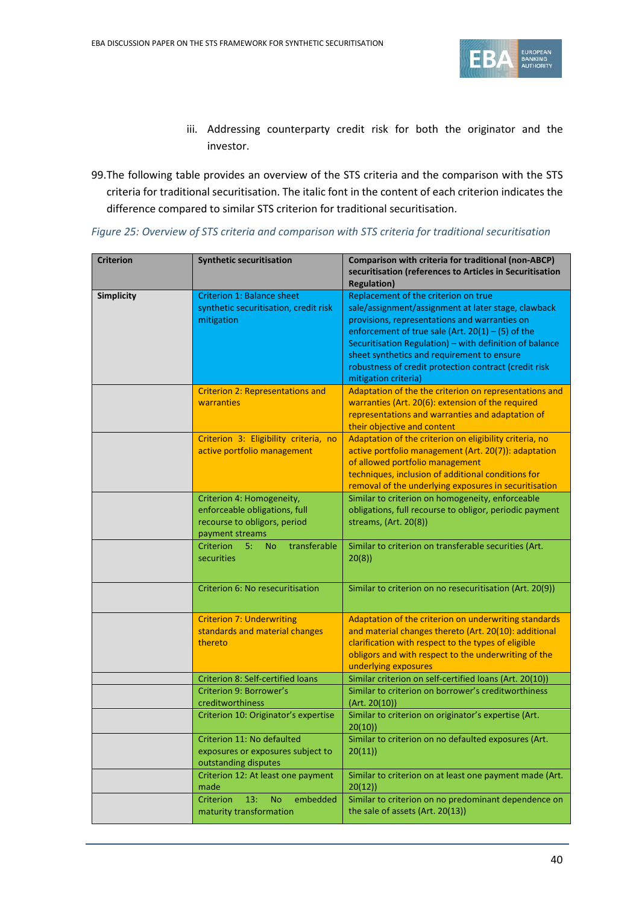iii. Addressing counterparty credit risk for both the originator and the investor.

99. The following table provides an overview of the STS criteria and the comparison with the STS criteria for traditional securitisation. The italic font in the content of each criterion indicates the difference compared to similar STS criterion for traditional securitisation.

*Figure 25: Overview of STS criteria and comparison with STS criteria for traditional securitisation*

| Criterion | Synthetic securitisation | Comparison with criteria for traditional (non-ABCP) securitisation (references to Articles in Securitisation Regulation) |
|---|---|---|
| **Simplicity** | Criterion 1: Balance sheet synthetic securitisation, credit risk mitigation | Replacement of the criterion on true sale/assignment/assignment at later stage, clawback provisions, representations and warranties on enforcement of true sale (Art. 20(1) – (5) of the Securitisation Regulation) – with definition of balance sheet synthetics and requirement to ensure robustness of credit protection contract (credit risk mitigation criteria) |
| | Criterion 2: Representations and warranties | Adaptation of the the criterion on representations and warranties (Art. 20(6): extension of the required representations and warranties and adaptation of their objective and content |
| | Criterion 3: Eligibility criteria, no active portfolio management | Adaptation of the criterion on eligibility criteria, no active portfolio management (Art. 20(7)): adaptation of allowed portfolio management techniques, inclusion of additional conditions for removal of the underlying exposures in securitisation |
| | Criterion 4: Homogeneity, enforceable obligations, full recourse to obligors, period payment streams | Similar to criterion on homogeneity, enforceable obligations, full recourse to obligor, periodic payment streams, (Art. 20(8)) |
| | Criterion 5: No transferable securities | Similar to criterion on transferable securities (Art. 20(8)) |
| | Criterion 6: No resecuritisation | Similar to criterion on no resecuritisation (Art. 20(9)) |
| | Criterion 7: Underwriting standards and material changes thereto | Adaptation of the criterion on underwriting standards and material changes thereto (Art. 20(10): additional clarification with respect to the types of eligible obligors and with respect to the underwriting of the underlying exposures |
| | Criterion 8: Self-certified loans | Similar criterion on self-certified loans (Art. 20(10)) |
| | Criterion 9: Borrower's creditworthiness | Similar to criterion on borrower's creditworthiness (Art. 20(10)) |
| | Criterion 10: Originator's expertise | Similar to criterion on originator's expertise (Art. 20(10)) |
| | Criterion 11: No defaulted exposures or exposures subject to outstanding disputes | Similar to criterion on no defaulted exposures (Art. 20(11)) |
| | Criterion 12: At least one payment made | Similar to criterion on at least one payment made (Art. 20(12)) |
| | Criterion 13: No embedded maturity transformation | Similar to criterion on no predominant dependence on the sale of assets (Art. 20(13)) |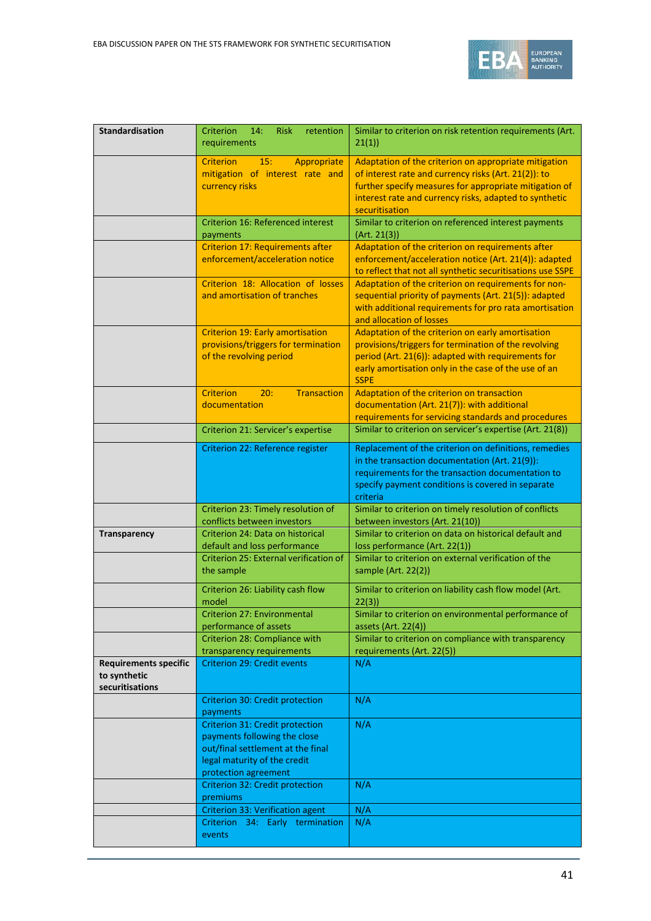| | | |
|---|---|---|
| **Standardisation** | Criterion 14: Risk retention requirements | Similar to criterion on risk retention requirements (Art. 21(1)) |
| | Criterion 15: Appropriate mitigation of interest rate and currency risks | Adaptation of the criterion on appropriate mitigation of interest rate and currency risks (Art. 21(2)): to further specify measures for appropriate mitigation of interest rate and currency risks, adapted to synthetic securitisation |
| | Criterion 16: Referenced interest payments | Similar to criterion on referenced interest payments (Art. 21(3)) |
| | Criterion 17: Requirements after enforcement/acceleration notice | Adaptation of the criterion on requirements after enforcement/acceleration notice (Art. 21(4)): adapted to reflect that not all synthetic securitisations use SSPE |
| | Criterion 18: Allocation of losses and amortisation of tranches | Adaptation of the criterion on requirements for non-sequential priority of payments (Art. 21(5)): adapted with additional requirements for pro rata amortisation and allocation of losses |
| | Criterion 19: Early amortisation provisions/triggers for termination of the revolving period | Adaptation of the criterion on early amortisation provisions/triggers for termination of the revolving period (Art. 21(6)): adapted with requirements for early amortisation only in the case of the use of an SSPE |
| | Criterion 20: Transaction documentation | Adaptation of the criterion on transaction documentation (Art. 21(7)): with additional requirements for servicing standards and procedures |
| | Criterion 21: Servicer's expertise | Similar to criterion on servicer's expertise (Art. 21(8)) |
| | Criterion 22: Reference register | Replacement of the criterion on definitions, remedies in the transaction documentation (Art. 21(9)): requirements for the transaction documentation to specify payment conditions is covered in separate criteria |
| | Criterion 23: Timely resolution of conflicts between investors | Similar to criterion on timely resolution of conflicts between investors (Art. 21(10)) |
| **Transparency** | Criterion 24: Data on historical default and loss performance | Similar to criterion on data on historical default and loss performance (Art. 22(1)) |
| | Criterion 25: External verification of the sample | Similar to criterion on external verification of the sample (Art. 22(2)) |
| | Criterion 26: Liability cash flow model | Similar to criterion on liability cash flow model (Art. 22(3)) |
| | Criterion 27: Environmental performance of assets | Similar to criterion on environmental performance of assets (Art. 22(4)) |
| | Criterion 28: Compliance with transparency requirements | Similar to criterion on compliance with transparency requirements (Art. 22(5)) |
| **Requirements specific to synthetic securitisations** | Criterion 29: Credit events | N/A |
| | Criterion 30: Credit protection payments | N/A |
| | Criterion 31: Credit protection payments following the close out/final settlement at the final legal maturity of the credit protection agreement | N/A |
| | Criterion 32: Credit protection premiums | N/A |
| | Criterion 33: Verification agent | N/A |
| | Criterion 34: Early termination events | N/A |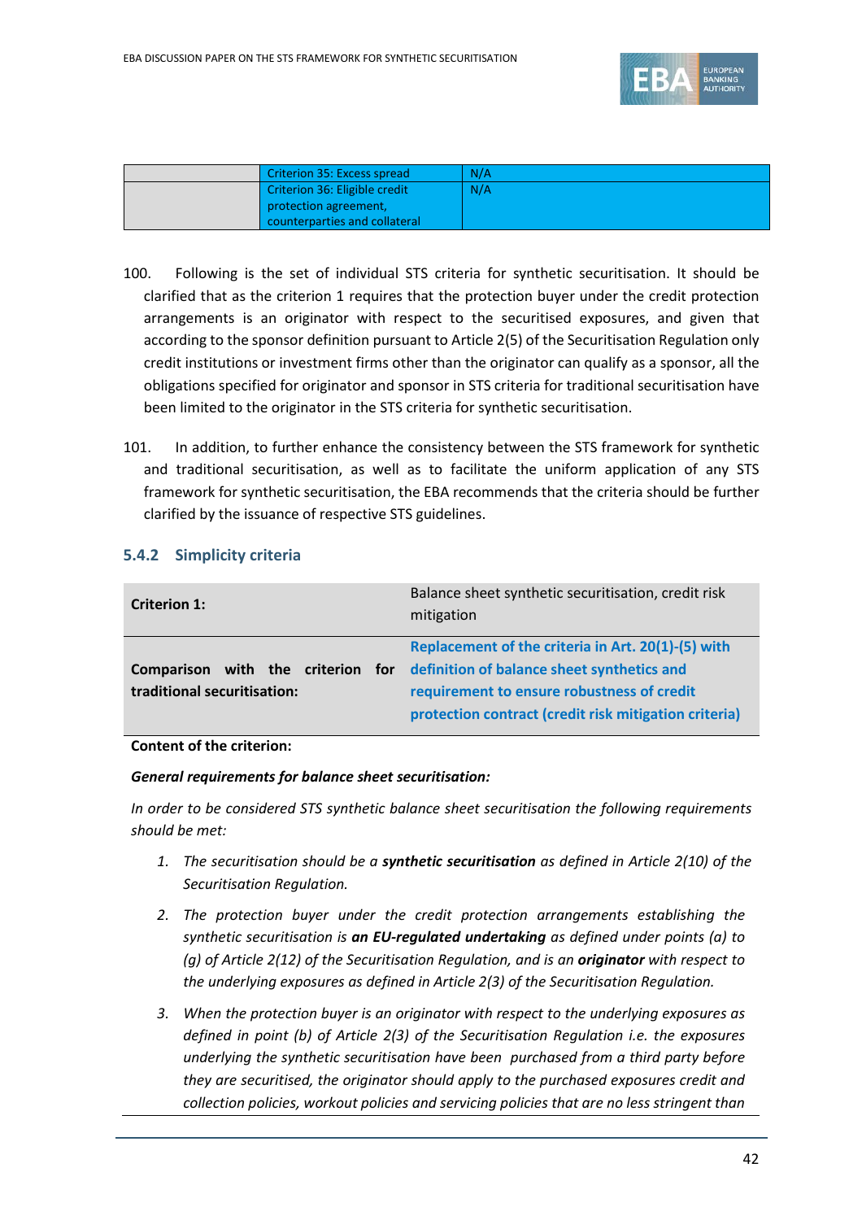| | | |
|---|---|---|
| | Criterion 35: Excess spread | N/A |
| | Criterion 36: Eligible credit protection agreement, counterparties and collateral | N/A |

100. Following is the set of individual STS criteria for synthetic securitisation. It should be clarified that as the criterion 1 requires that the protection buyer under the credit protection arrangements is an originator with respect to the securitised exposures, and given that according to the sponsor definition pursuant to Article 2(5) of the Securitisation Regulation only credit institutions or investment firms other than the originator can qualify as a sponsor, all the obligations specified for originator and sponsor in STS criteria for traditional securitisation have been limited to the originator in the STS criteria for synthetic securitisation.

101. In addition, to further enhance the consistency between the STS framework for synthetic and traditional securitisation, as well as to facilitate the uniform application of any STS framework for synthetic securitisation, the EBA recommends that the criteria should be further clarified by the issuance of respective STS guidelines.

### 5.4.2 Simplicity criteria

| **Criterion 1:** | Balance sheet synthetic securitisation, credit risk mitigation |
|---|---|
| **Comparison with the criterion for traditional securitisation:** | **Replacement of the criteria in Art. 20(1)-(5) with definition of balance sheet synthetics and requirement to ensure robustness of credit protection contract (credit risk mitigation criteria)** |

**Content of the criterion:**

***General requirements for balance sheet securitisation:***

*In order to be considered STS synthetic balance sheet securitisation the following requirements should be met:*

1. *The securitisation should be a **synthetic securitisation** as defined in Article 2(10) of the Securitisation Regulation.*
2. *The protection buyer under the credit protection arrangements establishing the synthetic securitisation is **an EU-regulated undertaking** as defined under points (a) to (g) of Article 2(12) of the Securitisation Regulation, and is an **originator** with respect to the underlying exposures as defined in Article 2(3) of the Securitisation Regulation.*
3. *When the protection buyer is an originator with respect to the underlying exposures as defined in point (b) of Article 2(3) of the Securitisation Regulation i.e. the exposures underlying the synthetic securitisation have been purchased from a third party before they are securitised, the originator should apply to the purchased exposures credit and collection policies, workout policies and servicing policies that are no less stringent than*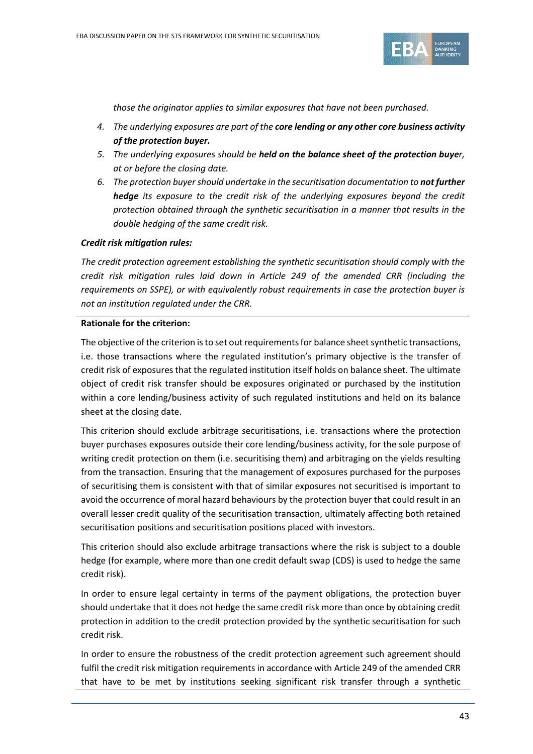*those the originator applies to similar exposures that have not been purchased.*

4. *The underlying exposures are part of the* ***core lending or any other core business activity of the protection buyer.***
5. *The underlying exposures should be* ***held on the balance sheet of the protection buye****r, at or before the closing date.*
6. *The protection buyer should undertake in the securitisation documentation to* ***not further hedge*** *its exposure to the credit risk of the underlying exposures beyond the credit protection obtained through the synthetic securitisation in a manner that results in the double hedging of the same credit risk.*

***Credit risk mitigation rules:***

*The credit protection agreement establishing the synthetic securitisation should comply with the credit risk mitigation rules laid down in Article 249 of the amended CRR (including the requirements on SSPE), or with equivalently robust requirements in case the protection buyer is not an institution regulated under the CRR.*

**Rationale for the criterion:**

The objective of the criterion is to set out requirements for balance sheet synthetic transactions, i.e. those transactions where the regulated institution's primary objective is the transfer of credit risk of exposures that the regulated institution itself holds on balance sheet. The ultimate object of credit risk transfer should be exposures originated or purchased by the institution within a core lending/business activity of such regulated institutions and held on its balance sheet at the closing date.

This criterion should exclude arbitrage securitisations, i.e. transactions where the protection buyer purchases exposures outside their core lending/business activity, for the sole purpose of writing credit protection on them (i.e. securitising them) and arbitraging on the yields resulting from the transaction. Ensuring that the management of exposures purchased for the purposes of securitising them is consistent with that of similar exposures not securitised is important to avoid the occurrence of moral hazard behaviours by the protection buyer that could result in an overall lesser credit quality of the securitisation transaction, ultimately affecting both retained securitisation positions and securitisation positions placed with investors.

This criterion should also exclude arbitrage transactions where the risk is subject to a double hedge (for example, where more than one credit default swap (CDS) is used to hedge the same credit risk).

In order to ensure legal certainty in terms of the payment obligations, the protection buyer should undertake that it does not hedge the same credit risk more than once by obtaining credit protection in addition to the credit protection provided by the synthetic securitisation for such credit risk.

In order to ensure the robustness of the credit protection agreement such agreement should fulfil the credit risk mitigation requirements in accordance with Article 249 of the amended CRR that have to be met by institutions seeking significant risk transfer through a synthetic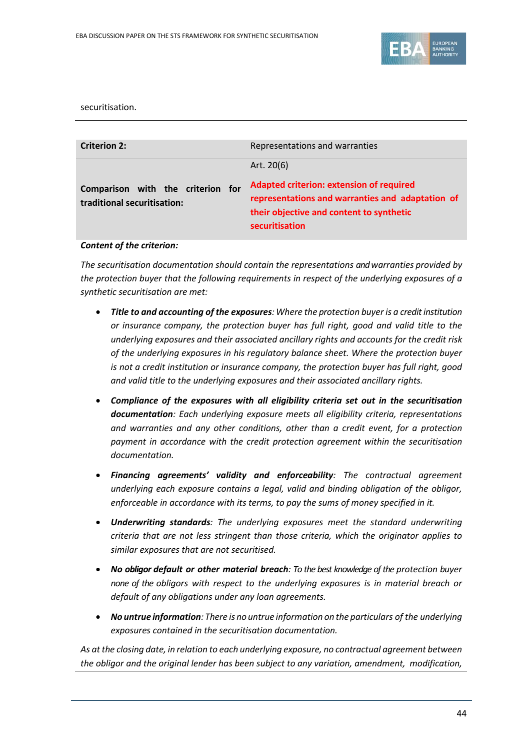securitisation.

| **Criterion 2:** | Representations and warranties |
|---|---|
| **Comparison with the criterion for traditional securitisation:** | Art. 20(6)<br>**Adapted criterion: extension of required representations and warranties and adaptation of their objective and content to synthetic securitisation** |

***Content of the criterion:***

*The securitisation documentation should contain the representations and warranties provided by the protection buyer that the following requirements in respect of the underlying exposures of a synthetic securitisation are met:*

- ***Title to and accounting of the exposures****: Where the protection buyer is a credit institution or insurance company, the protection buyer has full right, good and valid title to the underlying exposures and their associated ancillary rights and accounts for the credit risk of the underlying exposures in his regulatory balance sheet. Where the protection buyer is not a credit institution or insurance company, the protection buyer has full right, good and valid title to the underlying exposures and their associated ancillary rights.*
- ***Compliance of the exposures with all eligibility criteria set out in the securitisation documentation****: Each underlying exposure meets all eligibility criteria, representations and warranties and any other conditions, other than a credit event, for a protection payment in accordance with the credit protection agreement within the securitisation documentation.*
- ***Financing agreements' validity and enforceability****: The contractual agreement underlying each exposure contains a legal, valid and binding obligation of the obligor, enforceable in accordance with its terms, to pay the sums of money specified in it.*
- ***Underwriting standards****: The underlying exposures meet the standard underwriting criteria that are not less stringent than those criteria, which the originator applies to similar exposures that are not securitised.*
- ***No obligor default or other material breach****: To the best knowledge of the protection buyer none of the obligors with respect to the underlying exposures is in material breach or default of any obligations under any loan agreements.*
- ***No untrue information****: There is no untrue information on the particulars of the underlying exposures contained in the securitisation documentation.*

*As at the closing date, in relation to each underlying exposure, no contractual agreement between the obligor and the original lender has been subject to any variation, amendment, modification,*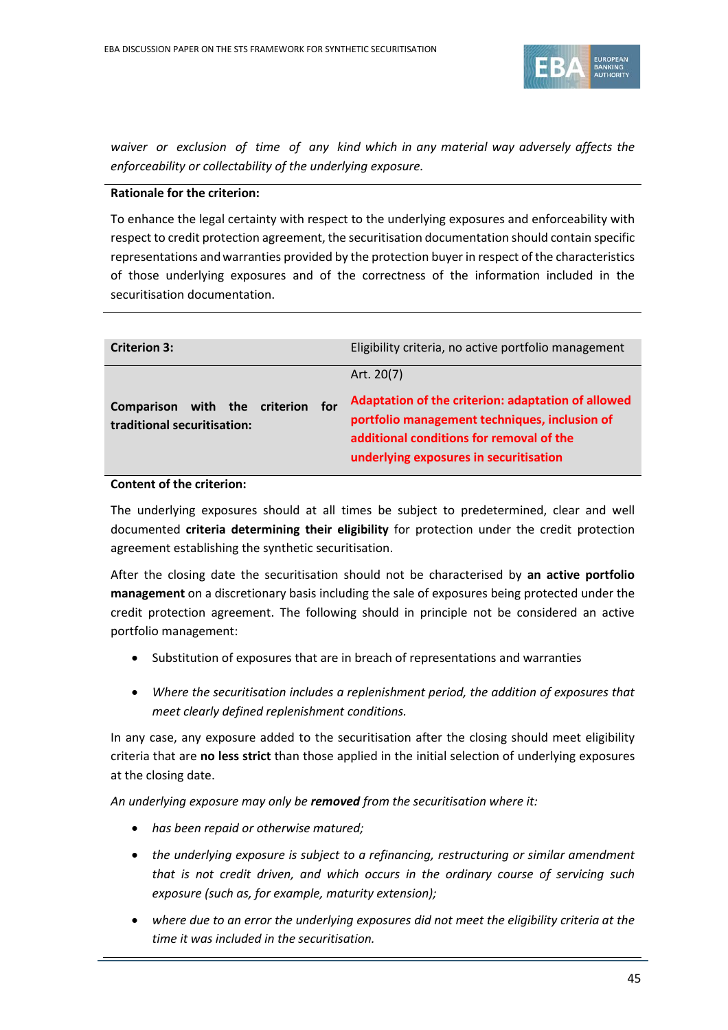*waiver or exclusion of time of any kind which in any material way adversely affects the enforceability or collectability of the underlying exposure.*

**Rationale for the criterion:**

To enhance the legal certainty with respect to the underlying exposures and enforceability with respect to credit protection agreement, the securitisation documentation should contain specific representations and warranties provided by the protection buyer in respect of the characteristics of those underlying exposures and of the correctness of the information included in the securitisation documentation.

| **Criterion 3:** | Eligibility criteria, no active portfolio management |
|---|---|
| **Comparison with the criterion for traditional securitisation:** | Art. 20(7)<br><br>**Adaptation of the criterion: adaptation of allowed portfolio management techniques, inclusion of additional conditions for removal of the underlying exposures in securitisation** |

**Content of the criterion:**

The underlying exposures should at all times be subject to predetermined, clear and well documented **criteria determining their eligibility** for protection under the credit protection agreement establishing the synthetic securitisation.

After the closing date the securitisation should not be characterised by **an active portfolio management** on a discretionary basis including the sale of exposures being protected under the credit protection agreement. The following should in principle not be considered an active portfolio management:

- Substitution of exposures that are in breach of representations and warranties
- *Where the securitisation includes a replenishment period, the addition of exposures that meet clearly defined replenishment conditions.*

In any case, any exposure added to the securitisation after the closing should meet eligibility criteria that are **no less strict** than those applied in the initial selection of underlying exposures at the closing date.

*An underlying exposure may only be **removed** from the securitisation where it:*

- *has been repaid or otherwise matured;*
- *the underlying exposure is subject to a refinancing, restructuring or similar amendment that is not credit driven, and which occurs in the ordinary course of servicing such exposure (such as, for example, maturity extension);*
- *where due to an error the underlying exposures did not meet the eligibility criteria at the time it was included in the securitisation.*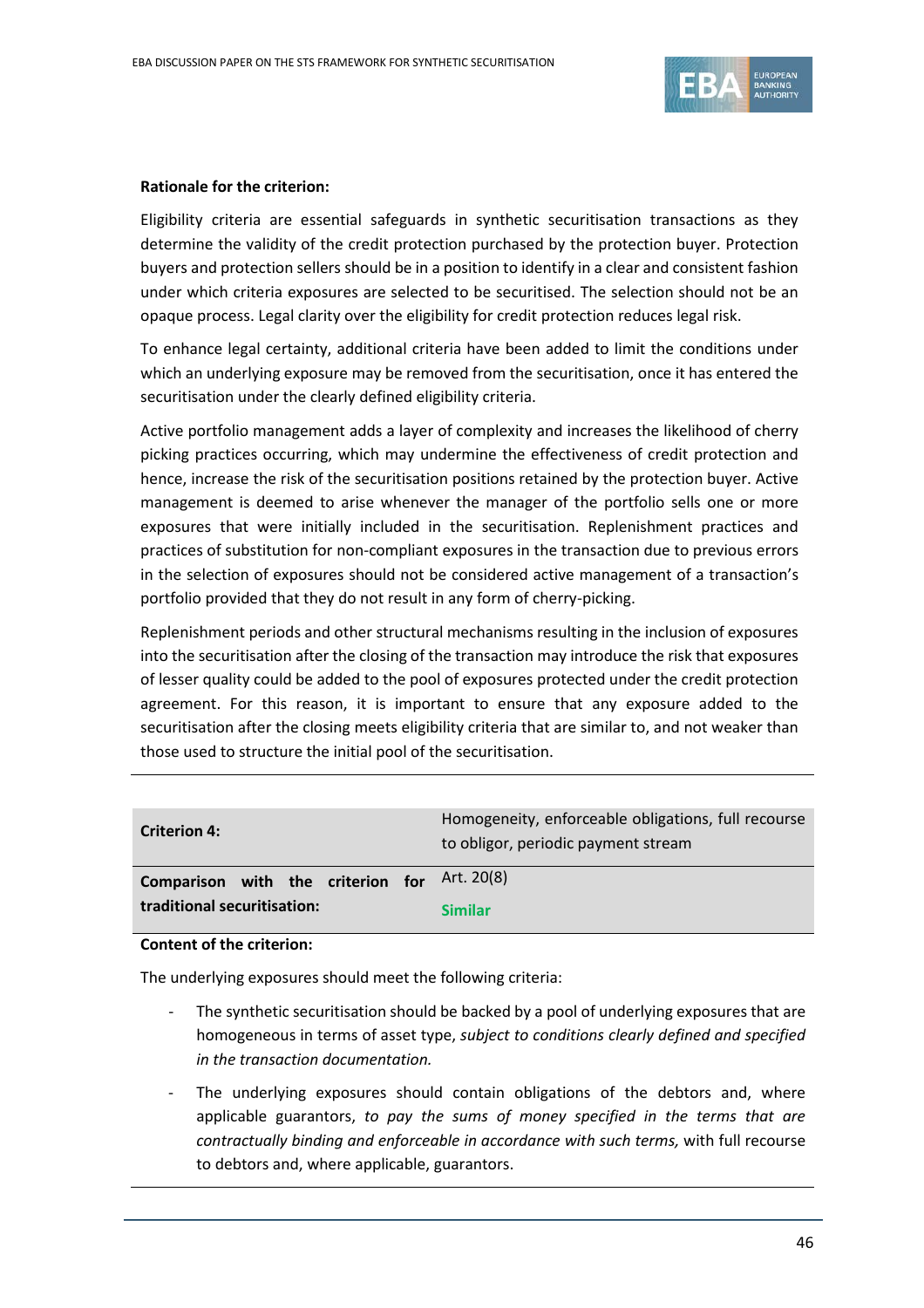**Rationale for the criterion:**

Eligibility criteria are essential safeguards in synthetic securitisation transactions as they determine the validity of the credit protection purchased by the protection buyer. Protection buyers and protection sellers should be in a position to identify in a clear and consistent fashion under which criteria exposures are selected to be securitised. The selection should not be an opaque process. Legal clarity over the eligibility for credit protection reduces legal risk.

To enhance legal certainty, additional criteria have been added to limit the conditions under which an underlying exposure may be removed from the securitisation, once it has entered the securitisation under the clearly defined eligibility criteria.

Active portfolio management adds a layer of complexity and increases the likelihood of cherry picking practices occurring, which may undermine the effectiveness of credit protection and hence, increase the risk of the securitisation positions retained by the protection buyer. Active management is deemed to arise whenever the manager of the portfolio sells one or more exposures that were initially included in the securitisation. Replenishment practices and practices of substitution for non-compliant exposures in the transaction due to previous errors in the selection of exposures should not be considered active management of a transaction's portfolio provided that they do not result in any form of cherry-picking.

Replenishment periods and other structural mechanisms resulting in the inclusion of exposures into the securitisation after the closing of the transaction may introduce the risk that exposures of lesser quality could be added to the pool of exposures protected under the credit protection agreement. For this reason, it is important to ensure that any exposure added to the securitisation after the closing meets eligibility criteria that are similar to, and not weaker than those used to structure the initial pool of the securitisation.

| **Criterion 4:** | Homogeneity, enforceable obligations, full recourse to obligor, periodic payment stream |
|---|---|
| **Comparison with the criterion for traditional securitisation:** | Art. 20(8)<br>**Similar** |

**Content of the criterion:**

The underlying exposures should meet the following criteria:

- The synthetic securitisation should be backed by a pool of underlying exposures that are homogeneous in terms of asset type, *subject to conditions clearly defined and specified in the transaction documentation.*
- The underlying exposures should contain obligations of the debtors and, where applicable guarantors, *to pay the sums of money specified in the terms that are contractually binding and enforceable in accordance with such terms,* with full recourse to debtors and, where applicable, guarantors.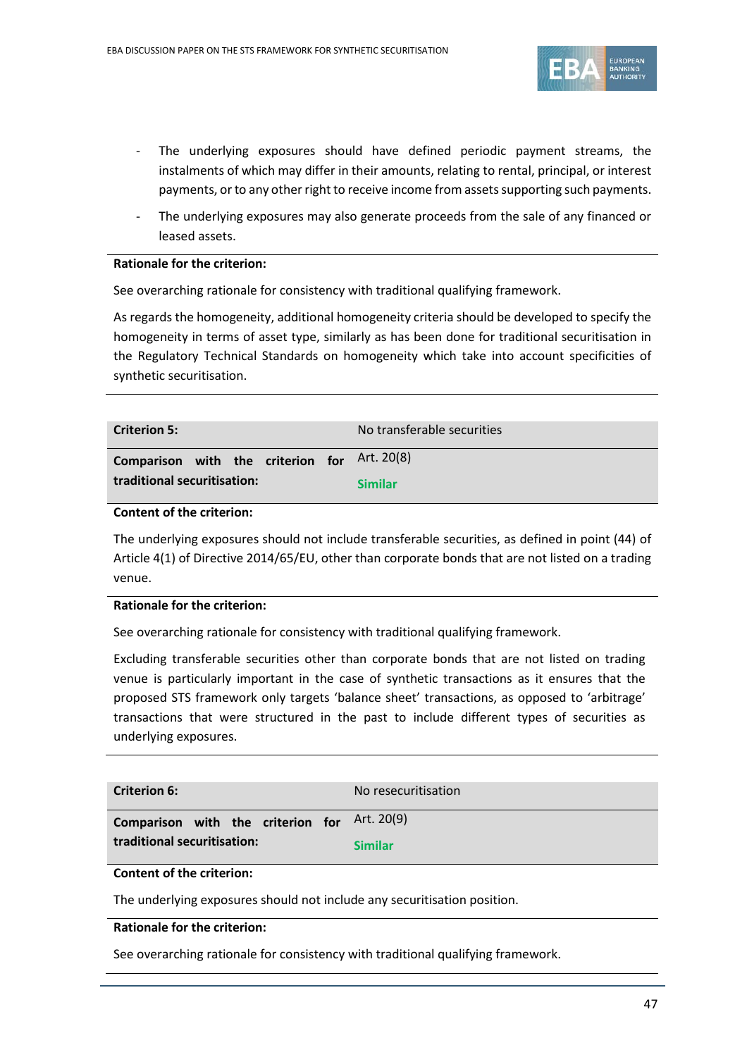- The underlying exposures should have defined periodic payment streams, the instalments of which may differ in their amounts, relating to rental, principal, or interest payments, or to any other right to receive income from assets supporting such payments.
- The underlying exposures may also generate proceeds from the sale of any financed or leased assets.

**Rationale for the criterion:**

See overarching rationale for consistency with traditional qualifying framework.

As regards the homogeneity, additional homogeneity criteria should be developed to specify the homogeneity in terms of asset type, similarly as has been done for traditional securitisation in the Regulatory Technical Standards on homogeneity which take into account specificities of synthetic securitisation.

| **Criterion 5:** | No transferable securities |
|---|---|
| **Comparison with the criterion for traditional securitisation:** | Art. 20(8)<br>**Similar** |

**Content of the criterion:**

The underlying exposures should not include transferable securities, as defined in point (44) of Article 4(1) of Directive 2014/65/EU, other than corporate bonds that are not listed on a trading venue.

**Rationale for the criterion:**

See overarching rationale for consistency with traditional qualifying framework.

Excluding transferable securities other than corporate bonds that are not listed on trading venue is particularly important in the case of synthetic transactions as it ensures that the proposed STS framework only targets 'balance sheet' transactions, as opposed to 'arbitrage' transactions that were structured in the past to include different types of securities as underlying exposures.

| **Criterion 6:** | No resecuritisation |
|---|---|
| **Comparison with the criterion for traditional securitisation:** | Art. 20(9)<br>**Similar** |

**Content of the criterion:**

The underlying exposures should not include any securitisation position.

**Rationale for the criterion:**

See overarching rationale for consistency with traditional qualifying framework.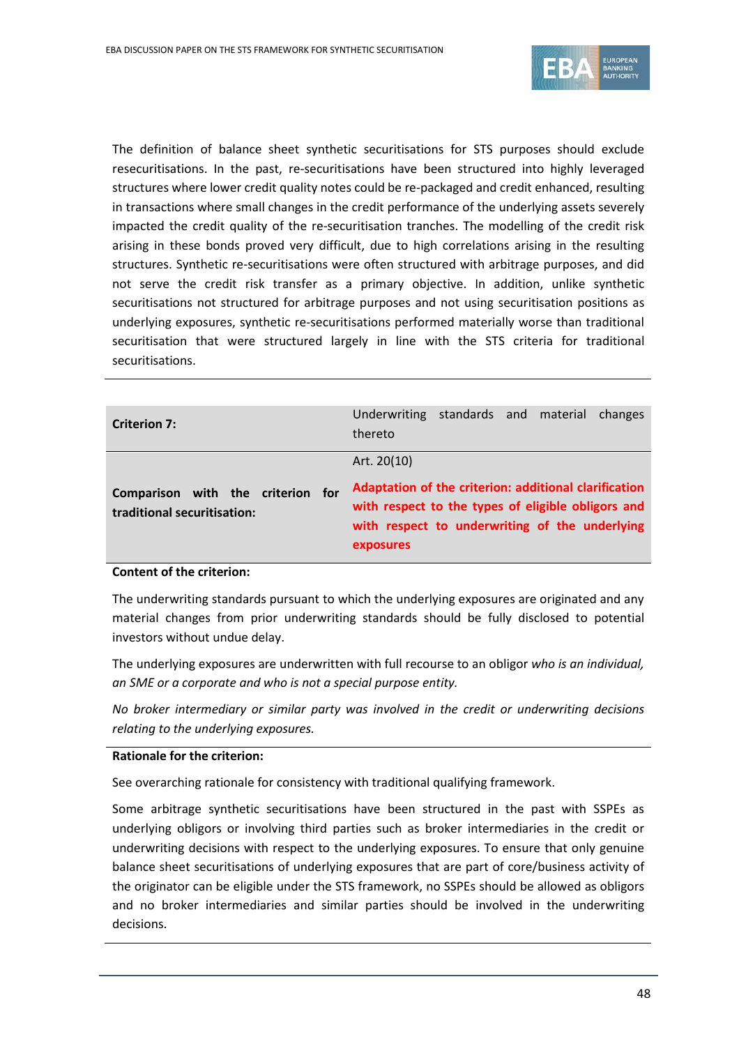The definition of balance sheet synthetic securitisations for STS purposes should exclude resecuritisations. In the past, re-securitisations have been structured into highly leveraged structures where lower credit quality notes could be re-packaged and credit enhanced, resulting in transactions where small changes in the credit performance of the underlying assets severely impacted the credit quality of the re-securitisation tranches. The modelling of the credit risk arising in these bonds proved very difficult, due to high correlations arising in the resulting structures. Synthetic re-securitisations were often structured with arbitrage purposes, and did not serve the credit risk transfer as a primary objective. In addition, unlike synthetic securitisations not structured for arbitrage purposes and not using securitisation positions as underlying exposures, synthetic re-securitisations performed materially worse than traditional securitisation that were structured largely in line with the STS criteria for traditional securitisations.

| **Criterion 7:** | Underwriting standards and material changes thereto |
|---|---|
| **Comparison with the criterion for traditional securitisation:** | Art. 20(10)<br><br>**Adaptation of the criterion: additional clarification with respect to the types of eligible obligors and with respect to underwriting of the underlying exposures** |

**Content of the criterion:**

The underwriting standards pursuant to which the underlying exposures are originated and any material changes from prior underwriting standards should be fully disclosed to potential investors without undue delay.

The underlying exposures are underwritten with full recourse to an obligor *who is an individual, an SME or a corporate and who is not a special purpose entity.*

*No broker intermediary or similar party was involved in the credit or underwriting decisions relating to the underlying exposures.*

**Rationale for the criterion:**

See overarching rationale for consistency with traditional qualifying framework.

Some arbitrage synthetic securitisations have been structured in the past with SSPEs as underlying obligors or involving third parties such as broker intermediaries in the credit or underwriting decisions with respect to the underlying exposures. To ensure that only genuine balance sheet securitisations of underlying exposures that are part of core/business activity of the originator can be eligible under the STS framework, no SSPEs should be allowed as obligors and no broker intermediaries and similar parties should be involved in the underwriting decisions.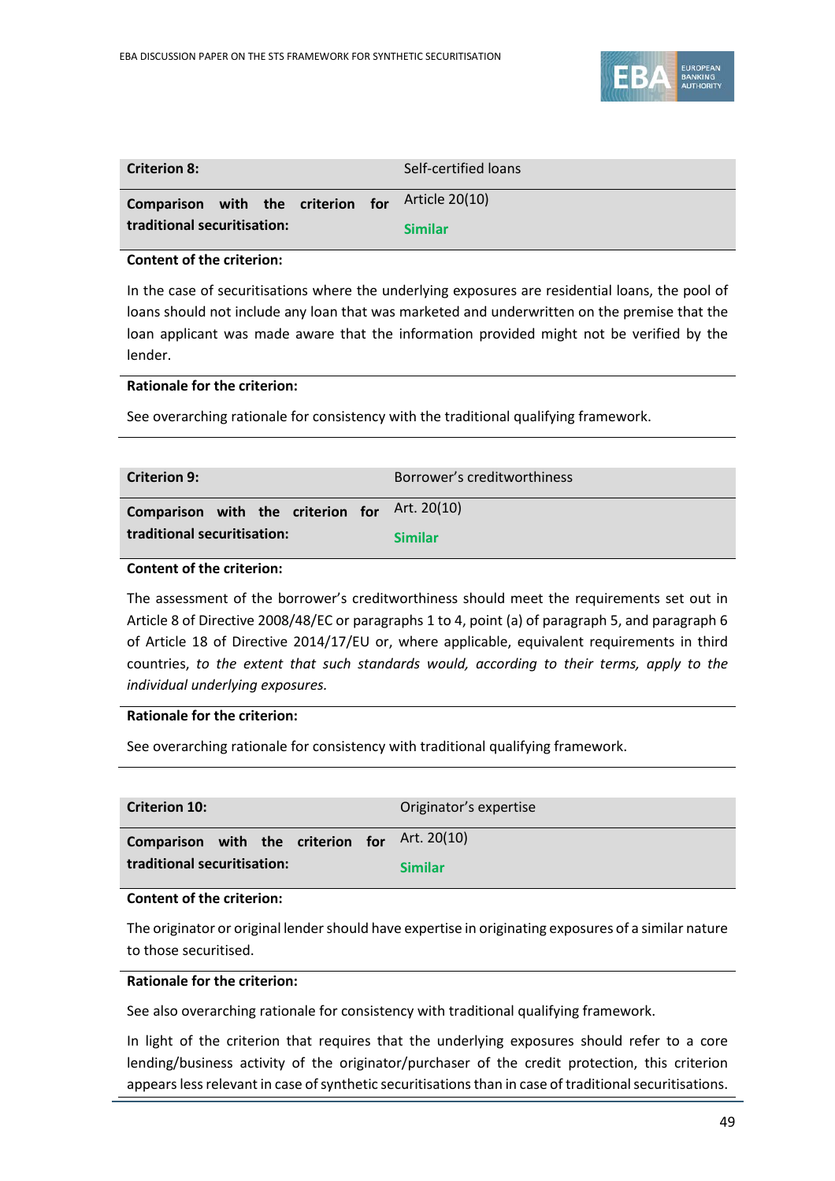| **Criterion 8:** | Self-certified loans |
|---|---|
| **Comparison with the criterion for traditional securitisation:** | Article 20(10)<br>**Similar** |

**Content of the criterion:**

In the case of securitisations where the underlying exposures are residential loans, the pool of loans should not include any loan that was marketed and underwritten on the premise that the loan applicant was made aware that the information provided might not be verified by the lender.

**Rationale for the criterion:**

See overarching rationale for consistency with the traditional qualifying framework.

| **Criterion 9:** | Borrower's creditworthiness |
|---|---|
| **Comparison with the criterion for traditional securitisation:** | Art. 20(10)<br>**Similar** |

**Content of the criterion:**

The assessment of the borrower's creditworthiness should meet the requirements set out in Article 8 of Directive 2008/48/EC or paragraphs 1 to 4, point (a) of paragraph 5, and paragraph 6 of Article 18 of Directive 2014/17/EU or, where applicable, equivalent requirements in third countries, *to the extent that such standards would, according to their terms, apply to the individual underlying exposures.*

**Rationale for the criterion:**

See overarching rationale for consistency with traditional qualifying framework.

| **Criterion 10:** | Originator's expertise |
|---|---|
| **Comparison with the criterion for traditional securitisation:** | Art. 20(10)<br>**Similar** |

**Content of the criterion:**

The originator or original lender should have expertise in originating exposures of a similar nature to those securitised.

**Rationale for the criterion:**

See also overarching rationale for consistency with traditional qualifying framework.

In light of the criterion that requires that the underlying exposures should refer to a core lending/business activity of the originator/purchaser of the credit protection, this criterion appears less relevant in case of synthetic securitisations than in case of traditional securitisations.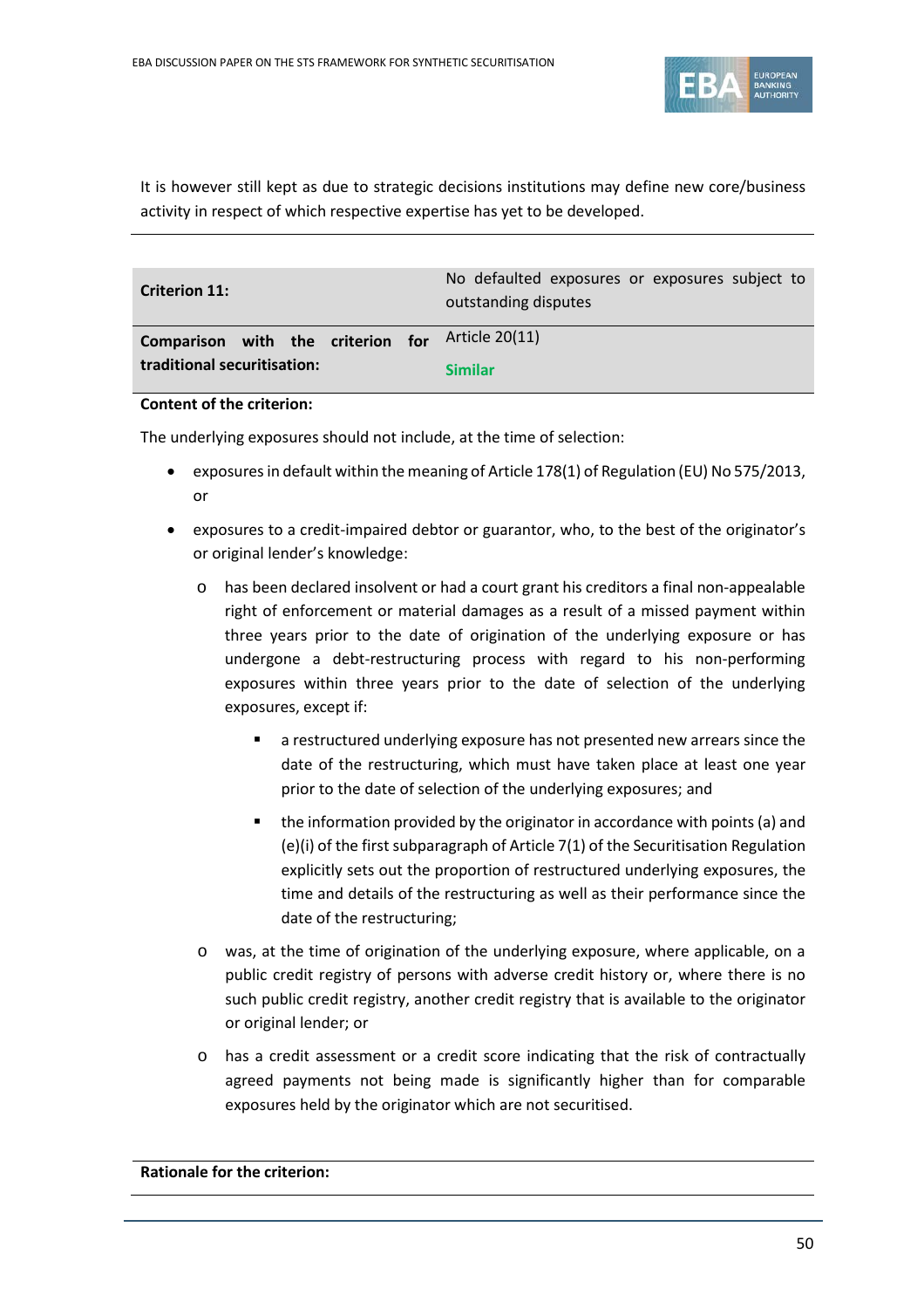It is however still kept as due to strategic decisions institutions may define new core/business activity in respect of which respective expertise has yet to be developed.

| **Criterion 11:** | No defaulted exposures or exposures subject to outstanding disputes |
|---|---|
| **Comparison with the criterion for traditional securitisation:** | Article 20(11)<br>**Similar** |

**Content of the criterion:**

The underlying exposures should not include, at the time of selection:

- exposures in default within the meaning of Article 178(1) of Regulation (EU) No 575/2013, or
- exposures to a credit-impaired debtor or guarantor, who, to the best of the originator's or original lender's knowledge:
  - has been declared insolvent or had a court grant his creditors a final non-appealable right of enforcement or material damages as a result of a missed payment within three years prior to the date of origination of the underlying exposure or has undergone a debt-restructuring process with regard to his non-performing exposures within three years prior to the date of selection of the underlying exposures, except if:
    - a restructured underlying exposure has not presented new arrears since the date of the restructuring, which must have taken place at least one year prior to the date of selection of the underlying exposures; and
    - the information provided by the originator in accordance with points (a) and (e)(i) of the first subparagraph of Article 7(1) of the Securitisation Regulation explicitly sets out the proportion of restructured underlying exposures, the time and details of the restructuring as well as their performance since the date of the restructuring;
  - was, at the time of origination of the underlying exposure, where applicable, on a public credit registry of persons with adverse credit history or, where there is no such public credit registry, another credit registry that is available to the originator or original lender; or
  - has a credit assessment or a credit score indicating that the risk of contractually agreed payments not being made is significantly higher than for comparable exposures held by the originator which are not securitised.

**Rationale for the criterion:**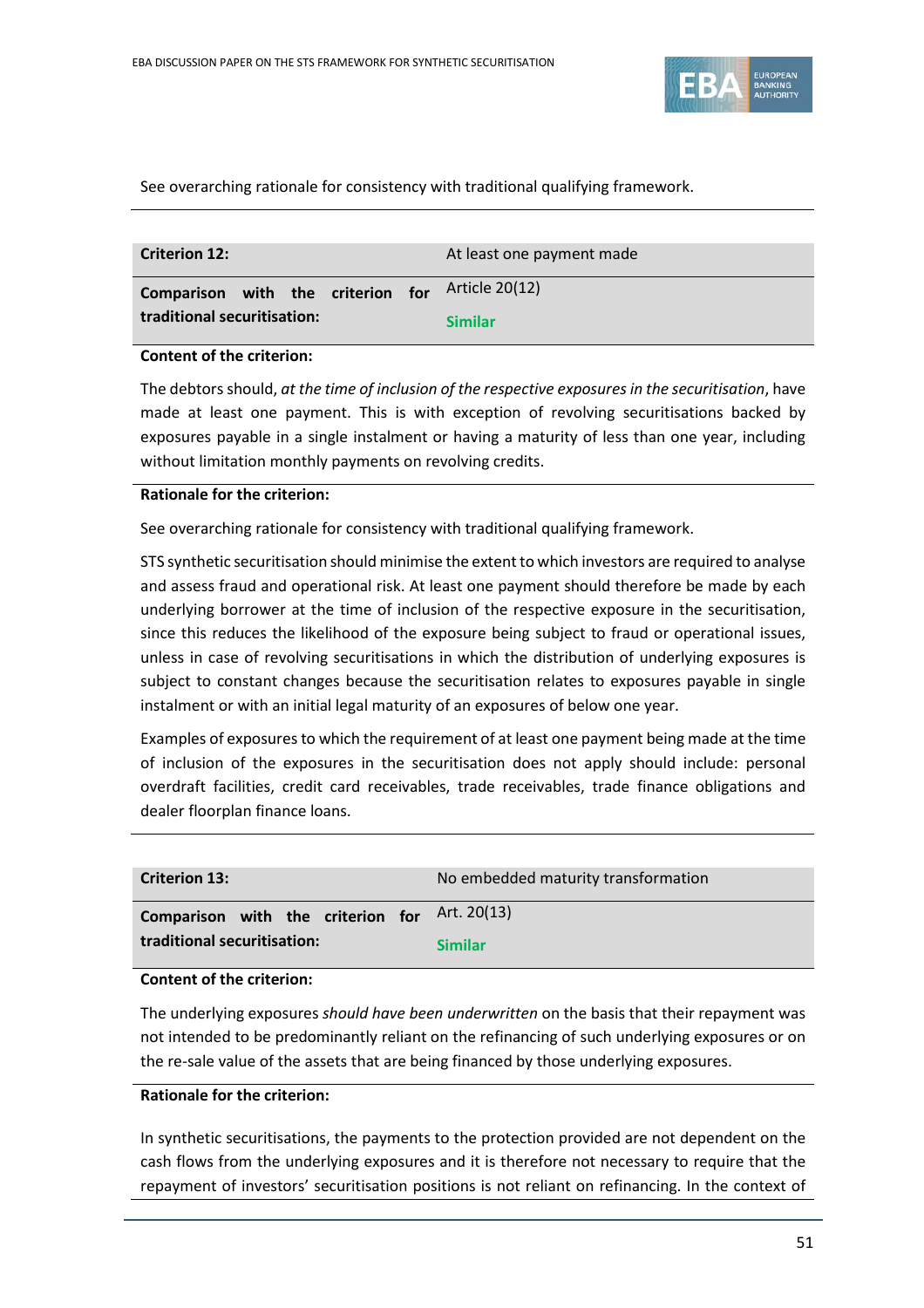See overarching rationale for consistency with traditional qualifying framework.

---

| **Criterion 12:** | At least one payment made |
|---|---|
| **Comparison with the criterion for traditional securitisation:** | Article 20(12)<br>**Similar** |

**Content of the criterion:**

The debtors should, *at the time of inclusion of the respective exposures in the securitisation*, have made at least one payment. This is with exception of revolving securitisations backed by exposures payable in a single instalment or having a maturity of less than one year, including without limitation monthly payments on revolving credits.

**Rationale for the criterion:**

See overarching rationale for consistency with traditional qualifying framework.

STS synthetic securitisation should minimise the extent to which investors are required to analyse and assess fraud and operational risk. At least one payment should therefore be made by each underlying borrower at the time of inclusion of the respective exposure in the securitisation, since this reduces the likelihood of the exposure being subject to fraud or operational issues, unless in case of revolving securitisations in which the distribution of underlying exposures is subject to constant changes because the securitisation relates to exposures payable in single instalment or with an initial legal maturity of an exposures of below one year.

Examples of exposures to which the requirement of at least one payment being made at the time of inclusion of the exposures in the securitisation does not apply should include: personal overdraft facilities, credit card receivables, trade receivables, trade finance obligations and dealer floorplan finance loans.

---

| **Criterion 13:** | No embedded maturity transformation |
|---|---|
| **Comparison with the criterion for traditional securitisation:** | Art. 20(13)<br>**Similar** |

**Content of the criterion:**

The underlying exposures *should have been underwritten* on the basis that their repayment was not intended to be predominantly reliant on the refinancing of such underlying exposures or on the re-sale value of the assets that are being financed by those underlying exposures.

**Rationale for the criterion:**

In synthetic securitisations, the payments to the protection provided are not dependent on the cash flows from the underlying exposures and it is therefore not necessary to require that the repayment of investors' securitisation positions is not reliant on refinancing. In the context of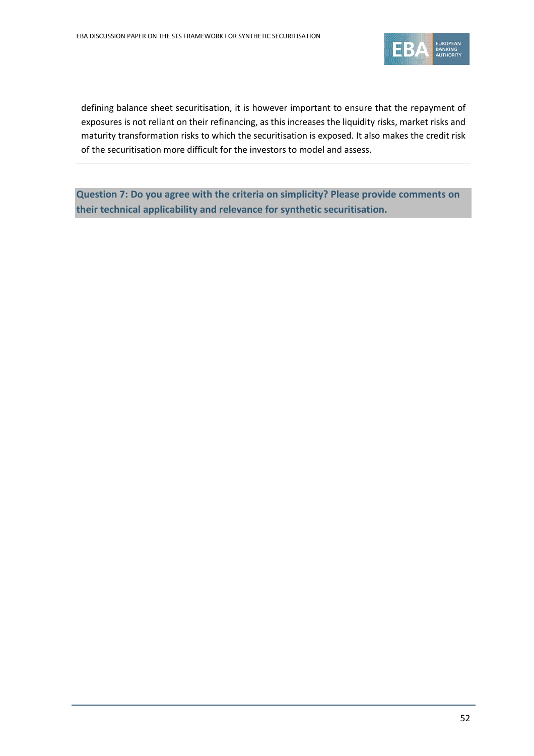defining balance sheet securitisation, it is however important to ensure that the repayment of exposures is not reliant on their refinancing, as this increases the liquidity risks, market risks and maturity transformation risks to which the securitisation is exposed. It also makes the credit risk of the securitisation more difficult for the investors to model and assess.

---

**Question 7: Do you agree with the criteria on simplicity? Please provide comments on their technical applicability and relevance for synthetic securitisation.**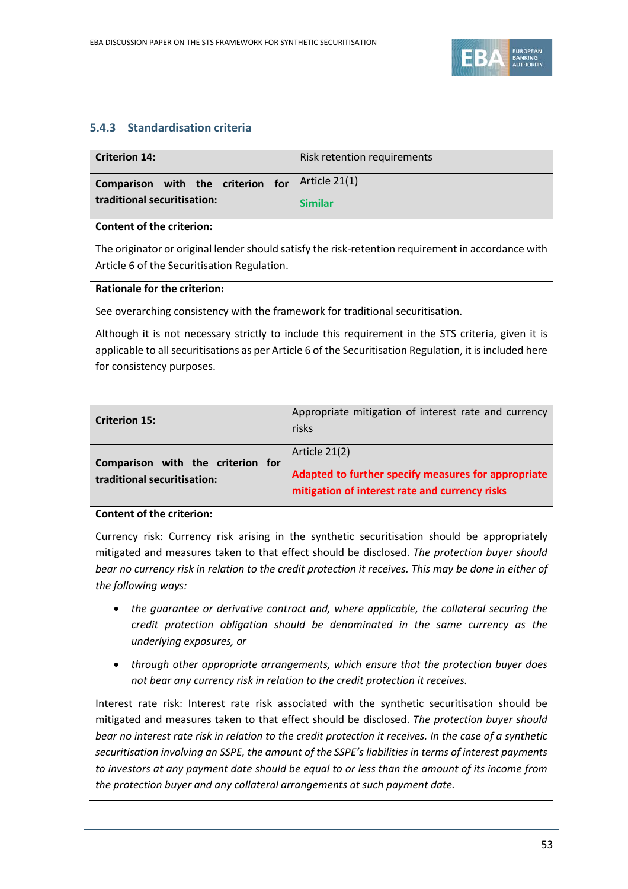### 5.4.3 Standardisation criteria

| **Criterion 14:** | Risk retention requirements |
|---|---|
| **Comparison with the criterion for traditional securitisation:** | Article 21(1) **Similar** |

**Content of the criterion:**

The originator or original lender should satisfy the risk-retention requirement in accordance with Article 6 of the Securitisation Regulation.

**Rationale for the criterion:**

See overarching consistency with the framework for traditional securitisation.

Although it is not necessary strictly to include this requirement in the STS criteria, given it is applicable to all securitisations as per Article 6 of the Securitisation Regulation, it is included here for consistency purposes.

| **Criterion 15:** | Appropriate mitigation of interest rate and currency risks |
|---|---|
| **Comparison with the criterion for traditional securitisation:** | Article 21(2) **Adapted to further specify measures for appropriate mitigation of interest rate and currency risks** |

**Content of the criterion:**

Currency risk: Currency risk arising in the synthetic securitisation should be appropriately mitigated and measures taken to that effect should be disclosed. *The protection buyer should bear no currency risk in relation to the credit protection it receives. This may be done in either of the following ways:*

- *the guarantee or derivative contract and, where applicable, the collateral securing the credit protection obligation should be denominated in the same currency as the underlying exposures, or*
- *through other appropriate arrangements, which ensure that the protection buyer does not bear any currency risk in relation to the credit protection it receives.*

Interest rate risk: Interest rate risk associated with the synthetic securitisation should be mitigated and measures taken to that effect should be disclosed. *The protection buyer should bear no interest rate risk in relation to the credit protection it receives. In the case of a synthetic securitisation involving an SSPE, the amount of the SSPE's liabilities in terms of interest payments to investors at any payment date should be equal to or less than the amount of its income from the protection buyer and any collateral arrangements at such payment date.*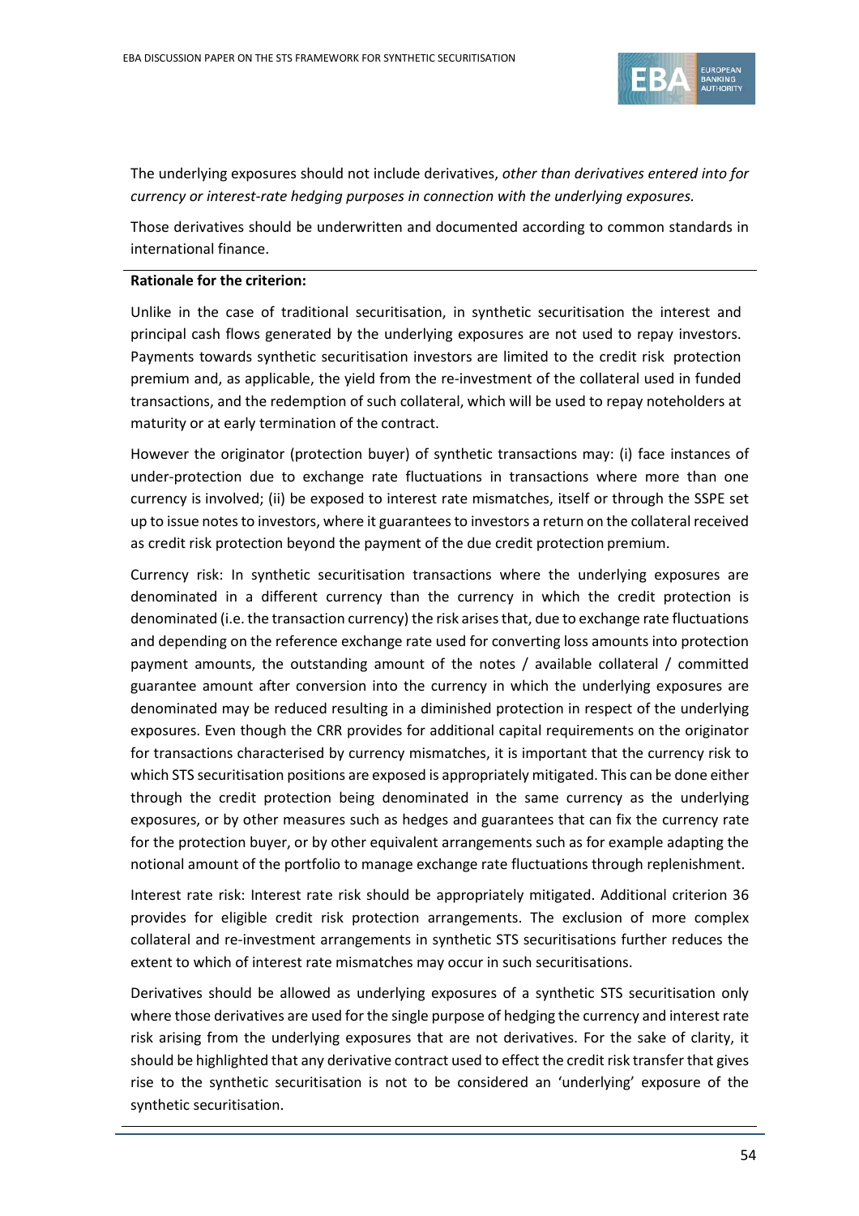The underlying exposures should not include derivatives, *other than derivatives entered into for currency or interest-rate hedging purposes in connection with the underlying exposures.*

Those derivatives should be underwritten and documented according to common standards in international finance.

---

**Rationale for the criterion:**

Unlike in the case of traditional securitisation, in synthetic securitisation the interest and principal cash flows generated by the underlying exposures are not used to repay investors. Payments towards synthetic securitisation investors are limited to the credit risk protection premium and, as applicable, the yield from the re-investment of the collateral used in funded transactions, and the redemption of such collateral, which will be used to repay noteholders at maturity or at early termination of the contract.

However the originator (protection buyer) of synthetic transactions may: (i) face instances of under-protection due to exchange rate fluctuations in transactions where more than one currency is involved; (ii) be exposed to interest rate mismatches, itself or through the SSPE set up to issue notes to investors, where it guarantees to investors a return on the collateral received as credit risk protection beyond the payment of the due credit protection premium.

Currency risk: In synthetic securitisation transactions where the underlying exposures are denominated in a different currency than the currency in which the credit protection is denominated (i.e. the transaction currency) the risk arises that, due to exchange rate fluctuations and depending on the reference exchange rate used for converting loss amounts into protection payment amounts, the outstanding amount of the notes / available collateral / committed guarantee amount after conversion into the currency in which the underlying exposures are denominated may be reduced resulting in a diminished protection in respect of the underlying exposures. Even though the CRR provides for additional capital requirements on the originator for transactions characterised by currency mismatches, it is important that the currency risk to which STS securitisation positions are exposed is appropriately mitigated. This can be done either through the credit protection being denominated in the same currency as the underlying exposures, or by other measures such as hedges and guarantees that can fix the currency rate for the protection buyer, or by other equivalent arrangements such as for example adapting the notional amount of the portfolio to manage exchange rate fluctuations through replenishment.

Interest rate risk: Interest rate risk should be appropriately mitigated. Additional criterion 36 provides for eligible credit risk protection arrangements. The exclusion of more complex collateral and re-investment arrangements in synthetic STS securitisations further reduces the extent to which of interest rate mismatches may occur in such securitisations.

Derivatives should be allowed as underlying exposures of a synthetic STS securitisation only where those derivatives are used for the single purpose of hedging the currency and interest rate risk arising from the underlying exposures that are not derivatives. For the sake of clarity, it should be highlighted that any derivative contract used to effect the credit risk transfer that gives rise to the synthetic securitisation is not to be considered an 'underlying' exposure of the synthetic securitisation.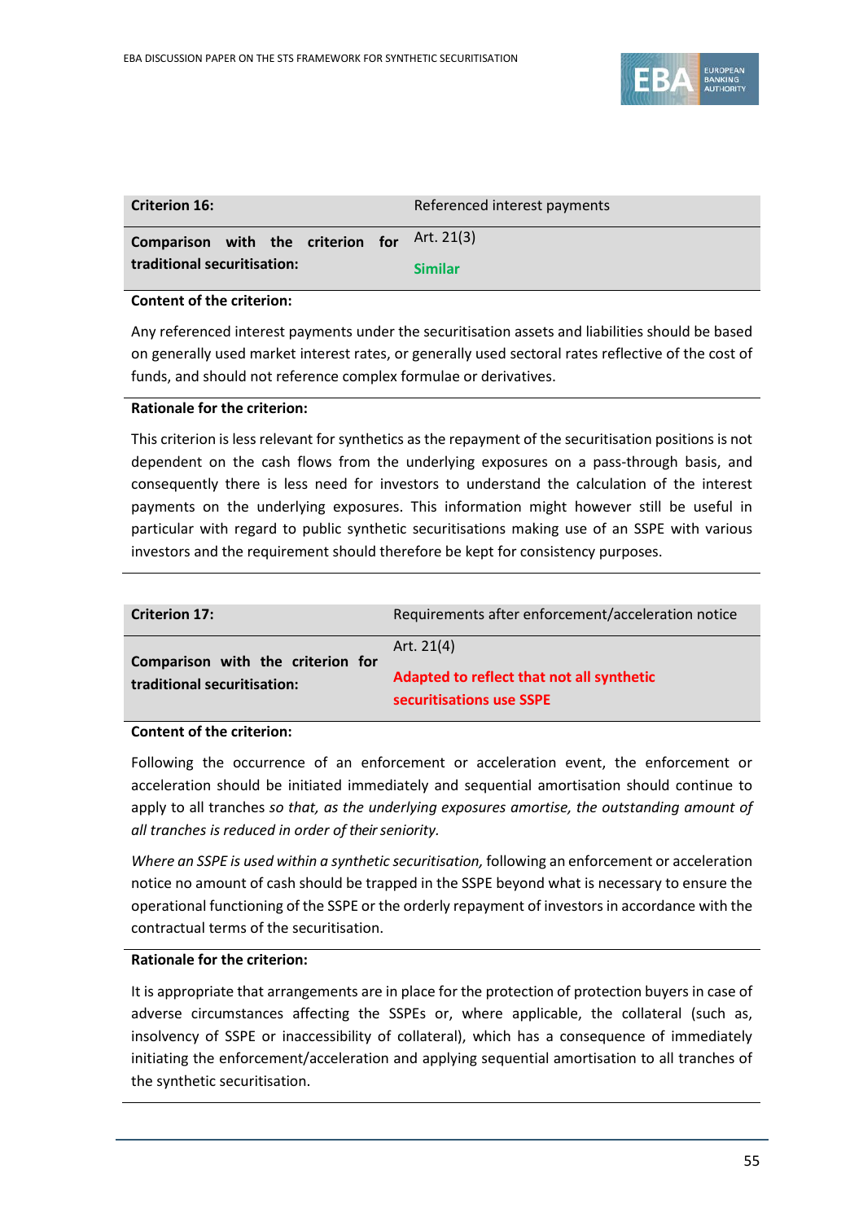| **Criterion 16:** | Referenced interest payments |
|---|---|
| **Comparison with the criterion for traditional securitisation:** | Art. 21(3)<br>**Similar** |

**Content of the criterion:**

Any referenced interest payments under the securitisation assets and liabilities should be based on generally used market interest rates, or generally used sectoral rates reflective of the cost of funds, and should not reference complex formulae or derivatives.

**Rationale for the criterion:**

This criterion is less relevant for synthetics as the repayment of the securitisation positions is not dependent on the cash flows from the underlying exposures on a pass-through basis, and consequently there is less need for investors to understand the calculation of the interest payments on the underlying exposures. This information might however still be useful in particular with regard to public synthetic securitisations making use of an SSPE with various investors and the requirement should therefore be kept for consistency purposes.

| **Criterion 17:** | Requirements after enforcement/acceleration notice |
|---|---|
| **Comparison with the criterion for traditional securitisation:** | Art. 21(4)<br>**Adapted to reflect that not all synthetic securitisations use SSPE** |

**Content of the criterion:**

Following the occurrence of an enforcement or acceleration event, the enforcement or acceleration should be initiated immediately and sequential amortisation should continue to apply to all tranches *so that, as the underlying exposures amortise, the outstanding amount of all tranches is reduced in order of their seniority.*

*Where an SSPE is used within a synthetic securitisation,* following an enforcement or acceleration notice no amount of cash should be trapped in the SSPE beyond what is necessary to ensure the operational functioning of the SSPE or the orderly repayment of investors in accordance with the contractual terms of the securitisation.

**Rationale for the criterion:**

It is appropriate that arrangements are in place for the protection of protection buyers in case of adverse circumstances affecting the SSPEs or, where applicable, the collateral (such as, insolvency of SSPE or inaccessibility of collateral), which has a consequence of immediately initiating the enforcement/acceleration and applying sequential amortisation to all tranches of the synthetic securitisation.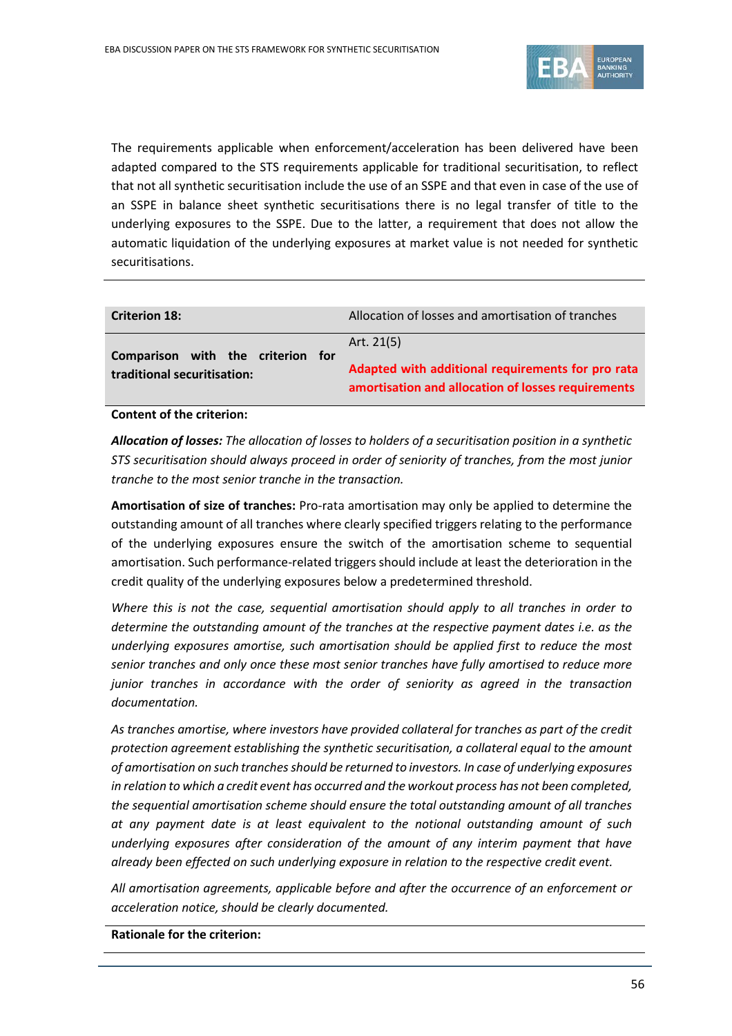The requirements applicable when enforcement/acceleration has been delivered have been adapted compared to the STS requirements applicable for traditional securitisation, to reflect that not all synthetic securitisation include the use of an SSPE and that even in case of the use of an SSPE in balance sheet synthetic securitisations there is no legal transfer of title to the underlying exposures to the SSPE. Due to the latter, a requirement that does not allow the automatic liquidation of the underlying exposures at market value is not needed for synthetic securitisations.

---

| **Criterion 18:** | Allocation of losses and amortisation of tranches |
|---|---|
| **Comparison with the criterion for traditional securitisation:** | Art. 21(5)<br><br>**Adapted with additional requirements for pro rata amortisation and allocation of losses requirements** |

**Content of the criterion:**

***Allocation of losses:*** *The allocation of losses to holders of a securitisation position in a synthetic STS securitisation should always proceed in order of seniority of tranches, from the most junior tranche to the most senior tranche in the transaction.*

**Amortisation of size of tranches:** Pro-rata amortisation may only be applied to determine the outstanding amount of all tranches where clearly specified triggers relating to the performance of the underlying exposures ensure the switch of the amortisation scheme to sequential amortisation. Such performance-related triggers should include at least the deterioration in the credit quality of the underlying exposures below a predetermined threshold.

*Where this is not the case, sequential amortisation should apply to all tranches in order to determine the outstanding amount of the tranches at the respective payment dates i.e. as the underlying exposures amortise, such amortisation should be applied first to reduce the most senior tranches and only once these most senior tranches have fully amortised to reduce more junior tranches in accordance with the order of seniority as agreed in the transaction documentation.*

*As tranches amortise, where investors have provided collateral for tranches as part of the credit protection agreement establishing the synthetic securitisation, a collateral equal to the amount of amortisation on such tranches should be returned to investors. In case of underlying exposures in relation to which a credit event has occurred and the workout process has not been completed, the sequential amortisation scheme should ensure the total outstanding amount of all tranches at any payment date is at least equivalent to the notional outstanding amount of such underlying exposures after consideration of the amount of any interim payment that have already been effected on such underlying exposure in relation to the respective credit event.*

*All amortisation agreements, applicable before and after the occurrence of an enforcement or acceleration notice, should be clearly documented.*

**Rationale for the criterion:**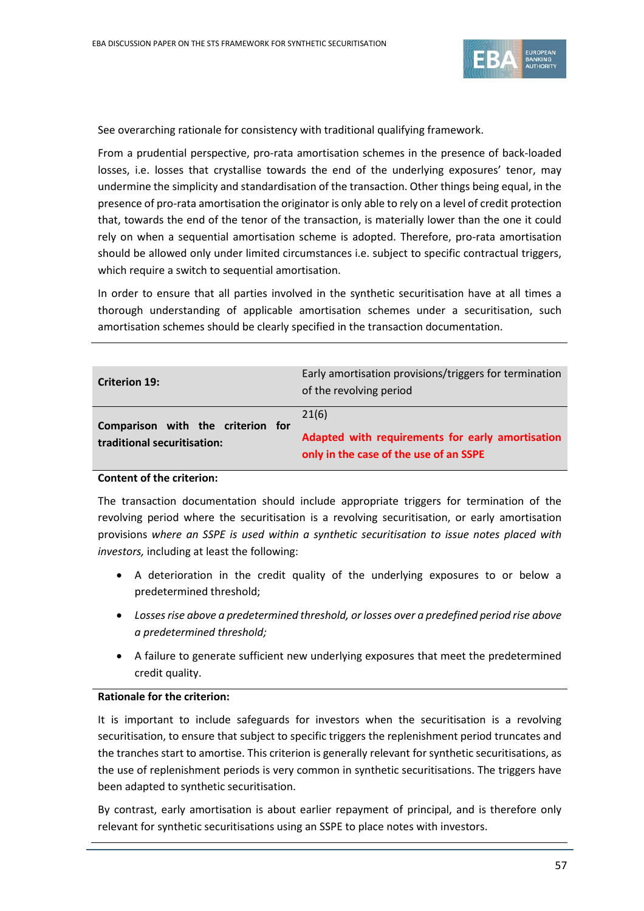See overarching rationale for consistency with traditional qualifying framework.

From a prudential perspective, pro-rata amortisation schemes in the presence of back-loaded losses, i.e. losses that crystallise towards the end of the underlying exposures' tenor, may undermine the simplicity and standardisation of the transaction. Other things being equal, in the presence of pro-rata amortisation the originator is only able to rely on a level of credit protection that, towards the end of the tenor of the transaction, is materially lower than the one it could rely on when a sequential amortisation scheme is adopted. Therefore, pro-rata amortisation should be allowed only under limited circumstances i.e. subject to specific contractual triggers, which require a switch to sequential amortisation.

In order to ensure that all parties involved in the synthetic securitisation have at all times a thorough understanding of applicable amortisation schemes under a securitisation, such amortisation schemes should be clearly specified in the transaction documentation.

| **Criterion 19:** | Early amortisation provisions/triggers for termination of the revolving period |
|---|---|
| **Comparison with the criterion for traditional securitisation:** | 21(6)<br>**Adapted with requirements for early amortisation only in the case of the use of an SSPE** |

**Content of the criterion:**

The transaction documentation should include appropriate triggers for termination of the revolving period where the securitisation is a revolving securitisation, or early amortisation provisions *where an SSPE is used within a synthetic securitisation to issue notes placed with investors,* including at least the following:

- A deterioration in the credit quality of the underlying exposures to or below a predetermined threshold;
- *Losses rise above a predetermined threshold, or losses over a predefined period rise above a predetermined threshold;*
- A failure to generate sufficient new underlying exposures that meet the predetermined credit quality.

**Rationale for the criterion:**

It is important to include safeguards for investors when the securitisation is a revolving securitisation, to ensure that subject to specific triggers the replenishment period truncates and the tranches start to amortise. This criterion is generally relevant for synthetic securitisations, as the use of replenishment periods is very common in synthetic securitisations. The triggers have been adapted to synthetic securitisation.

By contrast, early amortisation is about earlier repayment of principal, and is therefore only relevant for synthetic securitisations using an SSPE to place notes with investors.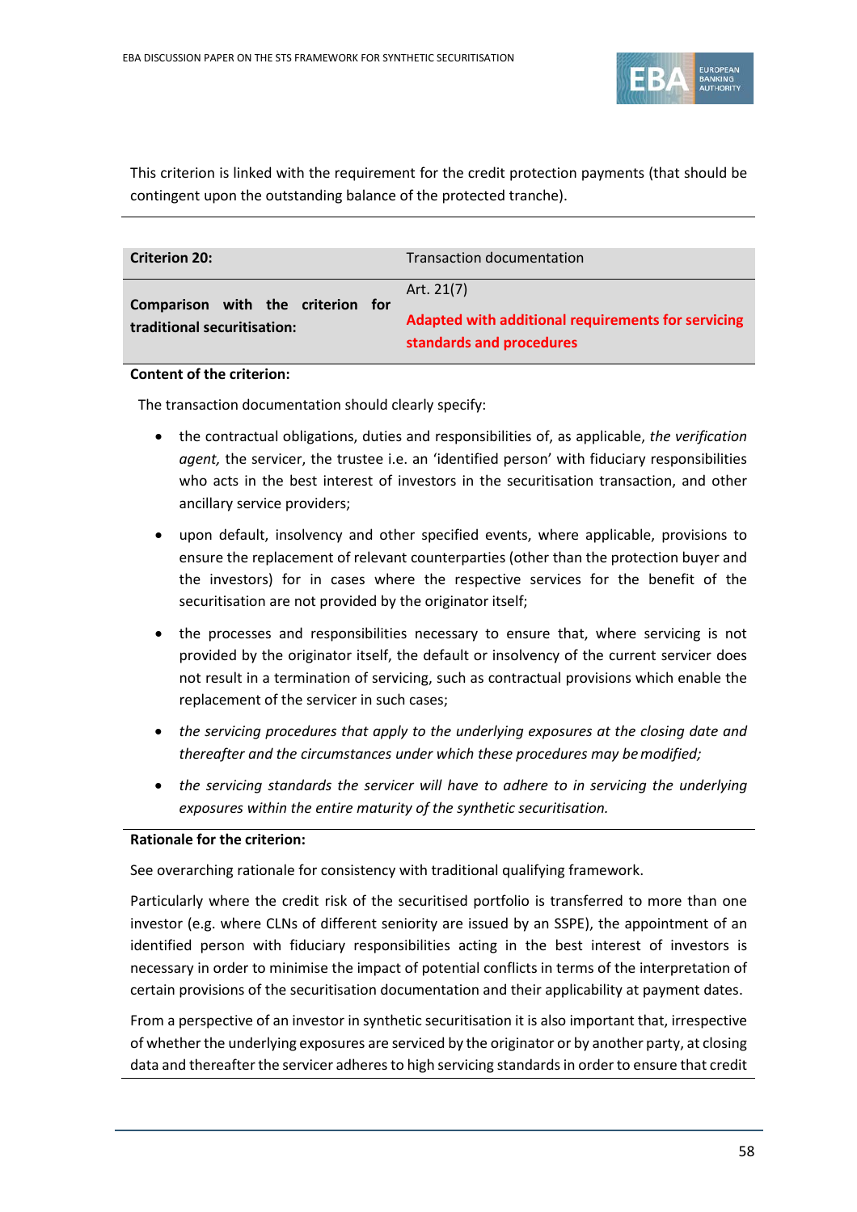This criterion is linked with the requirement for the credit protection payments (that should be contingent upon the outstanding balance of the protected tranche).

| **Criterion 20:** | Transaction documentation |
|---|---|
| **Comparison with the criterion for traditional securitisation:** | Art. 21(7)<br>**Adapted with additional requirements for servicing standards and procedures** |

**Content of the criterion:**

The transaction documentation should clearly specify:

- the contractual obligations, duties and responsibilities of, as applicable, *the verification agent,* the servicer, the trustee i.e. an 'identified person' with fiduciary responsibilities who acts in the best interest of investors in the securitisation transaction, and other ancillary service providers;
- upon default, insolvency and other specified events, where applicable, provisions to ensure the replacement of relevant counterparties (other than the protection buyer and the investors) for in cases where the respective services for the benefit of the securitisation are not provided by the originator itself;
- the processes and responsibilities necessary to ensure that, where servicing is not provided by the originator itself, the default or insolvency of the current servicer does not result in a termination of servicing, such as contractual provisions which enable the replacement of the servicer in such cases;
- *the servicing procedures that apply to the underlying exposures at the closing date and thereafter and the circumstances under which these procedures may be modified;*
- *the servicing standards the servicer will have to adhere to in servicing the underlying exposures within the entire maturity of the synthetic securitisation.*

**Rationale for the criterion:**

See overarching rationale for consistency with traditional qualifying framework.

Particularly where the credit risk of the securitised portfolio is transferred to more than one investor (e.g. where CLNs of different seniority are issued by an SSPE), the appointment of an identified person with fiduciary responsibilities acting in the best interest of investors is necessary in order to minimise the impact of potential conflicts in terms of the interpretation of certain provisions of the securitisation documentation and their applicability at payment dates.

From a perspective of an investor in synthetic securitisation it is also important that, irrespective of whether the underlying exposures are serviced by the originator or by another party, at closing data and thereafter the servicer adheres to high servicing standards in order to ensure that credit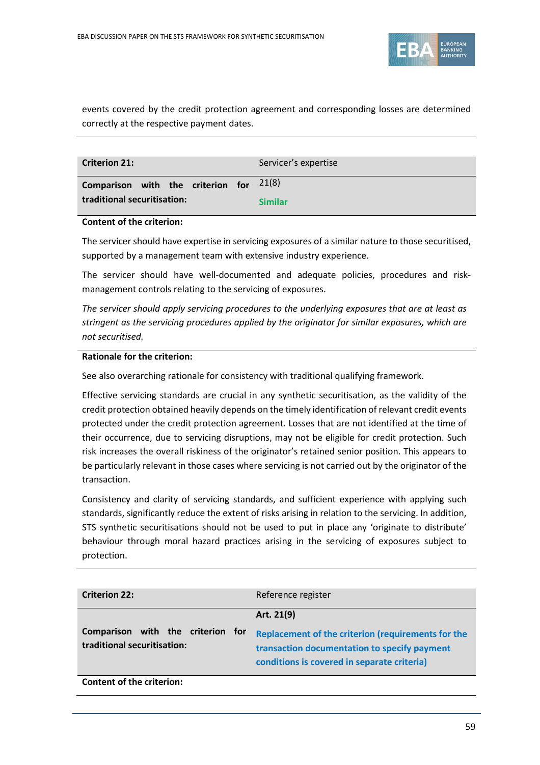events covered by the credit protection agreement and corresponding losses are determined correctly at the respective payment dates.

| **Criterion 21:** | Servicer's expertise |
|---|---|
| **Comparison with the criterion for traditional securitisation:** | 21(8)<br>**Similar** |

**Content of the criterion:**

The servicer should have expertise in servicing exposures of a similar nature to those securitised, supported by a management team with extensive industry experience.

The servicer should have well-documented and adequate policies, procedures and risk-management controls relating to the servicing of exposures.

*The servicer should apply servicing procedures to the underlying exposures that are at least as stringent as the servicing procedures applied by the originator for similar exposures, which are not securitised.*

**Rationale for the criterion:**

See also overarching rationale for consistency with traditional qualifying framework.

Effective servicing standards are crucial in any synthetic securitisation, as the validity of the credit protection obtained heavily depends on the timely identification of relevant credit events protected under the credit protection agreement. Losses that are not identified at the time of their occurrence, due to servicing disruptions, may not be eligible for credit protection. Such risk increases the overall riskiness of the originator's retained senior position. This appears to be particularly relevant in those cases where servicing is not carried out by the originator of the transaction.

Consistency and clarity of servicing standards, and sufficient experience with applying such standards, significantly reduce the extent of risks arising in relation to the servicing. In addition, STS synthetic securitisations should not be used to put in place any 'originate to distribute' behaviour through moral hazard practices arising in the servicing of exposures subject to protection.

| **Criterion 22:** | Reference register |
|---|---|
| **Comparison with the criterion for traditional securitisation:** | **Art. 21(9)**<br>**Replacement of the criterion (requirements for the transaction documentation to specify payment conditions is covered in separate criteria)** |

**Content of the criterion:**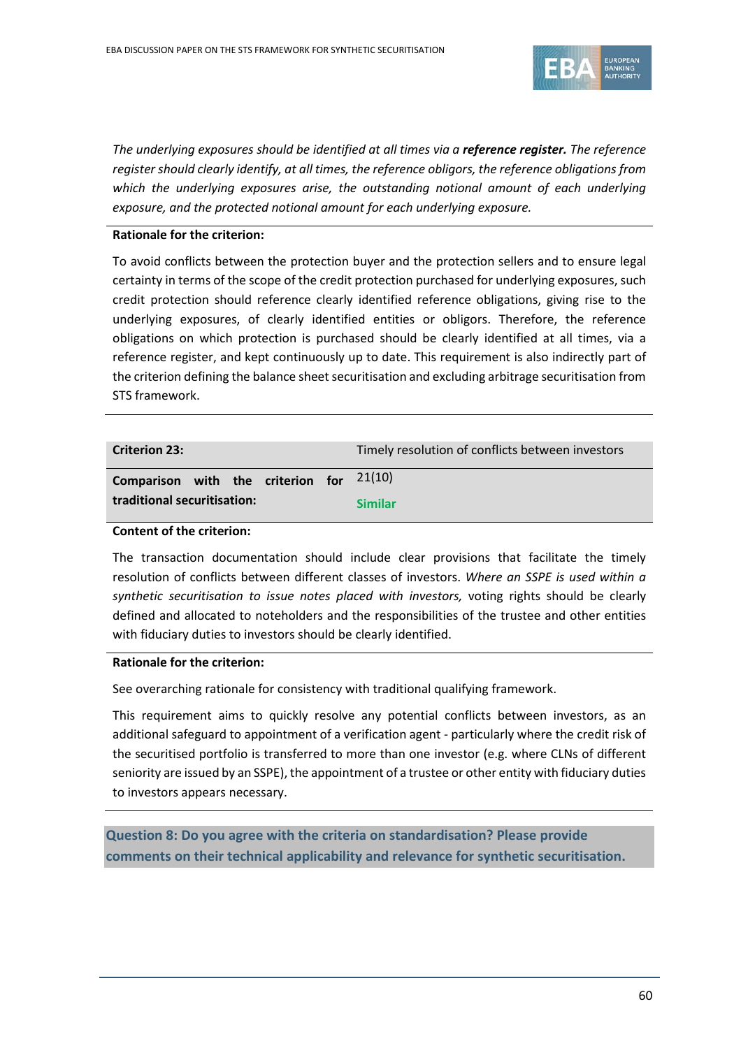*The underlying exposures should be identified at all times via a* ***reference register.*** *The reference register should clearly identify, at all times, the reference obligors, the reference obligations from which the underlying exposures arise, the outstanding notional amount of each underlying exposure, and the protected notional amount for each underlying exposure.*

**Rationale for the criterion:**

To avoid conflicts between the protection buyer and the protection sellers and to ensure legal certainty in terms of the scope of the credit protection purchased for underlying exposures, such credit protection should reference clearly identified reference obligations, giving rise to the underlying exposures, of clearly identified entities or obligors. Therefore, the reference obligations on which protection is purchased should be clearly identified at all times, via a reference register, and kept continuously up to date. This requirement is also indirectly part of the criterion defining the balance sheet securitisation and excluding arbitrage securitisation from STS framework.

| **Criterion 23:** | Timely resolution of conflicts between investors |
|---|---|
| **Comparison with the criterion for traditional securitisation:** | 21(10)<br>**Similar** |

**Content of the criterion:**

The transaction documentation should include clear provisions that facilitate the timely resolution of conflicts between different classes of investors. *Where an SSPE is used within a synthetic securitisation to issue notes placed with investors,* voting rights should be clearly defined and allocated to noteholders and the responsibilities of the trustee and other entities with fiduciary duties to investors should be clearly identified.

**Rationale for the criterion:**

See overarching rationale for consistency with traditional qualifying framework.

This requirement aims to quickly resolve any potential conflicts between investors, as an additional safeguard to appointment of a verification agent - particularly where the credit risk of the securitised portfolio is transferred to more than one investor (e.g. where CLNs of different seniority are issued by an SSPE), the appointment of a trustee or other entity with fiduciary duties to investors appears necessary.

**Question 8: Do you agree with the criteria on standardisation? Please provide comments on their technical applicability and relevance for synthetic securitisation.**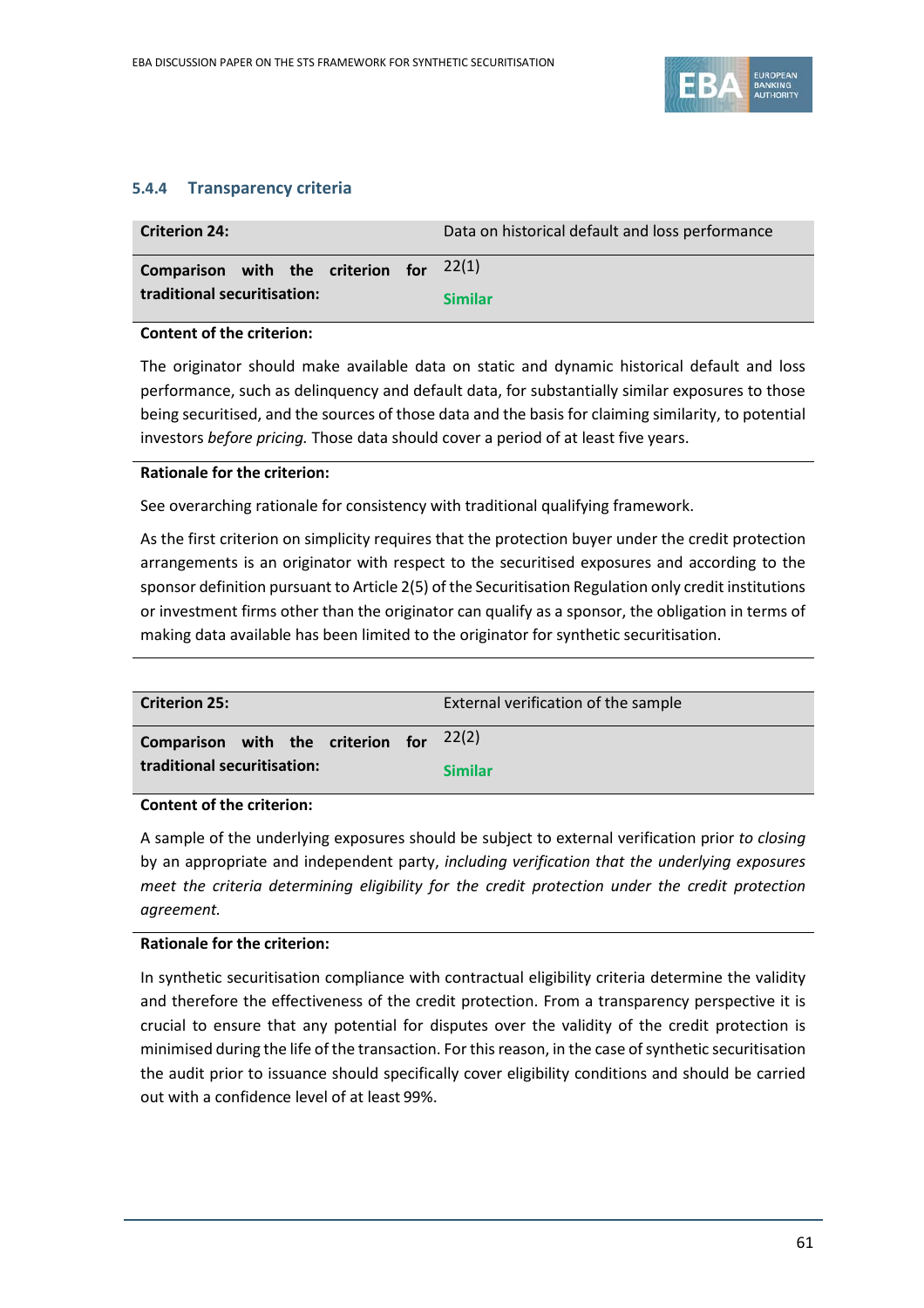### 5.4.4 Transparency criteria

| **Criterion 24:** | Data on historical default and loss performance |
|---|---|
| **Comparison with the criterion for traditional securitisation:** | 22(1)<br>Similar |

**Content of the criterion:**

The originator should make available data on static and dynamic historical default and loss performance, such as delinquency and default data, for substantially similar exposures to those being securitised, and the sources of those data and the basis for claiming similarity, to potential investors *before pricing.* Those data should cover a period of at least five years.

**Rationale for the criterion:**

See overarching rationale for consistency with traditional qualifying framework.

As the first criterion on simplicity requires that the protection buyer under the credit protection arrangements is an originator with respect to the securitised exposures and according to the sponsor definition pursuant to Article 2(5) of the Securitisation Regulation only credit institutions or investment firms other than the originator can qualify as a sponsor, the obligation in terms of making data available has been limited to the originator for synthetic securitisation.

| **Criterion 25:** | External verification of the sample |
|---|---|
| **Comparison with the criterion for traditional securitisation:** | 22(2)<br>Similar |

**Content of the criterion:**

A sample of the underlying exposures should be subject to external verification prior *to closing* by an appropriate and independent party, *including verification that the underlying exposures meet the criteria determining eligibility for the credit protection under the credit protection agreement.*

**Rationale for the criterion:**

In synthetic securitisation compliance with contractual eligibility criteria determine the validity and therefore the effectiveness of the credit protection. From a transparency perspective it is crucial to ensure that any potential for disputes over the validity of the credit protection is minimised during the life of the transaction. For this reason, in the case of synthetic securitisation the audit prior to issuance should specifically cover eligibility conditions and should be carried out with a confidence level of at least 99%.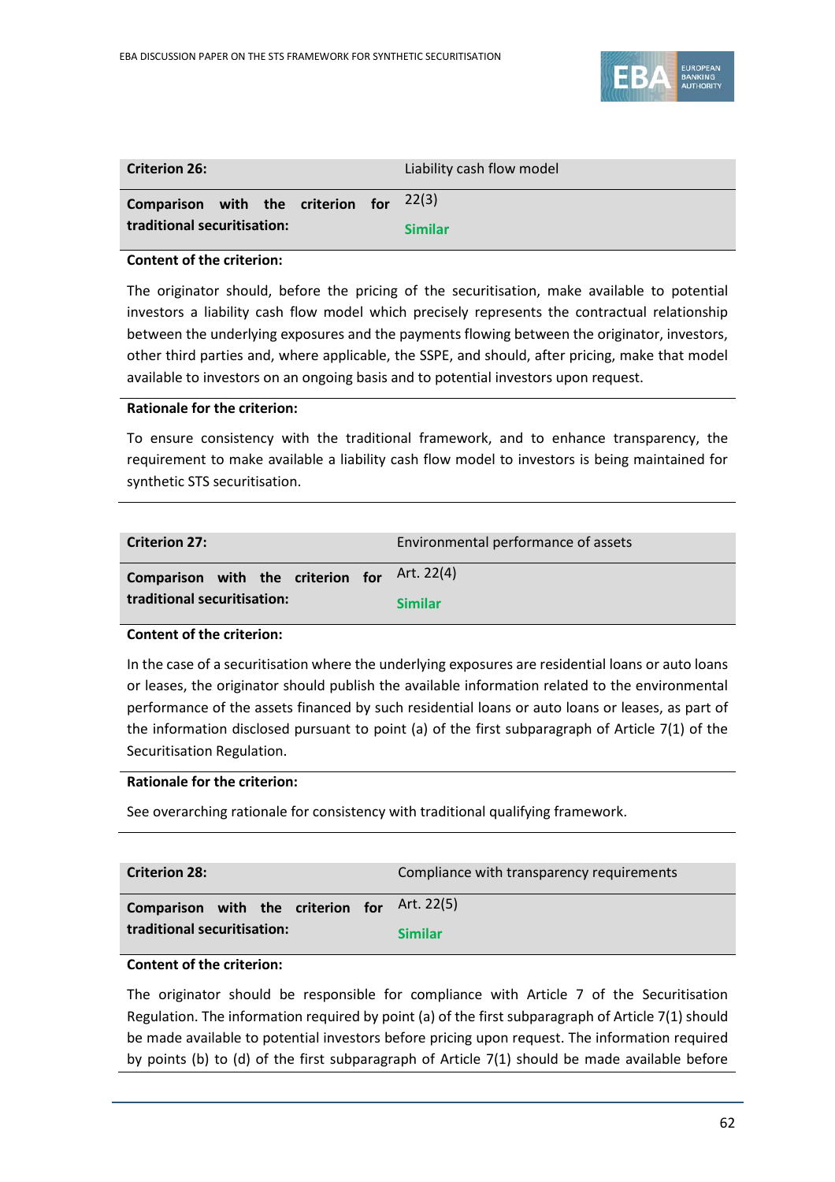| **Criterion 26:** | Liability cash flow model |
|---|---|
| **Comparison with the criterion for traditional securitisation:** | 22(3)<br>**Similar** |

**Content of the criterion:**

The originator should, before the pricing of the securitisation, make available to potential investors a liability cash flow model which precisely represents the contractual relationship between the underlying exposures and the payments flowing between the originator, investors, other third parties and, where applicable, the SSPE, and should, after pricing, make that model available to investors on an ongoing basis and to potential investors upon request.

**Rationale for the criterion:**

To ensure consistency with the traditional framework, and to enhance transparency, the requirement to make available a liability cash flow model to investors is being maintained for synthetic STS securitisation.

| **Criterion 27:** | Environmental performance of assets |
|---|---|
| **Comparison with the criterion for traditional securitisation:** | Art. 22(4)<br>**Similar** |

**Content of the criterion:**

In the case of a securitisation where the underlying exposures are residential loans or auto loans or leases, the originator should publish the available information related to the environmental performance of the assets financed by such residential loans or auto loans or leases, as part of the information disclosed pursuant to point (a) of the first subparagraph of Article 7(1) of the Securitisation Regulation.

**Rationale for the criterion:**

See overarching rationale for consistency with traditional qualifying framework.

| **Criterion 28:** | Compliance with transparency requirements |
|---|---|
| **Comparison with the criterion for traditional securitisation:** | Art. 22(5)<br>**Similar** |

**Content of the criterion:**

The originator should be responsible for compliance with Article 7 of the Securitisation Regulation. The information required by point (a) of the first subparagraph of Article 7(1) should be made available to potential investors before pricing upon request. The information required by points (b) to (d) of the first subparagraph of Article 7(1) should be made available before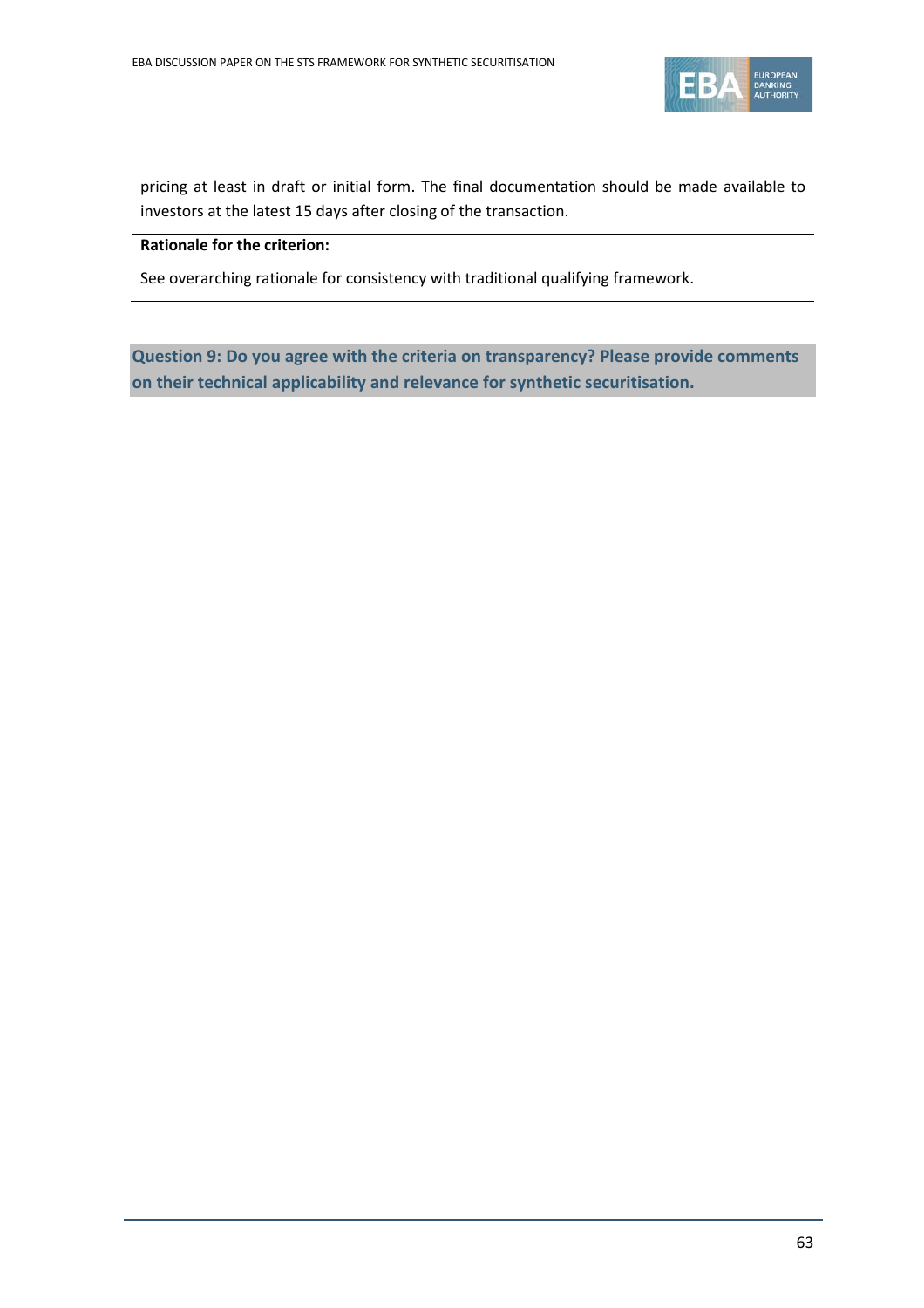pricing at least in draft or initial form. The final documentation should be made available to investors at the latest 15 days after closing of the transaction.

**Rationale for the criterion:**

See overarching rationale for consistency with traditional qualifying framework.

**Question 9: Do you agree with the criteria on transparency? Please provide comments on their technical applicability and relevance for synthetic securitisation.**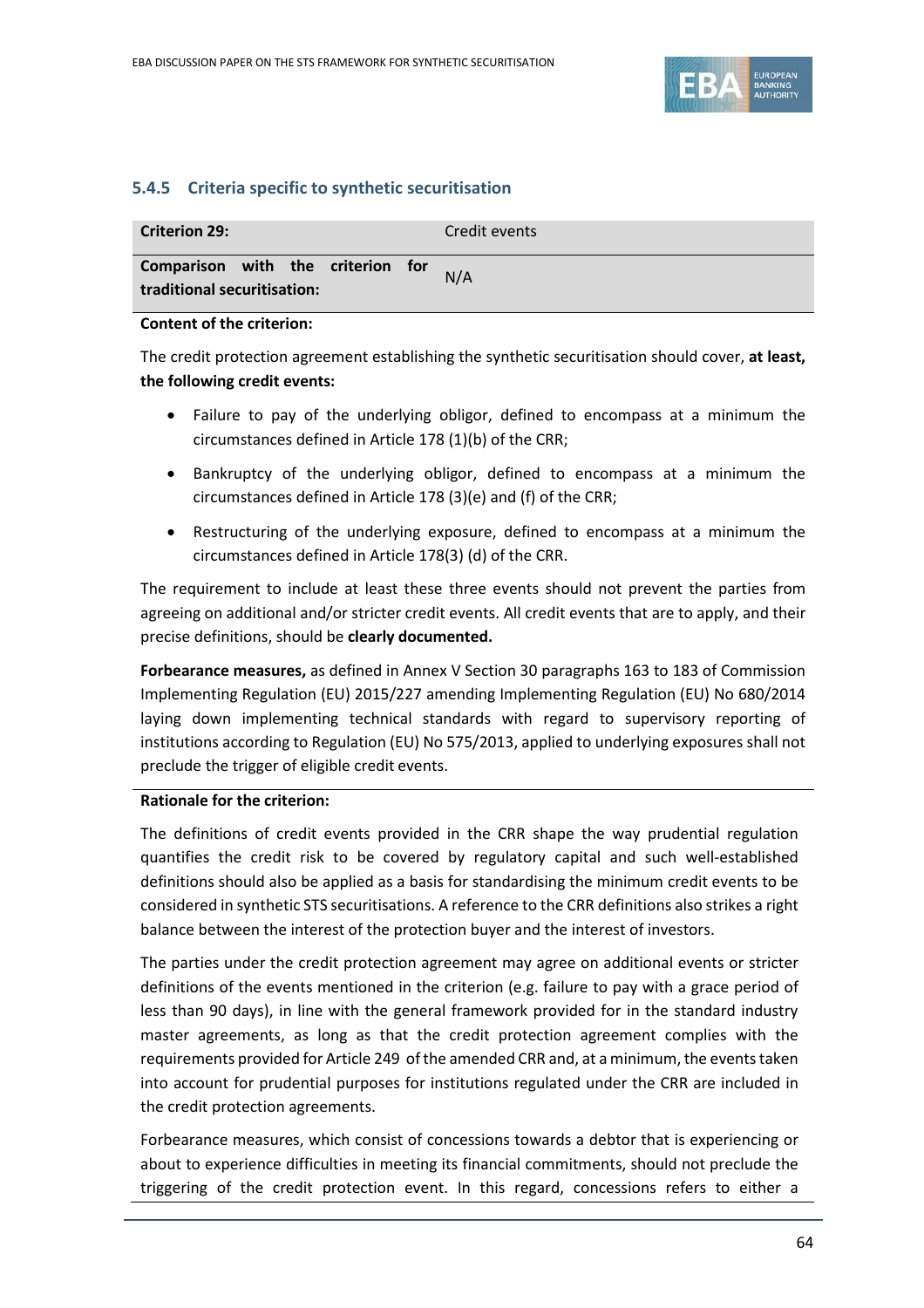### 5.4.5 Criteria specific to synthetic securitisation

| **Criterion 29:** | Credit events |
|---|---|
| **Comparison with the criterion for traditional securitisation:** | N/A |

**Content of the criterion:**

The credit protection agreement establishing the synthetic securitisation should cover, **at least, the following credit events:**

- Failure to pay of the underlying obligor, defined to encompass at a minimum the circumstances defined in Article 178 (1)(b) of the CRR;
- Bankruptcy of the underlying obligor, defined to encompass at a minimum the circumstances defined in Article 178 (3)(e) and (f) of the CRR;
- Restructuring of the underlying exposure, defined to encompass at a minimum the circumstances defined in Article 178(3) (d) of the CRR.

The requirement to include at least these three events should not prevent the parties from agreeing on additional and/or stricter credit events. All credit events that are to apply, and their precise definitions, should be **clearly documented.**

**Forbearance measures,** as defined in Annex V Section 30 paragraphs 163 to 183 of Commission Implementing Regulation (EU) 2015/227 amending Implementing Regulation (EU) No 680/2014 laying down implementing technical standards with regard to supervisory reporting of institutions according to Regulation (EU) No 575/2013, applied to underlying exposures shall not preclude the trigger of eligible credit events.

**Rationale for the criterion:**

The definitions of credit events provided in the CRR shape the way prudential regulation quantifies the credit risk to be covered by regulatory capital and such well-established definitions should also be applied as a basis for standardising the minimum credit events to be considered in synthetic STS securitisations. A reference to the CRR definitions also strikes a right balance between the interest of the protection buyer and the interest of investors.

The parties under the credit protection agreement may agree on additional events or stricter definitions of the events mentioned in the criterion (e.g. failure to pay with a grace period of less than 90 days), in line with the general framework provided for in the standard industry master agreements, as long as that the credit protection agreement complies with the requirements provided for Article 249 of the amended CRR and, at a minimum, the events taken into account for prudential purposes for institutions regulated under the CRR are included in the credit protection agreements.

Forbearance measures, which consist of concessions towards a debtor that is experiencing or about to experience difficulties in meeting its financial commitments, should not preclude the triggering of the credit protection event. In this regard, concessions refers to either a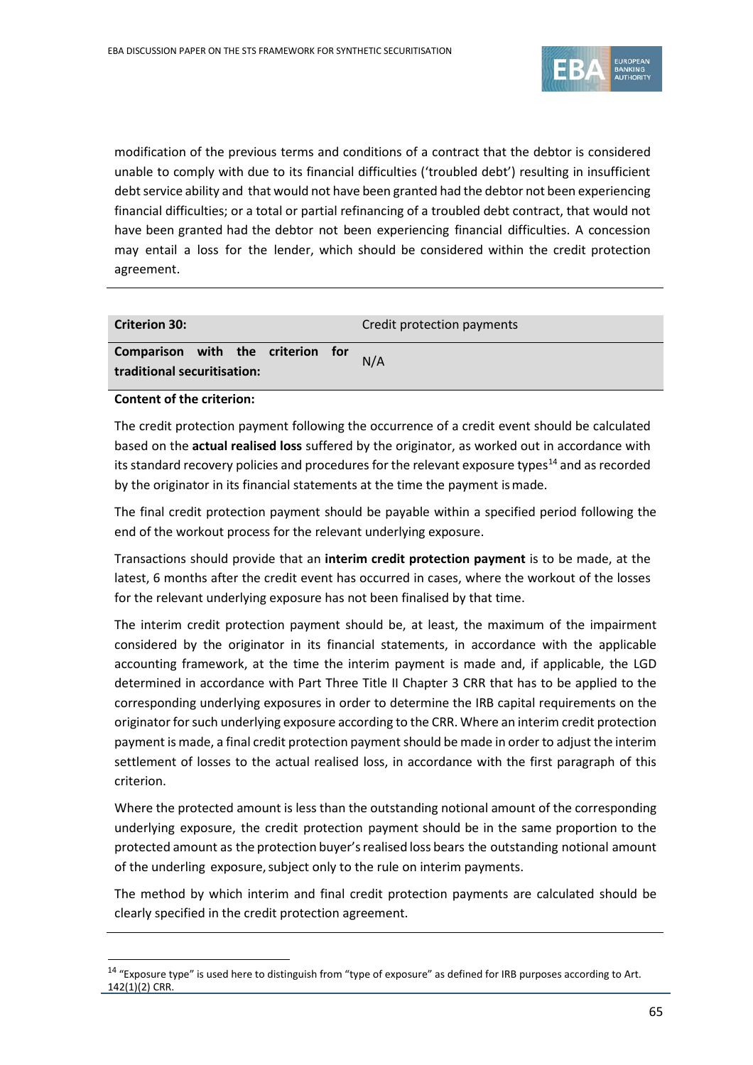modification of the previous terms and conditions of a contract that the debtor is considered unable to comply with due to its financial difficulties ('troubled debt') resulting in insufficient debt service ability and that would not have been granted had the debtor not been experiencing financial difficulties; or a total or partial refinancing of a troubled debt contract, that would not have been granted had the debtor not been experiencing financial difficulties. A concession may entail a loss for the lender, which should be considered within the credit protection agreement.

| **Criterion 30:** | Credit protection payments |
|---|---|
| **Comparison with the criterion for traditional securitisation:** | N/A |

**Content of the criterion:**

The credit protection payment following the occurrence of a credit event should be calculated based on the **actual realised loss** suffered by the originator, as worked out in accordance with its standard recovery policies and procedures for the relevant exposure types[14] and as recorded by the originator in its financial statements at the time the payment is made.

The final credit protection payment should be payable within a specified period following the end of the workout process for the relevant underlying exposure.

Transactions should provide that an **interim credit protection payment** is to be made, at the latest, 6 months after the credit event has occurred in cases, where the workout of the losses for the relevant underlying exposure has not been finalised by that time.

The interim credit protection payment should be, at least, the maximum of the impairment considered by the originator in its financial statements, in accordance with the applicable accounting framework, at the time the interim payment is made and, if applicable, the LGD determined in accordance with Part Three Title II Chapter 3 CRR that has to be applied to the corresponding underlying exposures in order to determine the IRB capital requirements on the originator for such underlying exposure according to the CRR. Where an interim credit protection payment is made, a final credit protection payment should be made in order to adjust the interim settlement of losses to the actual realised loss, in accordance with the first paragraph of this criterion.

Where the protected amount is less than the outstanding notional amount of the corresponding underlying exposure, the credit protection payment should be in the same proportion to the protected amount as the protection buyer's realised loss bears the outstanding notional amount of the underling exposure, subject only to the rule on interim payments.

The method by which interim and final credit protection payments are calculated should be clearly specified in the credit protection agreement.

[14] "Exposure type" is used here to distinguish from "type of exposure" as defined for IRB purposes according to Art. 142(1)(2) CRR.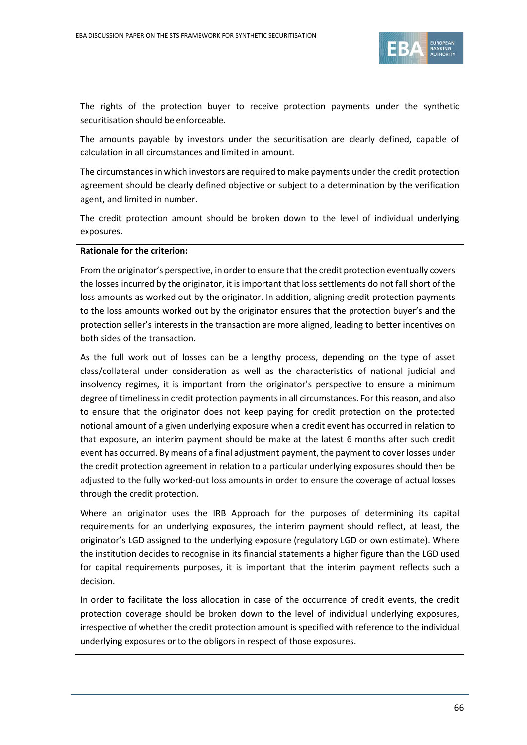The rights of the protection buyer to receive protection payments under the synthetic securitisation should be enforceable.

The amounts payable by investors under the securitisation are clearly defined, capable of calculation in all circumstances and limited in amount.

The circumstances in which investors are required to make payments under the credit protection agreement should be clearly defined objective or subject to a determination by the verification agent, and limited in number.

The credit protection amount should be broken down to the level of individual underlying exposures.

---

**Rationale for the criterion:**

From the originator's perspective, in order to ensure that the credit protection eventually covers the losses incurred by the originator, it is important that loss settlements do not fall short of the loss amounts as worked out by the originator. In addition, aligning credit protection payments to the loss amounts worked out by the originator ensures that the protection buyer's and the protection seller's interests in the transaction are more aligned, leading to better incentives on both sides of the transaction.

As the full work out of losses can be a lengthy process, depending on the type of asset class/collateral under consideration as well as the characteristics of national judicial and insolvency regimes, it is important from the originator's perspective to ensure a minimum degree of timeliness in credit protection payments in all circumstances. For this reason, and also to ensure that the originator does not keep paying for credit protection on the protected notional amount of a given underlying exposure when a credit event has occurred in relation to that exposure, an interim payment should be make at the latest 6 months after such credit event has occurred. By means of a final adjustment payment, the payment to cover losses under the credit protection agreement in relation to a particular underlying exposures should then be adjusted to the fully worked-out loss amounts in order to ensure the coverage of actual losses through the credit protection.

Where an originator uses the IRB Approach for the purposes of determining its capital requirements for an underlying exposures, the interim payment should reflect, at least, the originator's LGD assigned to the underlying exposure (regulatory LGD or own estimate). Where the institution decides to recognise in its financial statements a higher figure than the LGD used for capital requirements purposes, it is important that the interim payment reflects such a decision.

In order to facilitate the loss allocation in case of the occurrence of credit events, the credit protection coverage should be broken down to the level of individual underlying exposures, irrespective of whether the credit protection amount is specified with reference to the individual underlying exposures or to the obligors in respect of those exposures.

---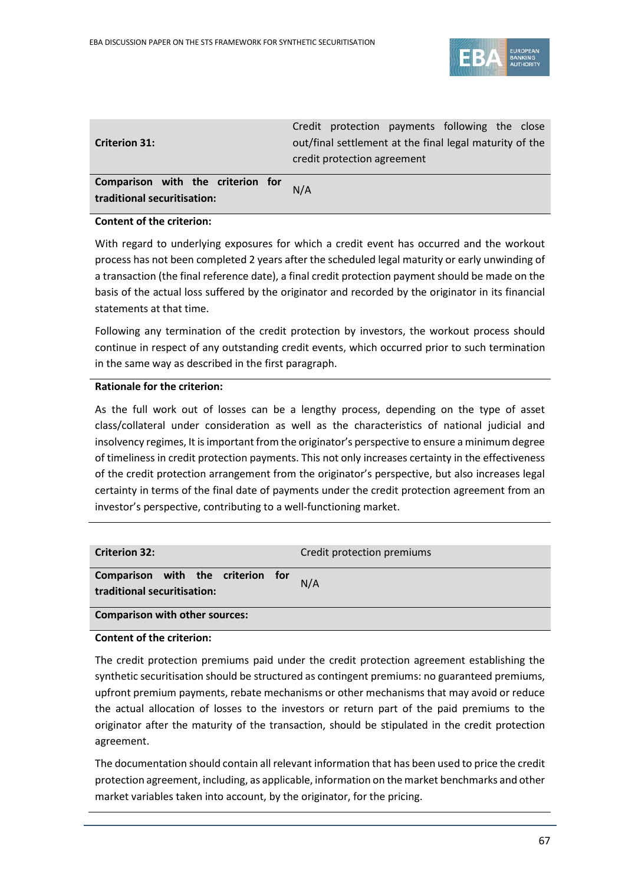| **Criterion 31:** | Credit protection payments following the close out/final settlement at the final legal maturity of the credit protection agreement |
|---|---|
| **Comparison with the criterion for traditional securitisation:** | N/A |

**Content of the criterion:**

With regard to underlying exposures for which a credit event has occurred and the workout process has not been completed 2 years after the scheduled legal maturity or early unwinding of a transaction (the final reference date), a final credit protection payment should be made on the basis of the actual loss suffered by the originator and recorded by the originator in its financial statements at that time.

Following any termination of the credit protection by investors, the workout process should continue in respect of any outstanding credit events, which occurred prior to such termination in the same way as described in the first paragraph.

**Rationale for the criterion:**

As the full work out of losses can be a lengthy process, depending on the type of asset class/collateral under consideration as well as the characteristics of national judicial and insolvency regimes, It is important from the originator's perspective to ensure a minimum degree of timeliness in credit protection payments. This not only increases certainty in the effectiveness of the credit protection arrangement from the originator's perspective, but also increases legal certainty in terms of the final date of payments under the credit protection agreement from an investor's perspective, contributing to a well-functioning market.

| **Criterion 32:** | Credit protection premiums |
|---|---|
| **Comparison with the criterion for traditional securitisation:** | N/A |
| **Comparison with other sources:** | |

**Content of the criterion:**

The credit protection premiums paid under the credit protection agreement establishing the synthetic securitisation should be structured as contingent premiums: no guaranteed premiums, upfront premium payments, rebate mechanisms or other mechanisms that may avoid or reduce the actual allocation of losses to the investors or return part of the paid premiums to the originator after the maturity of the transaction, should be stipulated in the credit protection agreement.

The documentation should contain all relevant information that has been used to price the credit protection agreement, including, as applicable, information on the market benchmarks and other market variables taken into account, by the originator, for the pricing.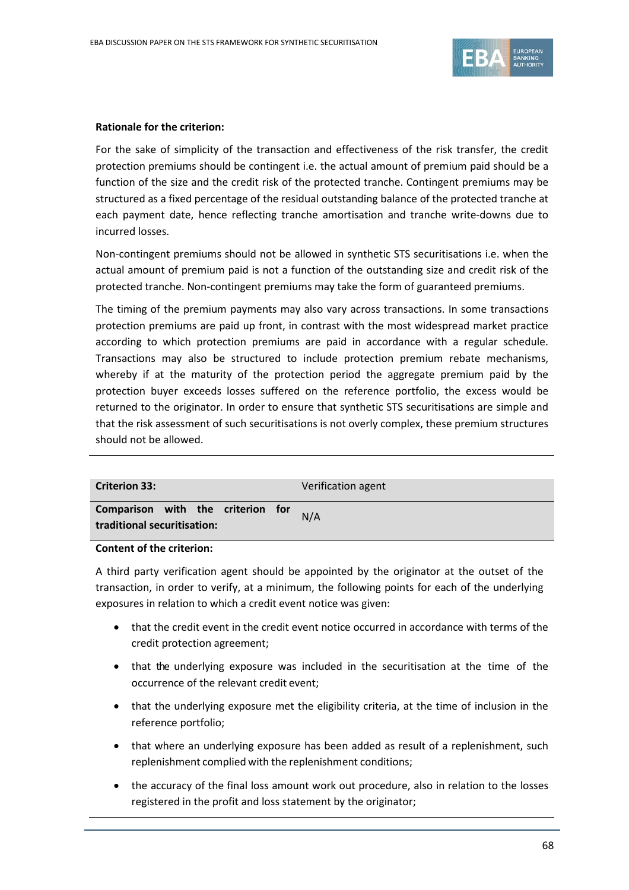**Rationale for the criterion:**

For the sake of simplicity of the transaction and effectiveness of the risk transfer, the credit protection premiums should be contingent i.e. the actual amount of premium paid should be a function of the size and the credit risk of the protected tranche. Contingent premiums may be structured as a fixed percentage of the residual outstanding balance of the protected tranche at each payment date, hence reflecting tranche amortisation and tranche write-downs due to incurred losses.

Non-contingent premiums should not be allowed in synthetic STS securitisations i.e. when the actual amount of premium paid is not a function of the outstanding size and credit risk of the protected tranche. Non-contingent premiums may take the form of guaranteed premiums.

The timing of the premium payments may also vary across transactions. In some transactions protection premiums are paid up front, in contrast with the most widespread market practice according to which protection premiums are paid in accordance with a regular schedule. Transactions may also be structured to include protection premium rebate mechanisms, whereby if at the maturity of the protection period the aggregate premium paid by the protection buyer exceeds losses suffered on the reference portfolio, the excess would be returned to the originator. In order to ensure that synthetic STS securitisations are simple and that the risk assessment of such securitisations is not overly complex, these premium structures should not be allowed.

| **Criterion 33:** | Verification agent |
|---|---|
| **Comparison with the criterion for traditional securitisation:** | N/A |

**Content of the criterion:**

A third party verification agent should be appointed by the originator at the outset of the transaction, in order to verify, at a minimum, the following points for each of the underlying exposures in relation to which a credit event notice was given:

- that the credit event in the credit event notice occurred in accordance with terms of the credit protection agreement;
- that the underlying exposure was included in the securitisation at the time of the occurrence of the relevant credit event;
- that the underlying exposure met the eligibility criteria, at the time of inclusion in the reference portfolio;
- that where an underlying exposure has been added as result of a replenishment, such replenishment complied with the replenishment conditions;
- the accuracy of the final loss amount work out procedure, also in relation to the losses registered in the profit and loss statement by the originator;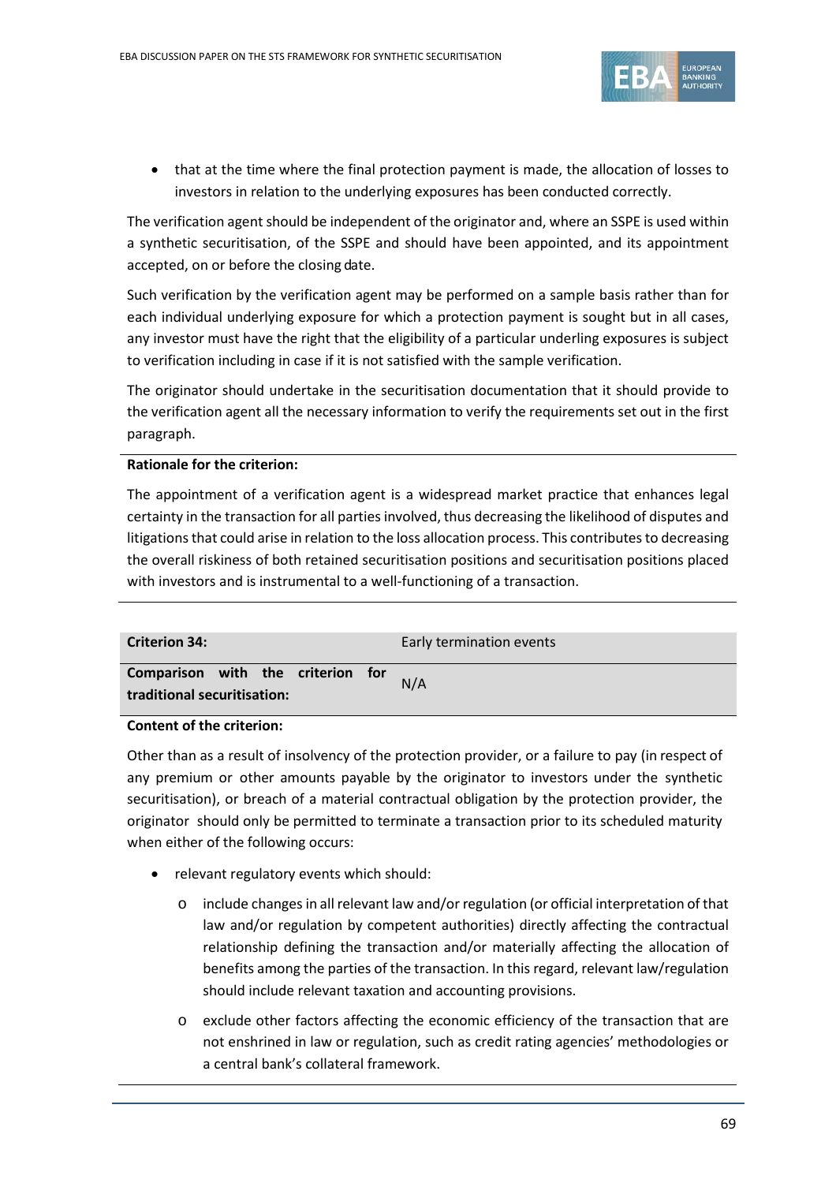- that at the time where the final protection payment is made, the allocation of losses to investors in relation to the underlying exposures has been conducted correctly.

The verification agent should be independent of the originator and, where an SSPE is used within a synthetic securitisation, of the SSPE and should have been appointed, and its appointment accepted, on or before the closing date.

Such verification by the verification agent may be performed on a sample basis rather than for each individual underlying exposure for which a protection payment is sought but in all cases, any investor must have the right that the eligibility of a particular underling exposures is subject to verification including in case if it is not satisfied with the sample verification.

The originator should undertake in the securitisation documentation that it should provide to the verification agent all the necessary information to verify the requirements set out in the first paragraph.

**Rationale for the criterion:**

The appointment of a verification agent is a widespread market practice that enhances legal certainty in the transaction for all parties involved, thus decreasing the likelihood of disputes and litigations that could arise in relation to the loss allocation process. This contributes to decreasing the overall riskiness of both retained securitisation positions and securitisation positions placed with investors and is instrumental to a well-functioning of a transaction.

| **Criterion 34:** | Early termination events |
|---|---|
| **Comparison with the criterion for traditional securitisation:** | N/A |

**Content of the criterion:**

Other than as a result of insolvency of the protection provider, or a failure to pay (in respect of any premium or other amounts payable by the originator to investors under the synthetic securitisation), or breach of a material contractual obligation by the protection provider, the originator should only be permitted to terminate a transaction prior to its scheduled maturity when either of the following occurs:

- relevant regulatory events which should:
    - o include changes in all relevant law and/or regulation (or official interpretation of that law and/or regulation by competent authorities) directly affecting the contractual relationship defining the transaction and/or materially affecting the allocation of benefits among the parties of the transaction. In this regard, relevant law/regulation should include relevant taxation and accounting provisions.
    - o exclude other factors affecting the economic efficiency of the transaction that are not enshrined in law or regulation, such as credit rating agencies' methodologies or a central bank's collateral framework.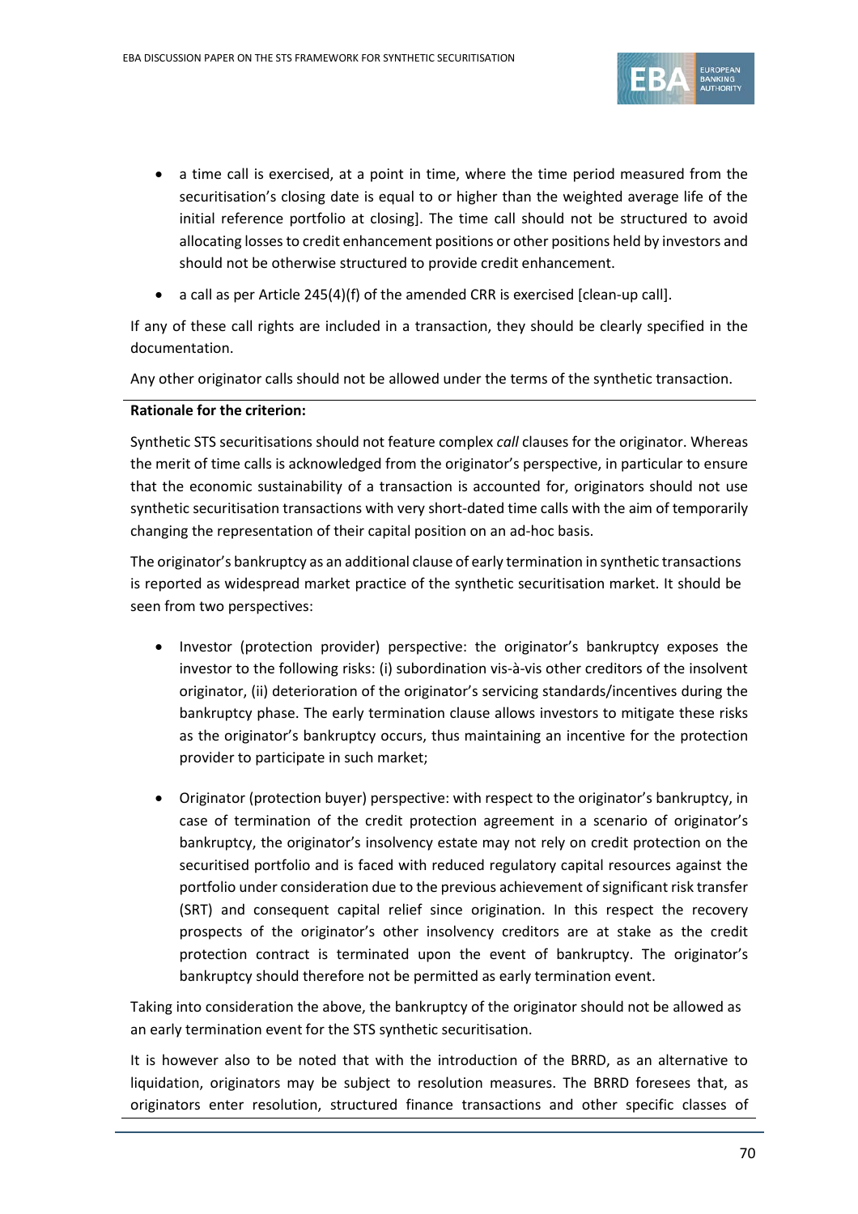- a time call is exercised, at a point in time, where the time period measured from the securitisation's closing date is equal to or higher than the weighted average life of the initial reference portfolio at closing]. The time call should not be structured to avoid allocating losses to credit enhancement positions or other positions held by investors and should not be otherwise structured to provide credit enhancement.
- a call as per Article 245(4)(f) of the amended CRR is exercised [clean-up call].

If any of these call rights are included in a transaction, they should be clearly specified in the documentation.

Any other originator calls should not be allowed under the terms of the synthetic transaction.

---

**Rationale for the criterion:**

Synthetic STS securitisations should not feature complex *call* clauses for the originator. Whereas the merit of time calls is acknowledged from the originator's perspective, in particular to ensure that the economic sustainability of a transaction is accounted for, originators should not use synthetic securitisation transactions with very short-dated time calls with the aim of temporarily changing the representation of their capital position on an ad-hoc basis.

The originator's bankruptcy as an additional clause of early termination in synthetic transactions is reported as widespread market practice of the synthetic securitisation market. It should be seen from two perspectives:

- Investor (protection provider) perspective: the originator's bankruptcy exposes the investor to the following risks: (i) subordination vis-à-vis other creditors of the insolvent originator, (ii) deterioration of the originator's servicing standards/incentives during the bankruptcy phase. The early termination clause allows investors to mitigate these risks as the originator's bankruptcy occurs, thus maintaining an incentive for the protection provider to participate in such market;

- Originator (protection buyer) perspective: with respect to the originator's bankruptcy, in case of termination of the credit protection agreement in a scenario of originator's bankruptcy, the originator's insolvency estate may not rely on credit protection on the securitised portfolio and is faced with reduced regulatory capital resources against the portfolio under consideration due to the previous achievement of significant risk transfer (SRT) and consequent capital relief since origination. In this respect the recovery prospects of the originator's other insolvency creditors are at stake as the credit protection contract is terminated upon the event of bankruptcy. The originator's bankruptcy should therefore not be permitted as early termination event.

Taking into consideration the above, the bankruptcy of the originator should not be allowed as an early termination event for the STS synthetic securitisation.

It is however also to be noted that with the introduction of the BRRD, as an alternative to liquidation, originators may be subject to resolution measures. The BRRD foresees that, as originators enter resolution, structured finance transactions and other specific classes of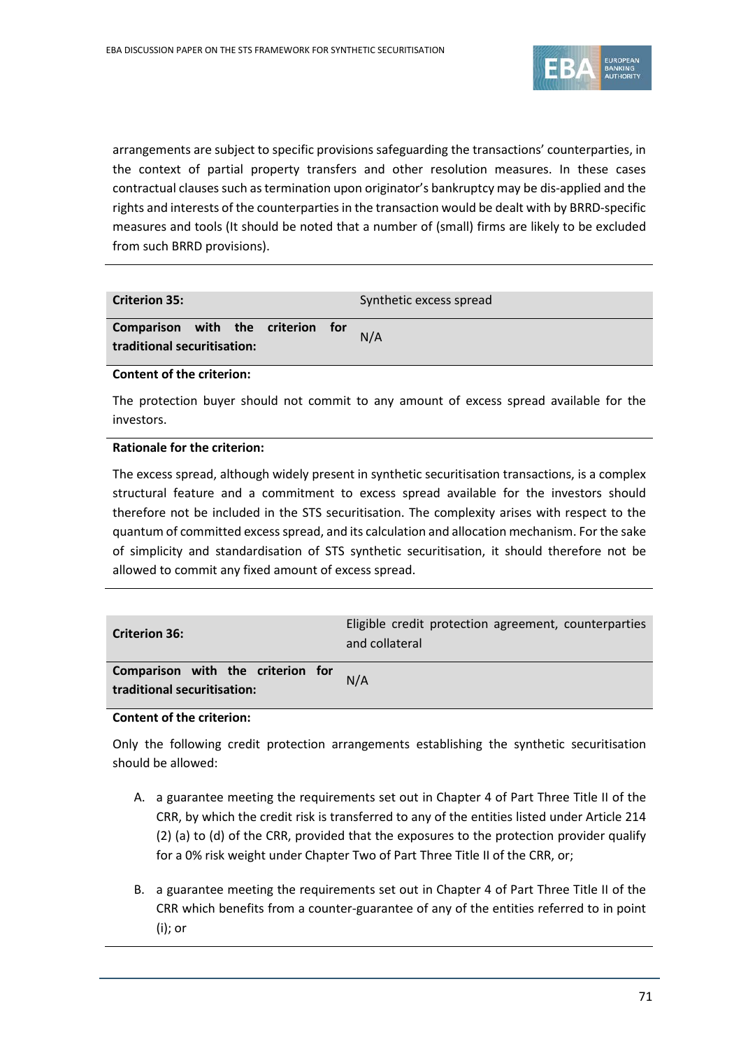arrangements are subject to specific provisions safeguarding the transactions' counterparties, in the context of partial property transfers and other resolution measures. In these cases contractual clauses such as termination upon originator's bankruptcy may be dis-applied and the rights and interests of the counterparties in the transaction would be dealt with by BRRD-specific measures and tools (It should be noted that a number of (small) firms are likely to be excluded from such BRRD provisions).

| **Criterion 35:** | Synthetic excess spread |
|---|---|
| **Comparison with the criterion for traditional securitisation:** | N/A |

**Content of the criterion:**

The protection buyer should not commit to any amount of excess spread available for the investors.

**Rationale for the criterion:**

The excess spread, although widely present in synthetic securitisation transactions, is a complex structural feature and a commitment to excess spread available for the investors should therefore not be included in the STS securitisation. The complexity arises with respect to the quantum of committed excess spread, and its calculation and allocation mechanism. For the sake of simplicity and standardisation of STS synthetic securitisation, it should therefore not be allowed to commit any fixed amount of excess spread.

| **Criterion 36:** | Eligible credit protection agreement, counterparties and collateral |
|---|---|
| **Comparison with the criterion for traditional securitisation:** | N/A |

**Content of the criterion:**

Only the following credit protection arrangements establishing the synthetic securitisation should be allowed:

A. a guarantee meeting the requirements set out in Chapter 4 of Part Three Title II of the CRR, by which the credit risk is transferred to any of the entities listed under Article 214 (2) (a) to (d) of the CRR, provided that the exposures to the protection provider qualify for a 0% risk weight under Chapter Two of Part Three Title II of the CRR, or;

B. a guarantee meeting the requirements set out in Chapter 4 of Part Three Title II of the CRR which benefits from a counter-guarantee of any of the entities referred to in point (i); or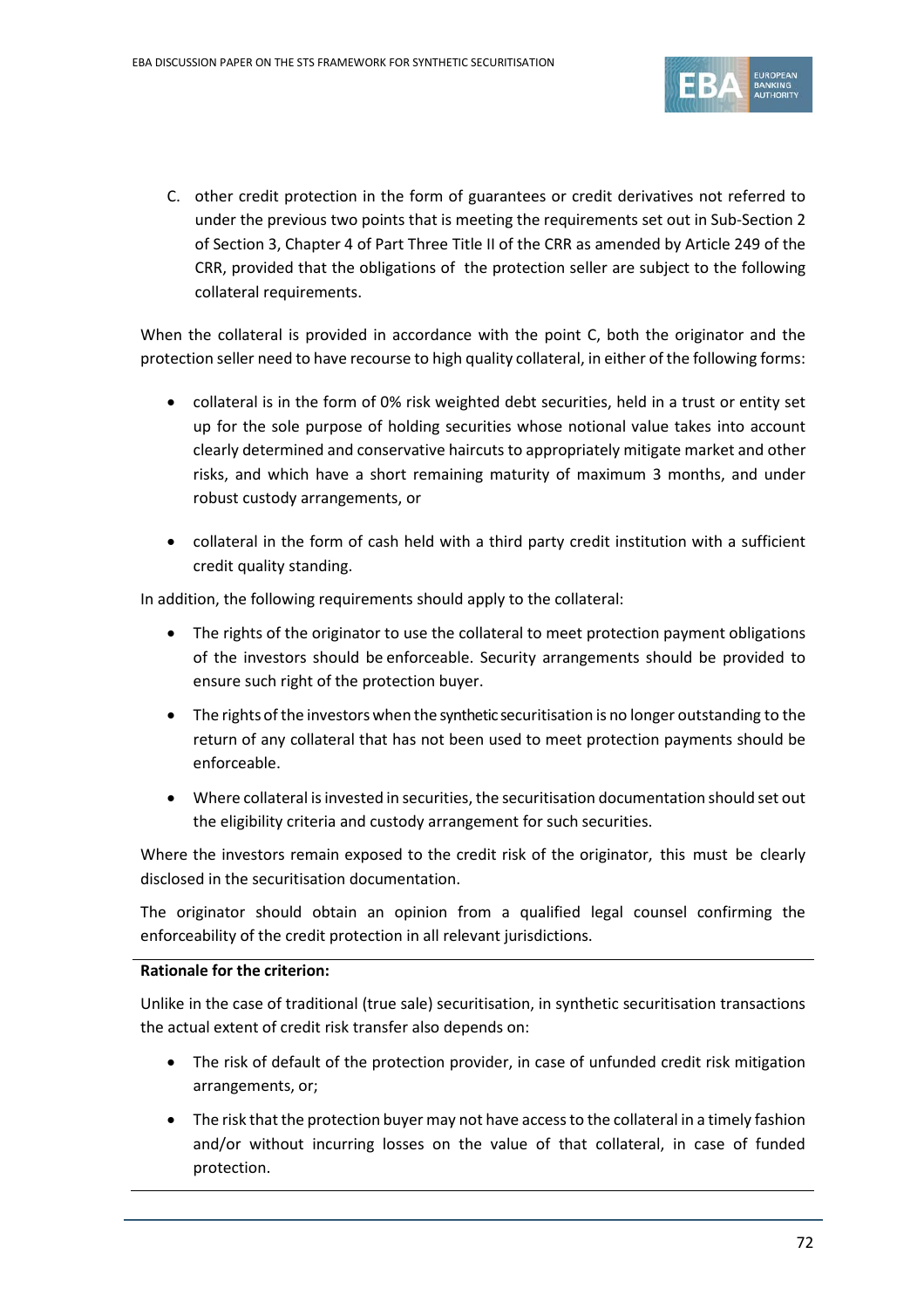C. other credit protection in the form of guarantees or credit derivatives not referred to under the previous two points that is meeting the requirements set out in Sub-Section 2 of Section 3, Chapter 4 of Part Three Title II of the CRR as amended by Article 249 of the CRR, provided that the obligations of the protection seller are subject to the following collateral requirements.

When the collateral is provided in accordance with the point C, both the originator and the protection seller need to have recourse to high quality collateral, in either of the following forms:

- collateral is in the form of 0% risk weighted debt securities, held in a trust or entity set up for the sole purpose of holding securities whose notional value takes into account clearly determined and conservative haircuts to appropriately mitigate market and other risks, and which have a short remaining maturity of maximum 3 months, and under robust custody arrangements, or
- collateral in the form of cash held with a third party credit institution with a sufficient credit quality standing.

In addition, the following requirements should apply to the collateral:

- The rights of the originator to use the collateral to meet protection payment obligations of the investors should be enforceable. Security arrangements should be provided to ensure such right of the protection buyer.
- The rights of the investors when the synthetic securitisation is no longer outstanding to the return of any collateral that has not been used to meet protection payments should be enforceable.
- Where collateral is invested in securities, the securitisation documentation should set out the eligibility criteria and custody arrangement for such securities.

Where the investors remain exposed to the credit risk of the originator, this must be clearly disclosed in the securitisation documentation.

The originator should obtain an opinion from a qualified legal counsel confirming the enforceability of the credit protection in all relevant jurisdictions.

**Rationale for the criterion:**

Unlike in the case of traditional (true sale) securitisation, in synthetic securitisation transactions the actual extent of credit risk transfer also depends on:

- The risk of default of the protection provider, in case of unfunded credit risk mitigation arrangements, or;
- The risk that the protection buyer may not have access to the collateral in a timely fashion and/or without incurring losses on the value of that collateral, in case of funded protection.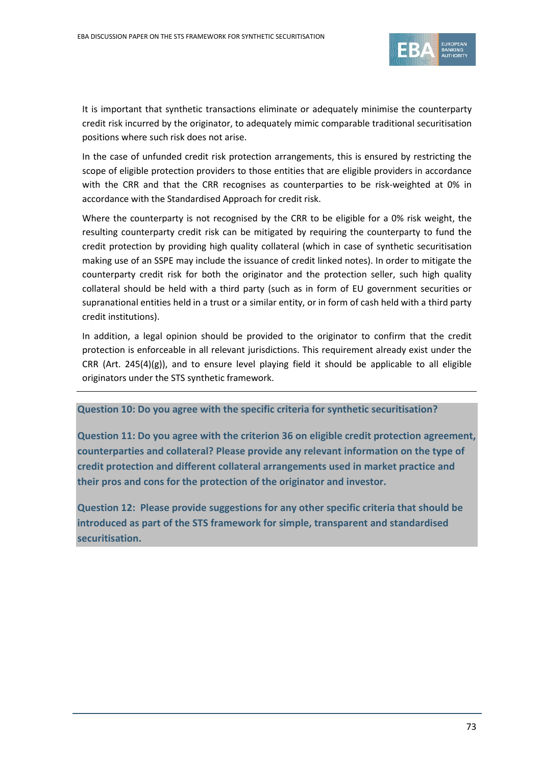It is important that synthetic transactions eliminate or adequately minimise the counterparty credit risk incurred by the originator, to adequately mimic comparable traditional securitisation positions where such risk does not arise.

In the case of unfunded credit risk protection arrangements, this is ensured by restricting the scope of eligible protection providers to those entities that are eligible providers in accordance with the CRR and that the CRR recognises as counterparties to be risk-weighted at 0% in accordance with the Standardised Approach for credit risk.

Where the counterparty is not recognised by the CRR to be eligible for a 0% risk weight, the resulting counterparty credit risk can be mitigated by requiring the counterparty to fund the credit protection by providing high quality collateral (which in case of synthetic securitisation making use of an SSPE may include the issuance of credit linked notes). In order to mitigate the counterparty credit risk for both the originator and the protection seller, such high quality collateral should be held with a third party (such as in form of EU government securities or supranational entities held in a trust or a similar entity, or in form of cash held with a third party credit institutions).

In addition, a legal opinion should be provided to the originator to confirm that the credit protection is enforceable in all relevant jurisdictions. This requirement already exist under the CRR (Art. 245(4)(g)), and to ensure level playing field it should be applicable to all eligible originators under the STS synthetic framework.

---

**Question 10: Do you agree with the specific criteria for synthetic securitisation?**

**Question 11: Do you agree with the criterion 36 on eligible credit protection agreement, counterparties and collateral? Please provide any relevant information on the type of credit protection and different collateral arrangements used in market practice and their pros and cons for the protection of the originator and investor.**

**Question 12: Please provide suggestions for any other specific criteria that should be introduced as part of the STS framework for simple, transparent and standardised securitisation.**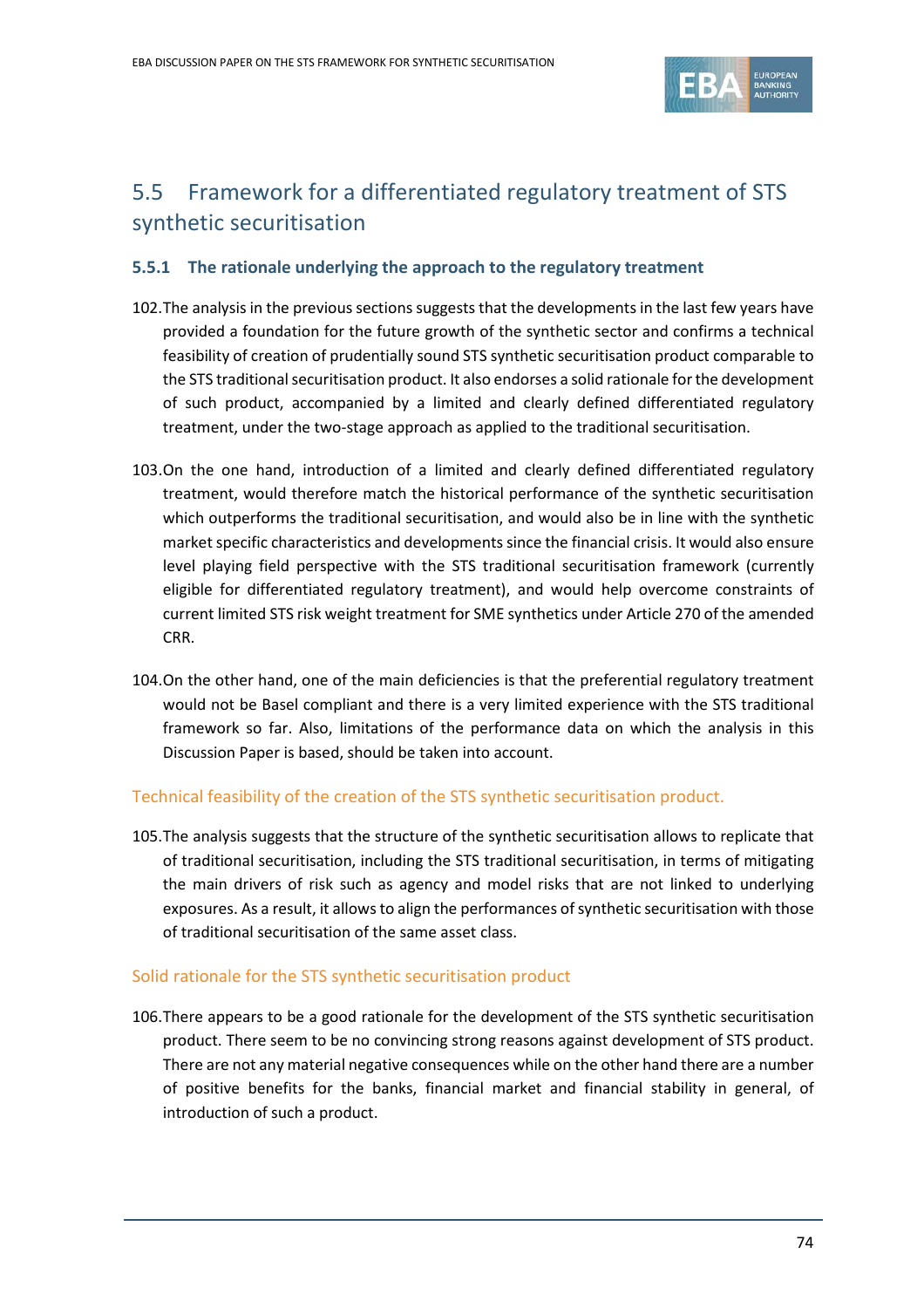## 5.5 Framework for a differentiated regulatory treatment of STS synthetic securitisation

### 5.5.1 The rationale underlying the approach to the regulatory treatment

102. The analysis in the previous sections suggests that the developments in the last few years have provided a foundation for the future growth of the synthetic sector and confirms a technical feasibility of creation of prudentially sound STS synthetic securitisation product comparable to the STS traditional securitisation product. It also endorses a solid rationale for the development of such product, accompanied by a limited and clearly defined differentiated regulatory treatment, under the two-stage approach as applied to the traditional securitisation.

103. On the one hand, introduction of a limited and clearly defined differentiated regulatory treatment, would therefore match the historical performance of the synthetic securitisation which outperforms the traditional securitisation, and would also be in line with the synthetic market specific characteristics and developments since the financial crisis. It would also ensure level playing field perspective with the STS traditional securitisation framework (currently eligible for differentiated regulatory treatment), and would help overcome constraints of current limited STS risk weight treatment for SME synthetics under Article 270 of the amended CRR.

104. On the other hand, one of the main deficiencies is that the preferential regulatory treatment would not be Basel compliant and there is a very limited experience with the STS traditional framework so far. Also, limitations of the performance data on which the analysis in this Discussion Paper is based, should be taken into account.

#### Technical feasibility of the creation of the STS synthetic securitisation product.

105. The analysis suggests that the structure of the synthetic securitisation allows to replicate that of traditional securitisation, including the STS traditional securitisation, in terms of mitigating the main drivers of risk such as agency and model risks that are not linked to underlying exposures. As a result, it allows to align the performances of synthetic securitisation with those of traditional securitisation of the same asset class.

#### Solid rationale for the STS synthetic securitisation product

106. There appears to be a good rationale for the development of the STS synthetic securitisation product. There seem to be no convincing strong reasons against development of STS product. There are not any material negative consequences while on the other hand there are a number of positive benefits for the banks, financial market and financial stability in general, of introduction of such a product.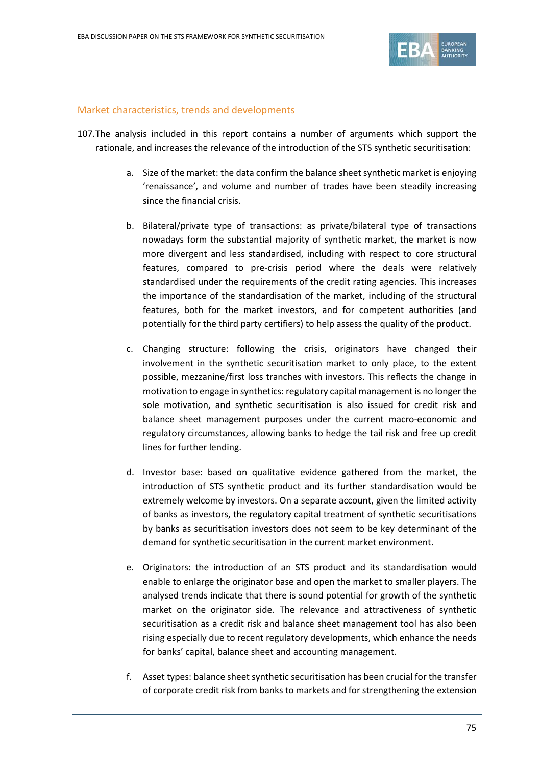### Market characteristics, trends and developments

107. The analysis included in this report contains a number of arguments which support the rationale, and increases the relevance of the introduction of the STS synthetic securitisation:

   a. Size of the market: the data confirm the balance sheet synthetic market is enjoying 'renaissance', and volume and number of trades have been steadily increasing since the financial crisis.

   b. Bilateral/private type of transactions: as private/bilateral type of transactions nowadays form the substantial majority of synthetic market, the market is now more divergent and less standardised, including with respect to core structural features, compared to pre-crisis period where the deals were relatively standardised under the requirements of the credit rating agencies. This increases the importance of the standardisation of the market, including of the structural features, both for the market investors, and for competent authorities (and potentially for the third party certifiers) to help assess the quality of the product.

   c. Changing structure: following the crisis, originators have changed their involvement in the synthetic securitisation market to only place, to the extent possible, mezzanine/first loss tranches with investors. This reflects the change in motivation to engage in synthetics: regulatory capital management is no longer the sole motivation, and synthetic securitisation is also issued for credit risk and balance sheet management purposes under the current macro-economic and regulatory circumstances, allowing banks to hedge the tail risk and free up credit lines for further lending.

   d. Investor base: based on qualitative evidence gathered from the market, the introduction of STS synthetic product and its further standardisation would be extremely welcome by investors. On a separate account, given the limited activity of banks as investors, the regulatory capital treatment of synthetic securitisations by banks as securitisation investors does not seem to be key determinant of the demand for synthetic securitisation in the current market environment.

   e. Originators: the introduction of an STS product and its standardisation would enable to enlarge the originator base and open the market to smaller players. The analysed trends indicate that there is sound potential for growth of the synthetic market on the originator side. The relevance and attractiveness of synthetic securitisation as a credit risk and balance sheet management tool has also been rising especially due to recent regulatory developments, which enhance the needs for banks' capital, balance sheet and accounting management.

   f. Asset types: balance sheet synthetic securitisation has been crucial for the transfer of corporate credit risk from banks to markets and for strengthening the extension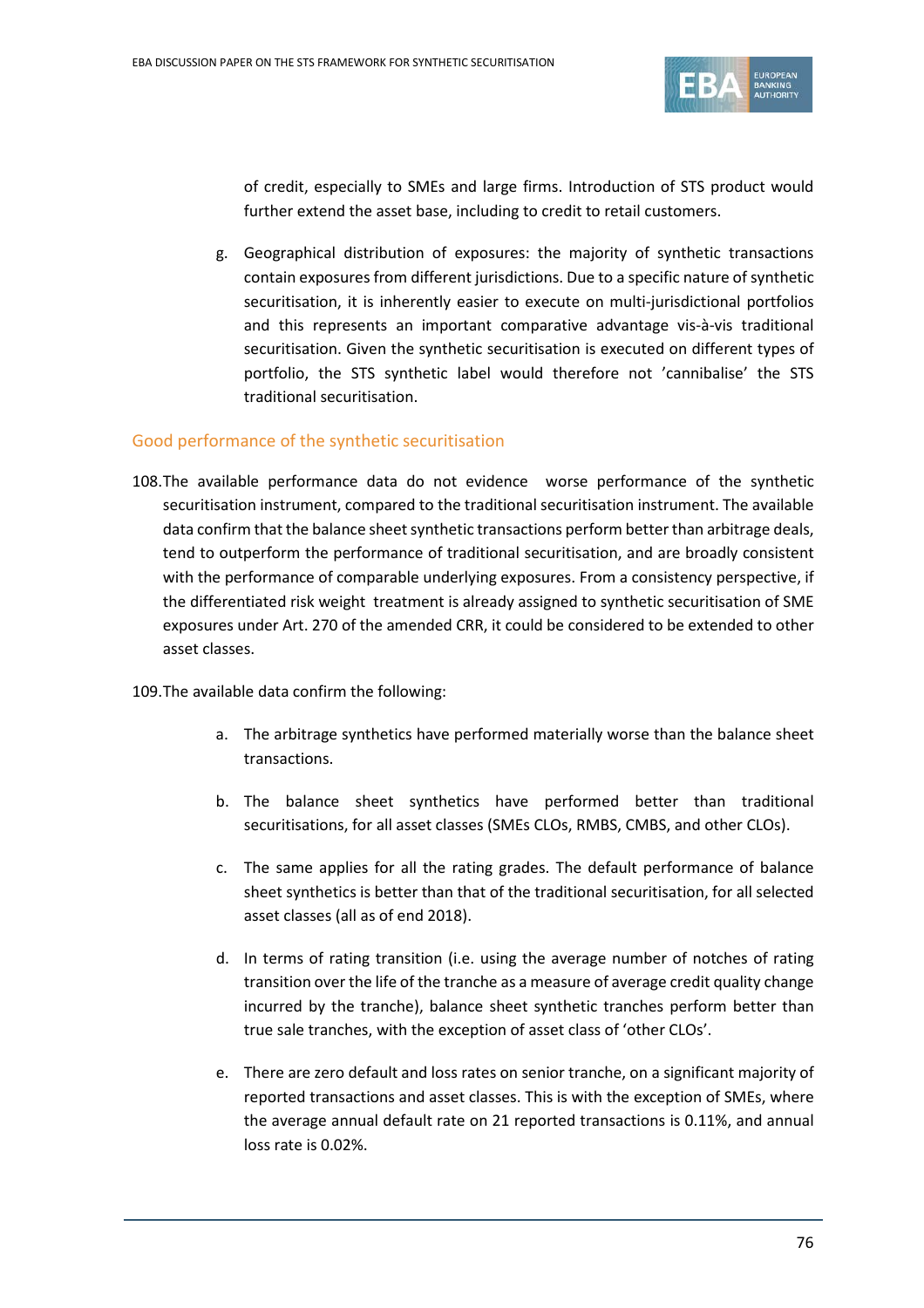of credit, especially to SMEs and large firms. Introduction of STS product would further extend the asset base, including to credit to retail customers.

g. Geographical distribution of exposures: the majority of synthetic transactions contain exposures from different jurisdictions. Due to a specific nature of synthetic securitisation, it is inherently easier to execute on multi-jurisdictional portfolios and this represents an important comparative advantage vis-à-vis traditional securitisation. Given the synthetic securitisation is executed on different types of portfolio, the STS synthetic label would therefore not 'cannibalise' the STS traditional securitisation.

## Good performance of the synthetic securitisation

108. The available performance data do not evidence worse performance of the synthetic securitisation instrument, compared to the traditional securitisation instrument. The available data confirm that the balance sheet synthetic transactions perform better than arbitrage deals, tend to outperform the performance of traditional securitisation, and are broadly consistent with the performance of comparable underlying exposures. From a consistency perspective, if the differentiated risk weight treatment is already assigned to synthetic securitisation of SME exposures under Art. 270 of the amended CRR, it could be considered to be extended to other asset classes.

109. The available data confirm the following:

a. The arbitrage synthetics have performed materially worse than the balance sheet transactions.

b. The balance sheet synthetics have performed better than traditional securitisations, for all asset classes (SMEs CLOs, RMBS, CMBS, and other CLOs).

c. The same applies for all the rating grades. The default performance of balance sheet synthetics is better than that of the traditional securitisation, for all selected asset classes (all as of end 2018).

d. In terms of rating transition (i.e. using the average number of notches of rating transition over the life of the tranche as a measure of average credit quality change incurred by the tranche), balance sheet synthetic tranches perform better than true sale tranches, with the exception of asset class of 'other CLOs'.

e. There are zero default and loss rates on senior tranche, on a significant majority of reported transactions and asset classes. This is with the exception of SMEs, where the average annual default rate on 21 reported transactions is 0.11%, and annual loss rate is 0.02%.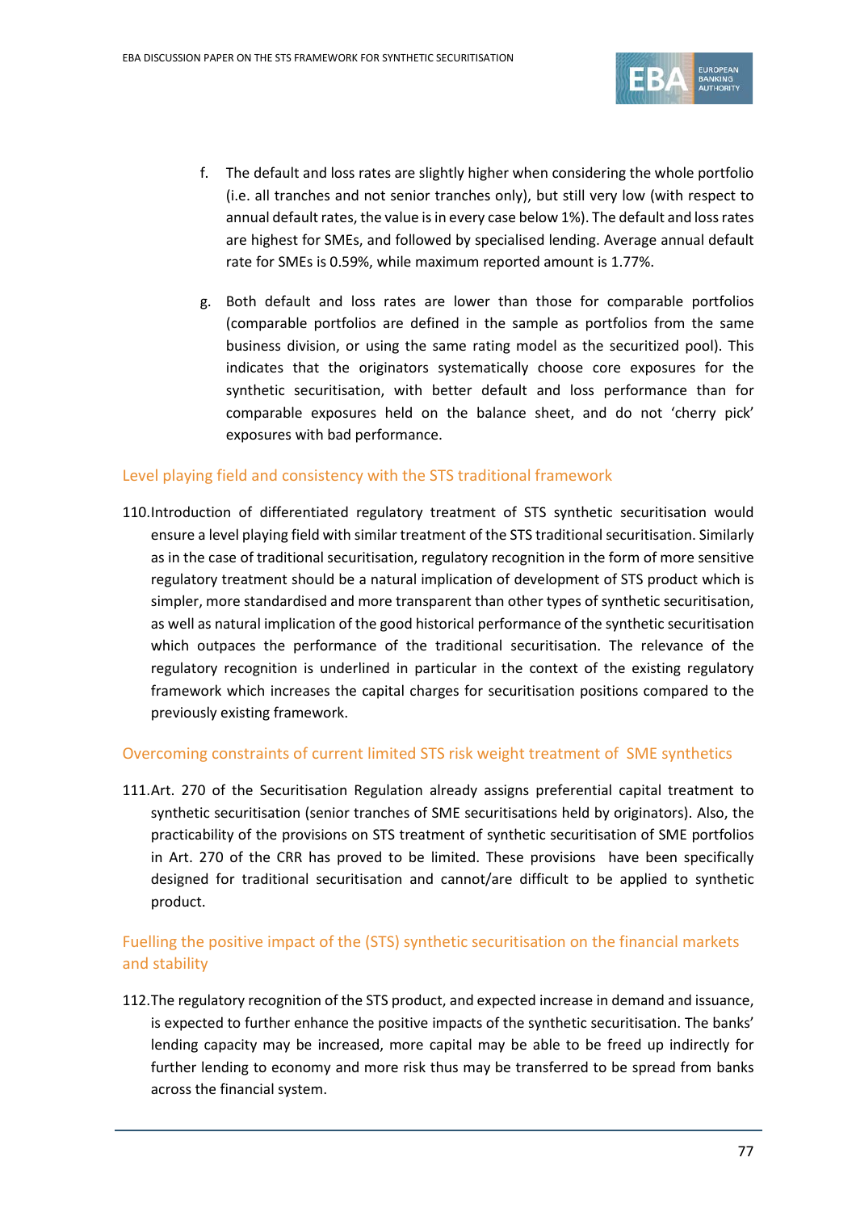f. The default and loss rates are slightly higher when considering the whole portfolio (i.e. all tranches and not senior tranches only), but still very low (with respect to annual default rates, the value is in every case below 1%). The default and loss rates are highest for SMEs, and followed by specialised lending. Average annual default rate for SMEs is 0.59%, while maximum reported amount is 1.77%.

g. Both default and loss rates are lower than those for comparable portfolios (comparable portfolios are defined in the sample as portfolios from the same business division, or using the same rating model as the securitized pool). This indicates that the originators systematically choose core exposures for the synthetic securitisation, with better default and loss performance than for comparable exposures held on the balance sheet, and do not 'cherry pick' exposures with bad performance.

### Level playing field and consistency with the STS traditional framework

110. Introduction of differentiated regulatory treatment of STS synthetic securitisation would ensure a level playing field with similar treatment of the STS traditional securitisation. Similarly as in the case of traditional securitisation, regulatory recognition in the form of more sensitive regulatory treatment should be a natural implication of development of STS product which is simpler, more standardised and more transparent than other types of synthetic securitisation, as well as natural implication of the good historical performance of the synthetic securitisation which outpaces the performance of the traditional securitisation. The relevance of the regulatory recognition is underlined in particular in the context of the existing regulatory framework which increases the capital charges for securitisation positions compared to the previously existing framework.

### Overcoming constraints of current limited STS risk weight treatment of SME synthetics

111. Art. 270 of the Securitisation Regulation already assigns preferential capital treatment to synthetic securitisation (senior tranches of SME securitisations held by originators). Also, the practicability of the provisions on STS treatment of synthetic securitisation of SME portfolios in Art. 270 of the CRR has proved to be limited. These provisions have been specifically designed for traditional securitisation and cannot/are difficult to be applied to synthetic product.

### Fuelling the positive impact of the (STS) synthetic securitisation on the financial markets and stability

112. The regulatory recognition of the STS product, and expected increase in demand and issuance, is expected to further enhance the positive impacts of the synthetic securitisation. The banks' lending capacity may be increased, more capital may be able to be freed up indirectly for further lending to economy and more risk thus may be transferred to be spread from banks across the financial system.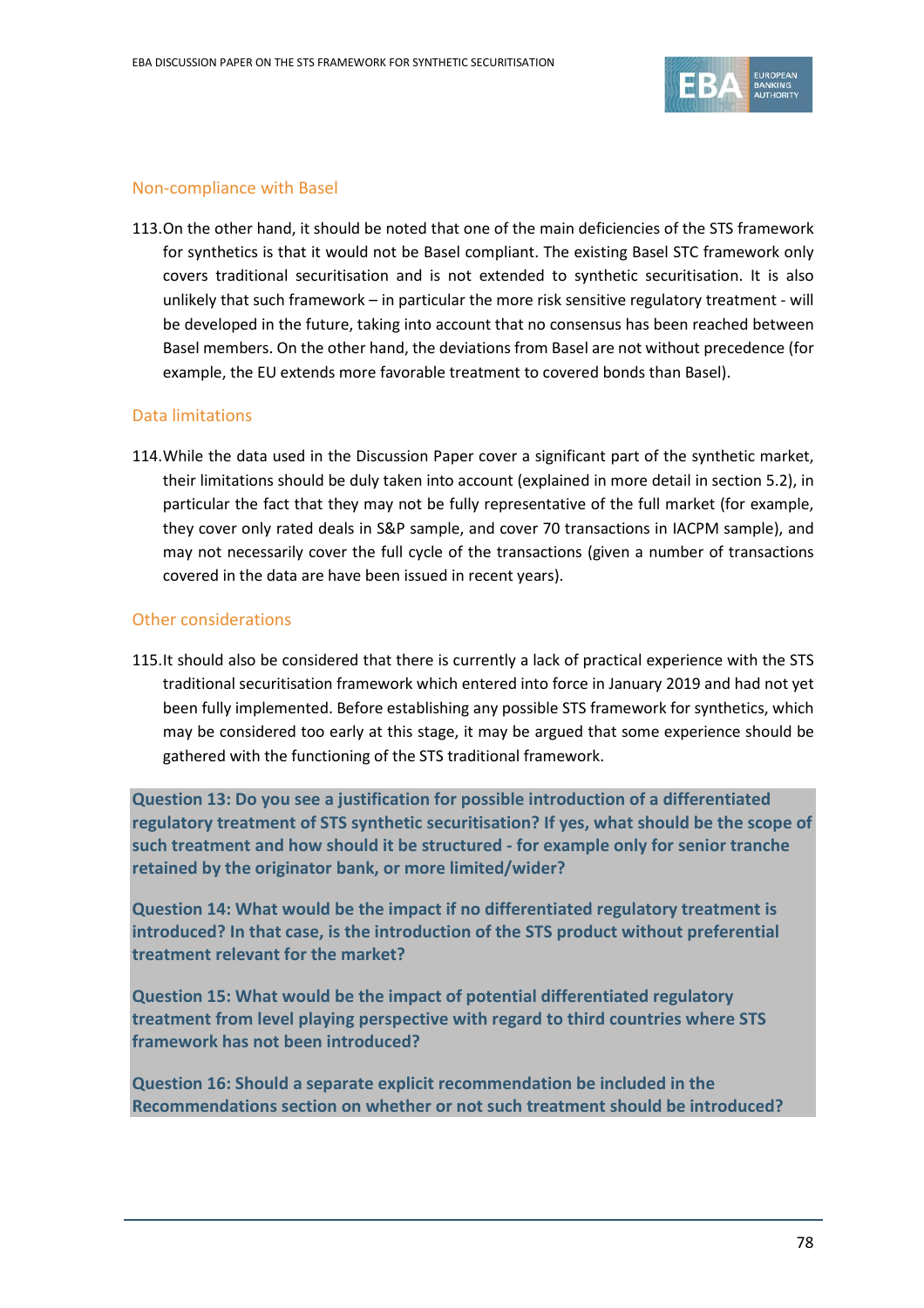### Non-compliance with Basel

113. On the other hand, it should be noted that one of the main deficiencies of the STS framework for synthetics is that it would not be Basel compliant. The existing Basel STC framework only covers traditional securitisation and is not extended to synthetic securitisation. It is also unlikely that such framework – in particular the more risk sensitive regulatory treatment - will be developed in the future, taking into account that no consensus has been reached between Basel members. On the other hand, the deviations from Basel are not without precedence (for example, the EU extends more favorable treatment to covered bonds than Basel).

### Data limitations

114. While the data used in the Discussion Paper cover a significant part of the synthetic market, their limitations should be duly taken into account (explained in more detail in section 5.2), in particular the fact that they may not be fully representative of the full market (for example, they cover only rated deals in S&P sample, and cover 70 transactions in IACPM sample), and may not necessarily cover the full cycle of the transactions (given a number of transactions covered in the data are have been issued in recent years).

### Other considerations

115. It should also be considered that there is currently a lack of practical experience with the STS traditional securitisation framework which entered into force in January 2019 and had not yet been fully implemented. Before establishing any possible STS framework for synthetics, which may be considered too early at this stage, it may be argued that some experience should be gathered with the functioning of the STS traditional framework.

**Question 13: Do you see a justification for possible introduction of a differentiated regulatory treatment of STS synthetic securitisation? If yes, what should be the scope of such treatment and how should it be structured - for example only for senior tranche retained by the originator bank, or more limited/wider?**

**Question 14: What would be the impact if no differentiated regulatory treatment is introduced? In that case, is the introduction of the STS product without preferential treatment relevant for the market?**

**Question 15: What would be the impact of potential differentiated regulatory treatment from level playing perspective with regard to third countries where STS framework has not been introduced?**

**Question 16: Should a separate explicit recommendation be included in the Recommendations section on whether or not such treatment should be introduced?**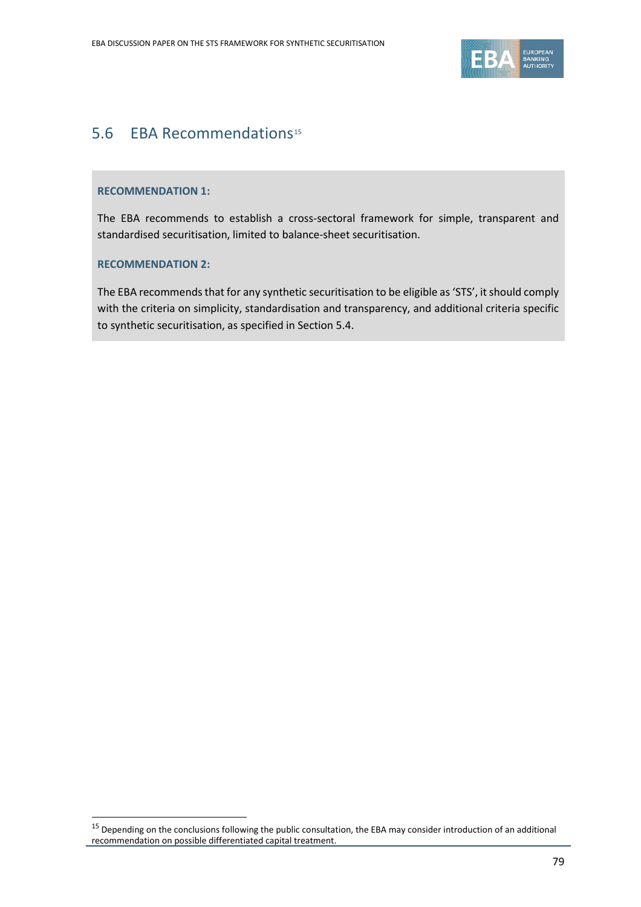## 5.6 EBA Recommendations[15]

**RECOMMENDATION 1:**

The EBA recommends to establish a cross-sectoral framework for simple, transparent and standardised securitisation, limited to balance-sheet securitisation.

**RECOMMENDATION 2:**

The EBA recommends that for any synthetic securitisation to be eligible as 'STS', it should comply with the criteria on simplicity, standardisation and transparency, and additional criteria specific to synthetic securitisation, as specified in Section 5.4.

[15] Depending on the conclusions following the public consultation, the EBA may consider introduction of an additional recommendation on possible differentiated capital treatment.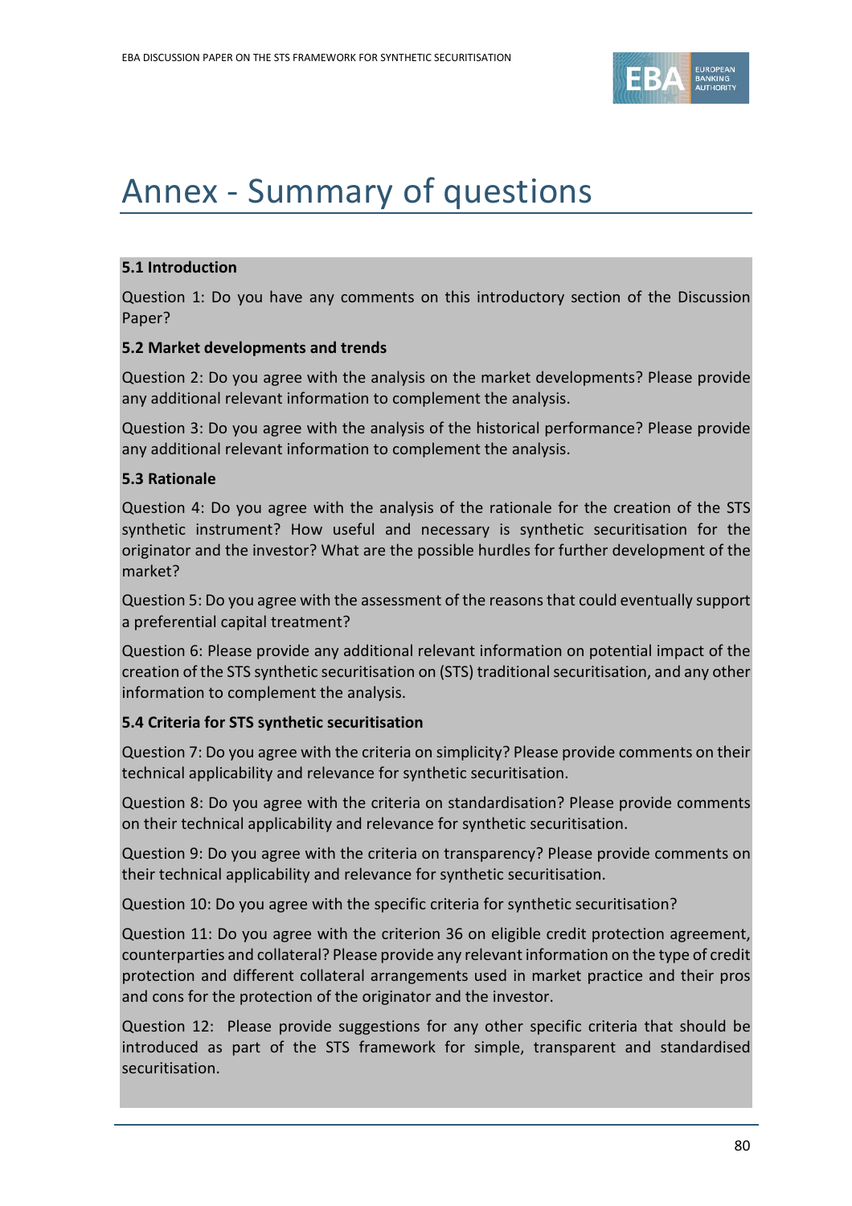# Annex - Summary of questions

**5.1 Introduction**

Question 1: Do you have any comments on this introductory section of the Discussion Paper?

**5.2 Market developments and trends**

Question 2: Do you agree with the analysis on the market developments? Please provide any additional relevant information to complement the analysis.

Question 3: Do you agree with the analysis of the historical performance? Please provide any additional relevant information to complement the analysis.

**5.3 Rationale**

Question 4: Do you agree with the analysis of the rationale for the creation of the STS synthetic instrument? How useful and necessary is synthetic securitisation for the originator and the investor? What are the possible hurdles for further development of the market?

Question 5: Do you agree with the assessment of the reasons that could eventually support a preferential capital treatment?

Question 6: Please provide any additional relevant information on potential impact of the creation of the STS synthetic securitisation on (STS) traditional securitisation, and any other information to complement the analysis.

**5.4 Criteria for STS synthetic securitisation**

Question 7: Do you agree with the criteria on simplicity? Please provide comments on their technical applicability and relevance for synthetic securitisation.

Question 8: Do you agree with the criteria on standardisation? Please provide comments on their technical applicability and relevance for synthetic securitisation.

Question 9: Do you agree with the criteria on transparency? Please provide comments on their technical applicability and relevance for synthetic securitisation.

Question 10: Do you agree with the specific criteria for synthetic securitisation?

Question 11: Do you agree with the criterion 36 on eligible credit protection agreement, counterparties and collateral? Please provide any relevant information on the type of credit protection and different collateral arrangements used in market practice and their pros and cons for the protection of the originator and the investor.

Question 12: Please provide suggestions for any other specific criteria that should be introduced as part of the STS framework for simple, transparent and standardised securitisation.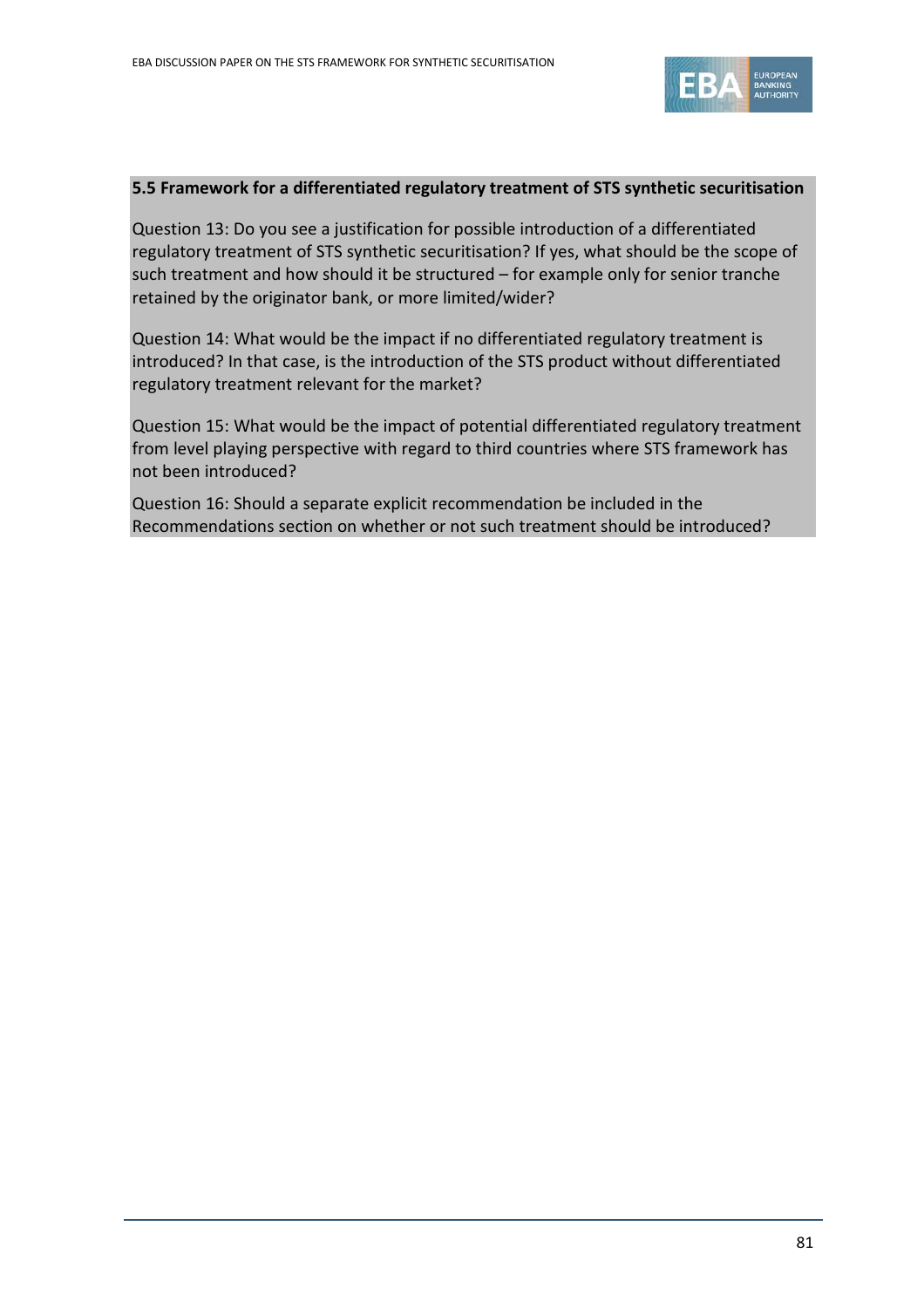**5.5 Framework for a differentiated regulatory treatment of STS synthetic securitisation**

Question 13: Do you see a justification for possible introduction of a differentiated regulatory treatment of STS synthetic securitisation? If yes, what should be the scope of such treatment and how should it be structured – for example only for senior tranche retained by the originator bank, or more limited/wider?

Question 14: What would be the impact if no differentiated regulatory treatment is introduced? In that case, is the introduction of the STS product without differentiated regulatory treatment relevant for the market?

Question 15: What would be the impact of potential differentiated regulatory treatment from level playing perspective with regard to third countries where STS framework has not been introduced?

Question 16: Should a separate explicit recommendation be included in the Recommendations section on whether or not such treatment should be introduced?